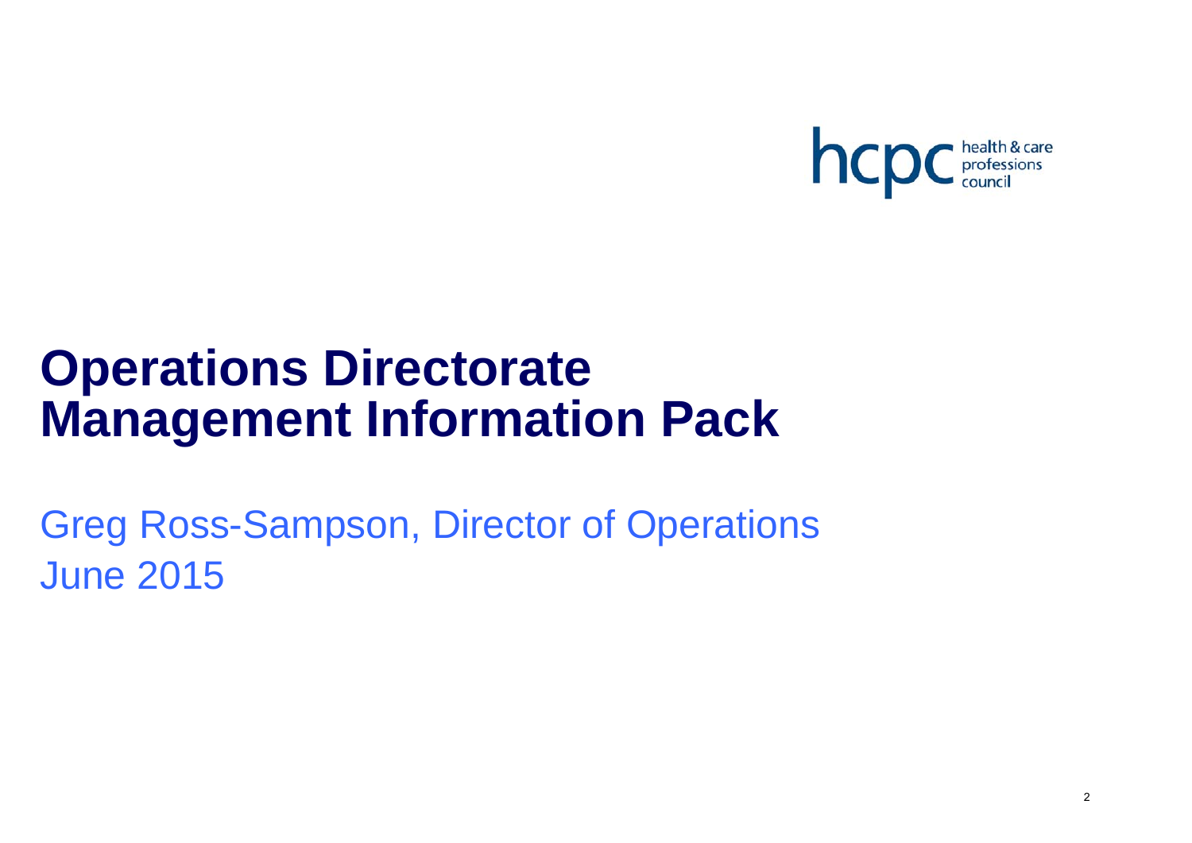hcpc health & care professions council

# Operations Directorate Management Information Pack

Greg Ross-Sampson, Director of Operations

June 2015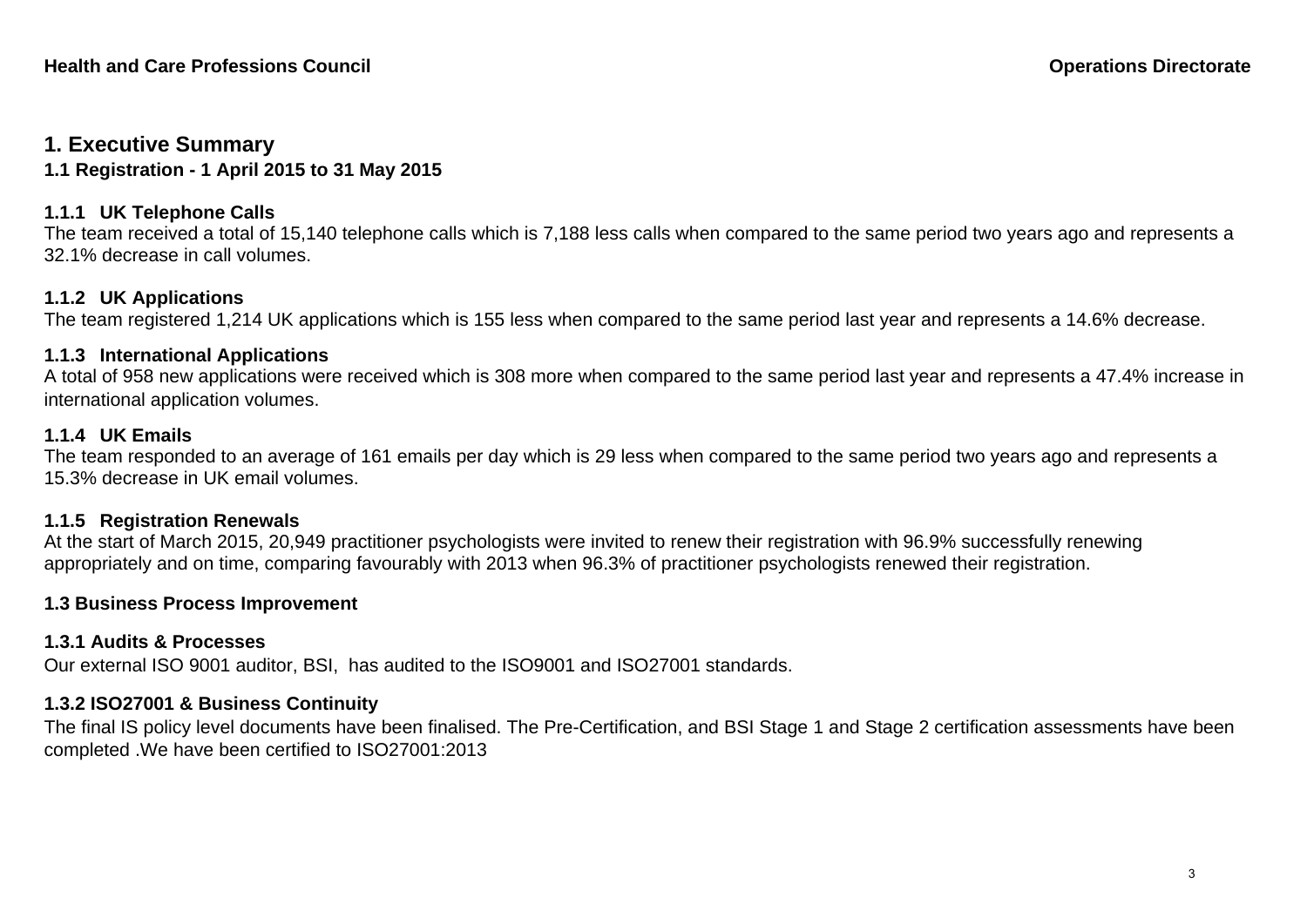# 1. Executive Summary

## 1.1 Registration - 1 April 2015 to 31 May 2015

### 1.1.1 UK Telephone Calls

The team received a total of 15,140 telephone calls which is 7,188 less calls when compared to the same period two years ago and represents a 32.1% decrease in call volumes.

### 1.1.2 UK Applications

The team registered 1,214 UK applications which is 155 less when compared to the same period last year and represents a 14.6% decrease.

### 1.1.3 International Applications

A total of 958 new applications were received which is 308 more when compared to the same period last year and represents a 47.4% increase in international application volumes.

### 1.1.4 UK Emails

The team responded to an average of 161 emails per day which is 29 less when compared to the same period two years ago and represents a 15.3% decrease in UK email volumes.

### 1.1.5 Registration Renewals

At the start of March 2015, 20,949 practitioner psychologists were invited to renew their registration with 96.9% successfully renewing appropriately and on time, comparing favourably with 2013 when 96.3% of practitioner psychologists renewed their registration.

## 1.3 Business Process Improvement

### 1.3.1 Audits & Processes

Our external ISO 9001 auditor, BSI, has audited to the ISO9001 and ISO27001 standards.

### 1.3.2 ISO27001 & Business Continuity

The final IS policy level documents have been finalised. The Pre-Certification, and BSI Stage 1 and Stage 2 certification assessments have been completed .We have been certified to ISO27001:2013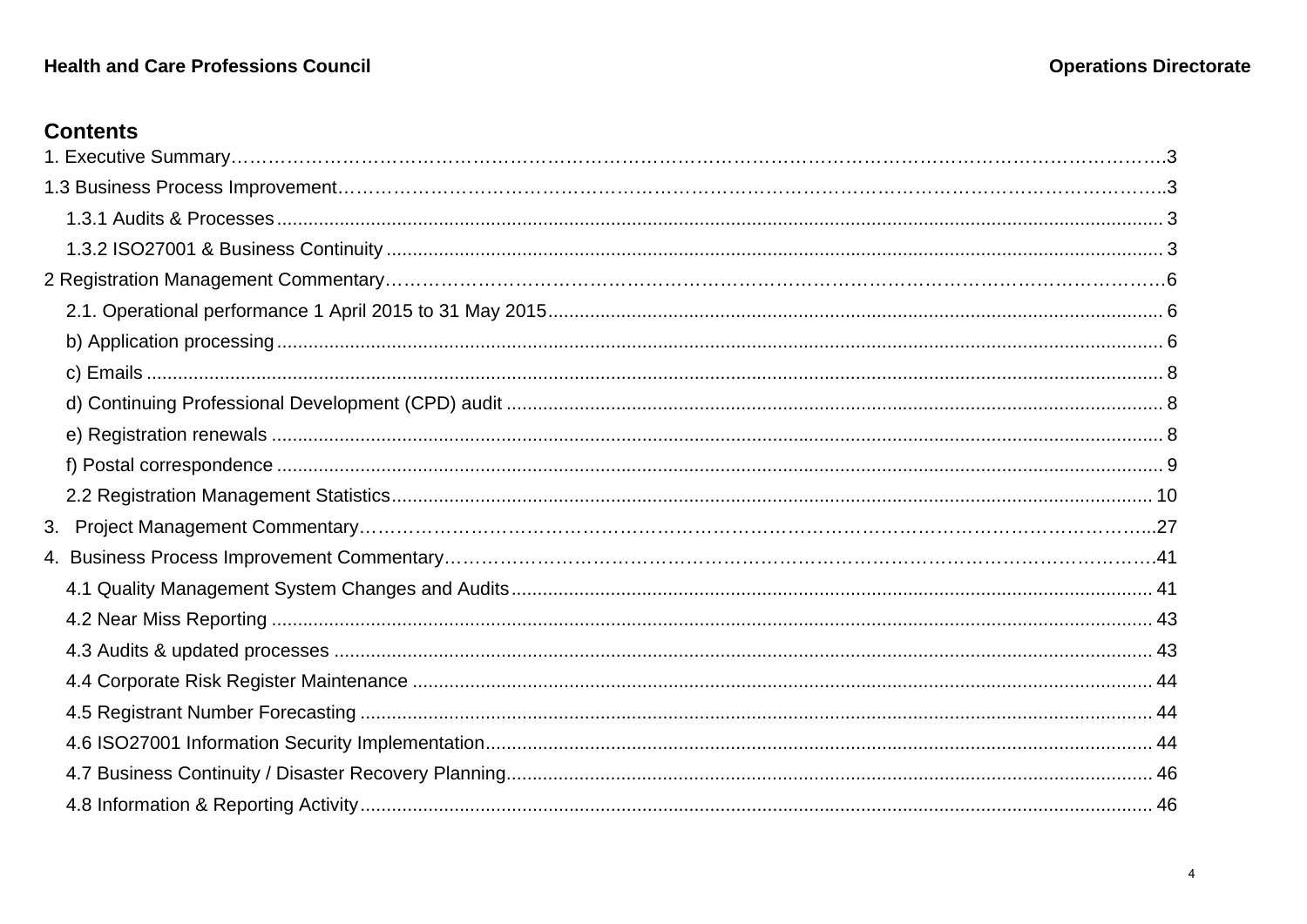## Contents

1. Executive Summary……………………………………………………………………………………………………………………….3
1.3 Business Process Improvement……………………………………………………………………………………………………..3
   1.3.1 Audits & Processes ........................................................................................................................................................ 3
   1.3.2 ISO27001 & Business Continuity ................................................................................................................................... 3
2 Registration Management Commentary……………………………………………………………………………………………….6
   2.1. Operational performance 1 April 2015 to 31 May 2015.................................................................................................... 6
   b) Application processing ........................................................................................................................................................ 6
   c) Emails .................................................................................................................................................................................. 8
   d) Continuing Professional Development (CPD) audit ............................................................................................................ 8
   e) Registration renewals .......................................................................................................................................................... 8
   f) Postal correspondence ........................................................................................................................................................ 9
   2.2 Registration Management Statistics................................................................................................................................. 10
3. Project Management Commentary……………………………………………………………………………………………………...27
4. Business Process Improvement Commentary……………………………………………………………………………………….41
   4.1 Quality Management System Changes and Audits.......................................................................................................... 41
   4.2 Near Miss Reporting ......................................................................................................................................................... 43
   4.3 Audits & updated processes ............................................................................................................................................. 43
   4.4 Corporate Risk Register Maintenance ............................................................................................................................. 44
   4.5 Registrant Number Forecasting ........................................................................................................................................ 44
   4.6 ISO27001 Information Security Implementation................................................................................................................ 44
   4.7 Business Continuity / Disaster Recovery Planning........................................................................................................... 46
   4.8 Information & Reporting Activity........................................................................................................................................ 46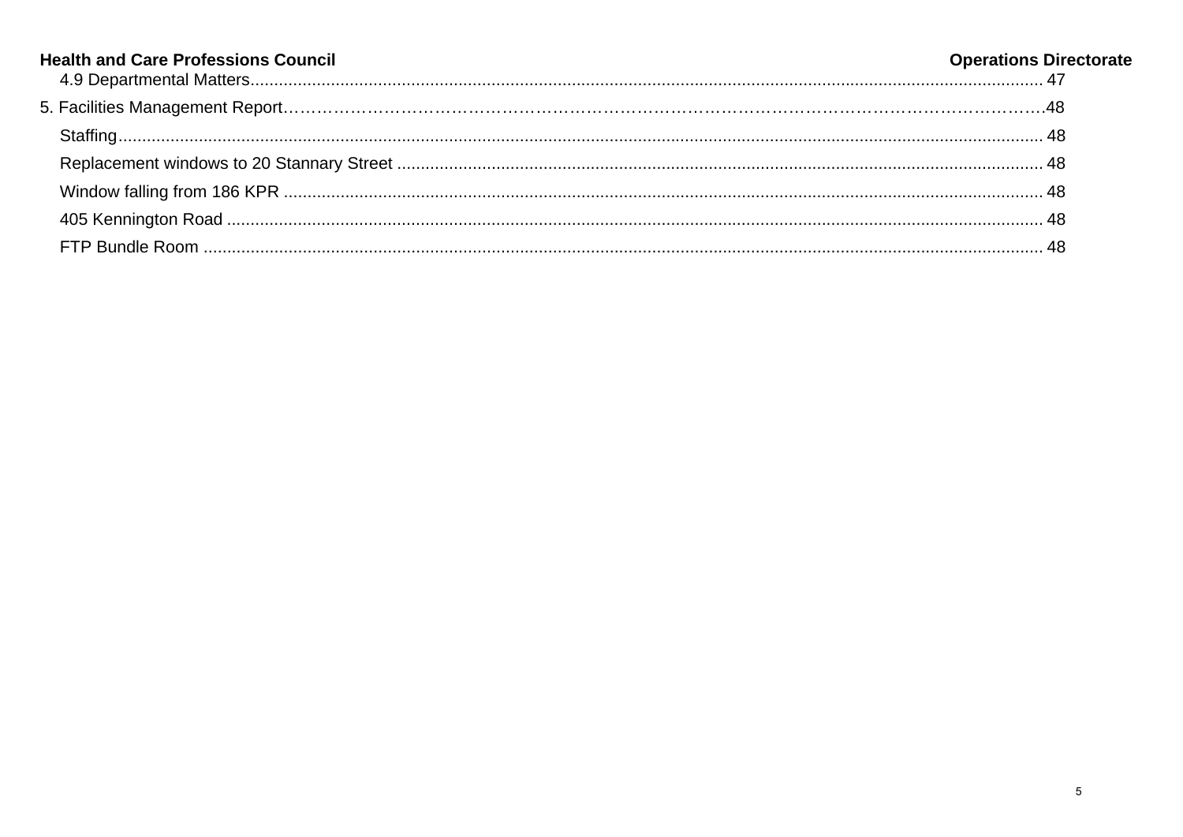4.9 Departmental Matters........................................................................................................................................................... 47

5. Facilities Management Report…………………………………………………………………………………………………………….48

Staffing........................................................................................................................................................................... 48

Replacement windows to 20 Stannary Street ........................................................................................................................ 48

Window falling from 186 KPR ................................................................................................................................................ 48

405 Kennington Road ............................................................................................................................................................ 48

FTP Bundle Room .................................................................................................................................................................. 48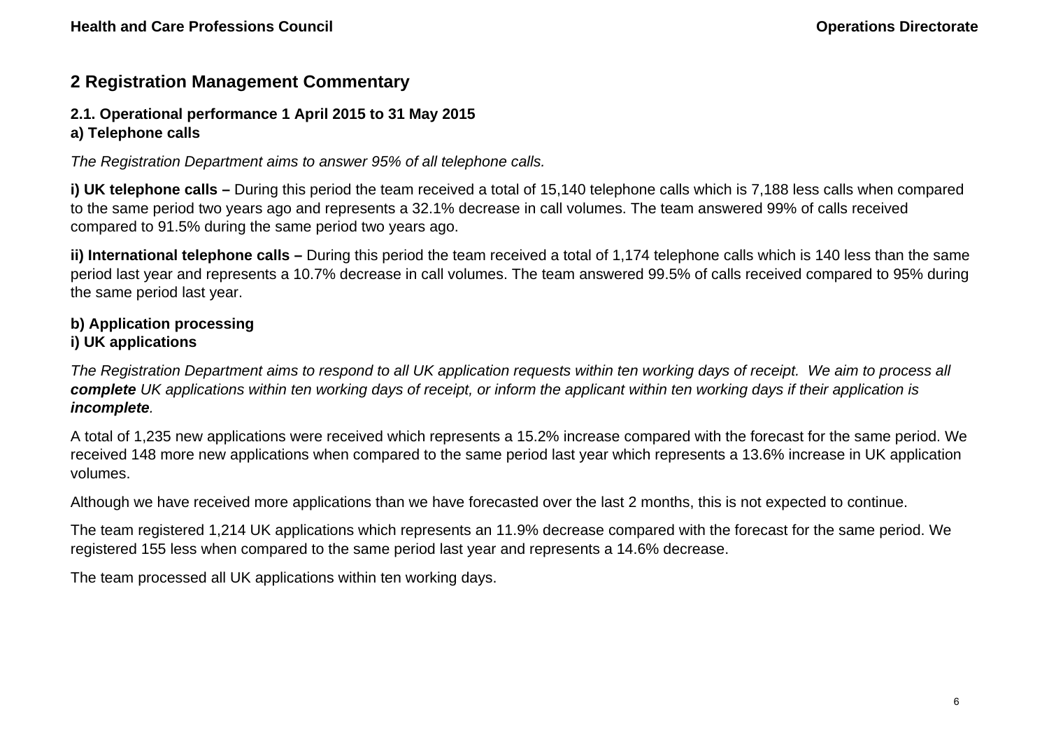## 2 Registration Management Commentary

**2.1. Operational performance 1 April 2015 to 31 May 2015**
**a) Telephone calls**

*The Registration Department aims to answer 95% of all telephone calls.*

**i) UK telephone calls –** During this period the team received a total of 15,140 telephone calls which is 7,188 less calls when compared to the same period two years ago and represents a 32.1% decrease in call volumes. The team answered 99% of calls received compared to 91.5% during the same period two years ago.

**ii) International telephone calls –** During this period the team received a total of 1,174 telephone calls which is 140 less than the same period last year and represents a 10.7% decrease in call volumes. The team answered 99.5% of calls received compared to 95% during the same period last year.

**b) Application processing**
**i) UK applications**

*The Registration Department aims to respond to all UK application requests within ten working days of receipt. We aim to process all* ***complete*** *UK applications within ten working days of receipt, or inform the applicant within ten working days if their application is* ***incomplete****.*

A total of 1,235 new applications were received which represents a 15.2% increase compared with the forecast for the same period. We received 148 more new applications when compared to the same period last year which represents a 13.6% increase in UK application volumes.

Although we have received more applications than we have forecasted over the last 2 months, this is not expected to continue.

The team registered 1,214 UK applications which represents an 11.9% decrease compared with the forecast for the same period. We registered 155 less when compared to the same period last year and represents a 14.6% decrease.

The team processed all UK applications within ten working days.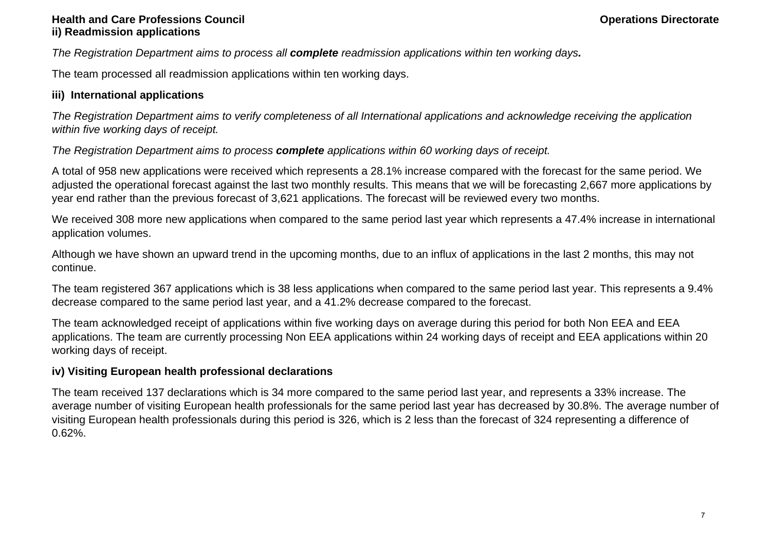**ii) Readmission applications**

*The Registration Department aims to process all **complete** readmission applications within ten working days.*

The team processed all readmission applications within ten working days.

**iii) International applications**

*The Registration Department aims to verify completeness of all International applications and acknowledge receiving the application within five working days of receipt.*

*The Registration Department aims to process **complete** applications within 60 working days of receipt.*

A total of 958 new applications were received which represents a 28.1% increase compared with the forecast for the same period. We adjusted the operational forecast against the last two monthly results. This means that we will be forecasting 2,667 more applications by year end rather than the previous forecast of 3,621 applications. The forecast will be reviewed every two months.

We received 308 more new applications when compared to the same period last year which represents a 47.4% increase in international application volumes.

Although we have shown an upward trend in the upcoming months, due to an influx of applications in the last 2 months, this may not continue.

The team registered 367 applications which is 38 less applications when compared to the same period last year. This represents a 9.4% decrease compared to the same period last year, and a 41.2% decrease compared to the forecast.

The team acknowledged receipt of applications within five working days on average during this period for both Non EEA and EEA applications. The team are currently processing Non EEA applications within 24 working days of receipt and EEA applications within 20 working days of receipt.

**iv) Visiting European health professional declarations**

The team received 137 declarations which is 34 more compared to the same period last year, and represents a 33% increase. The average number of visiting European health professionals for the same period last year has decreased by 30.8%. The average number of visiting European health professionals during this period is 326, which is 2 less than the forecast of 324 representing a difference of 0.62%.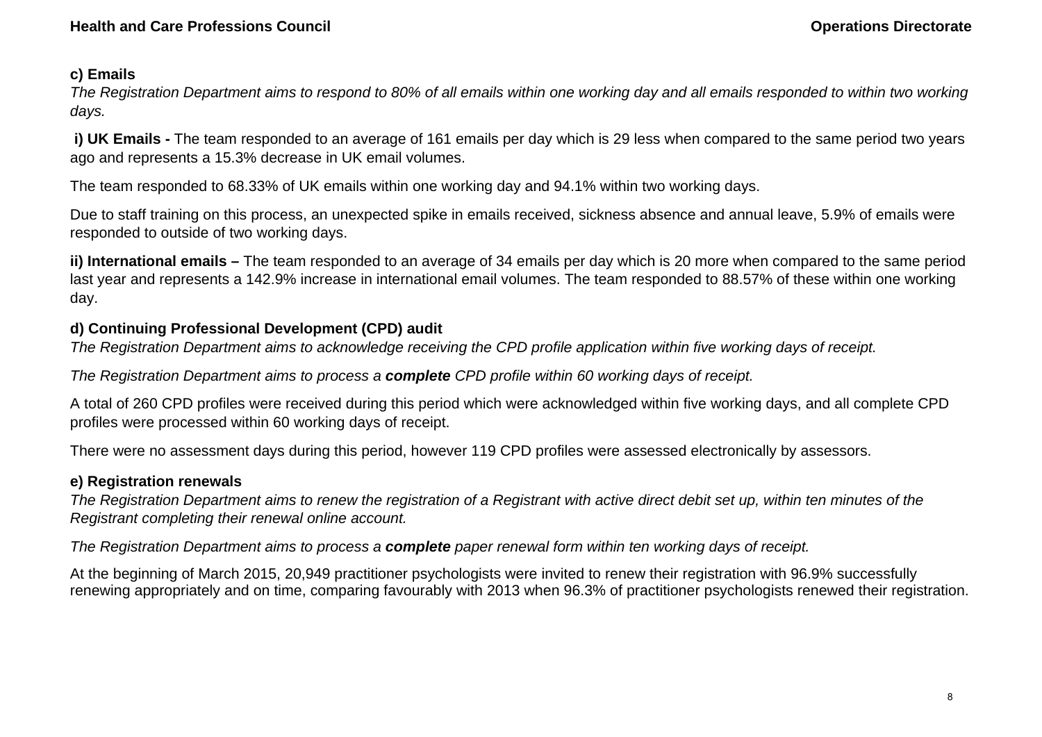**c) Emails**

*The Registration Department aims to respond to 80% of all emails within one working day and all emails responded to within two working days.*

**i) UK Emails -** The team responded to an average of 161 emails per day which is 29 less when compared to the same period two years ago and represents a 15.3% decrease in UK email volumes.

The team responded to 68.33% of UK emails within one working day and 94.1% within two working days.

Due to staff training on this process, an unexpected spike in emails received, sickness absence and annual leave, 5.9% of emails were responded to outside of two working days.

**ii) International emails –** The team responded to an average of 34 emails per day which is 20 more when compared to the same period last year and represents a 142.9% increase in international email volumes. The team responded to 88.57% of these within one working day.

**d) Continuing Professional Development (CPD) audit**

*The Registration Department aims to acknowledge receiving the CPD profile application within five working days of receipt.*

*The Registration Department aims to process a **complete** CPD profile within 60 working days of receipt.*

A total of 260 CPD profiles were received during this period which were acknowledged within five working days, and all complete CPD profiles were processed within 60 working days of receipt.

There were no assessment days during this period, however 119 CPD profiles were assessed electronically by assessors.

**e) Registration renewals**

*The Registration Department aims to renew the registration of a Registrant with active direct debit set up, within ten minutes of the Registrant completing their renewal online account.*

*The Registration Department aims to process a **complete** paper renewal form within ten working days of receipt.*

At the beginning of March 2015, 20,949 practitioner psychologists were invited to renew their registration with 96.9% successfully renewing appropriately and on time, comparing favourably with 2013 when 96.3% of practitioner psychologists renewed their registration.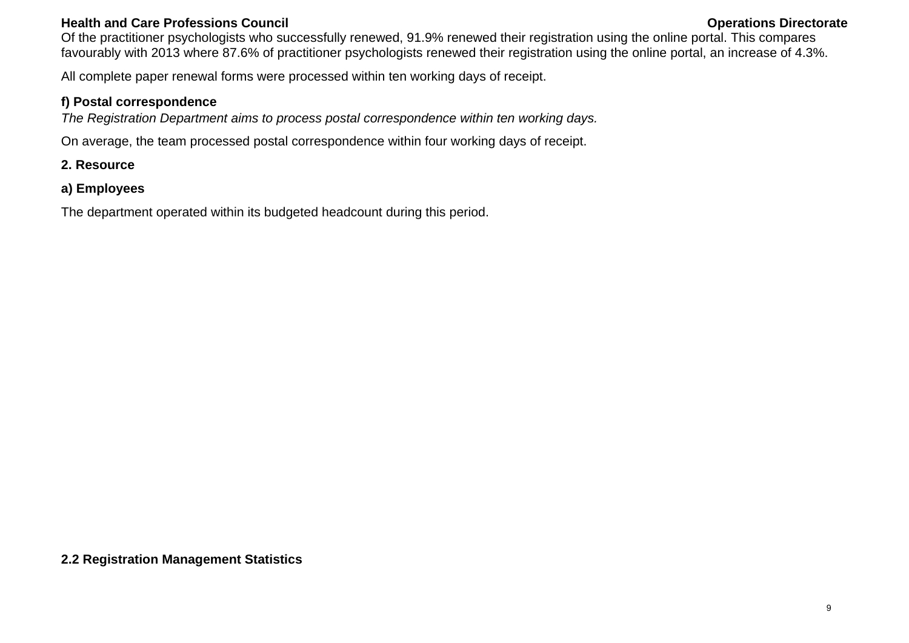Of the practitioner psychologists who successfully renewed, 91.9% renewed their registration using the online portal. This compares favourably with 2013 where 87.6% of practitioner psychologists renewed their registration using the online portal, an increase of 4.3%.

All complete paper renewal forms were processed within ten working days of receipt.

**f) Postal correspondence**

*The Registration Department aims to process postal correspondence within ten working days.*

On average, the team processed postal correspondence within four working days of receipt.

**2. Resource**

**a) Employees**

The department operated within its budgeted headcount during this period.

## 2.2 Registration Management Statistics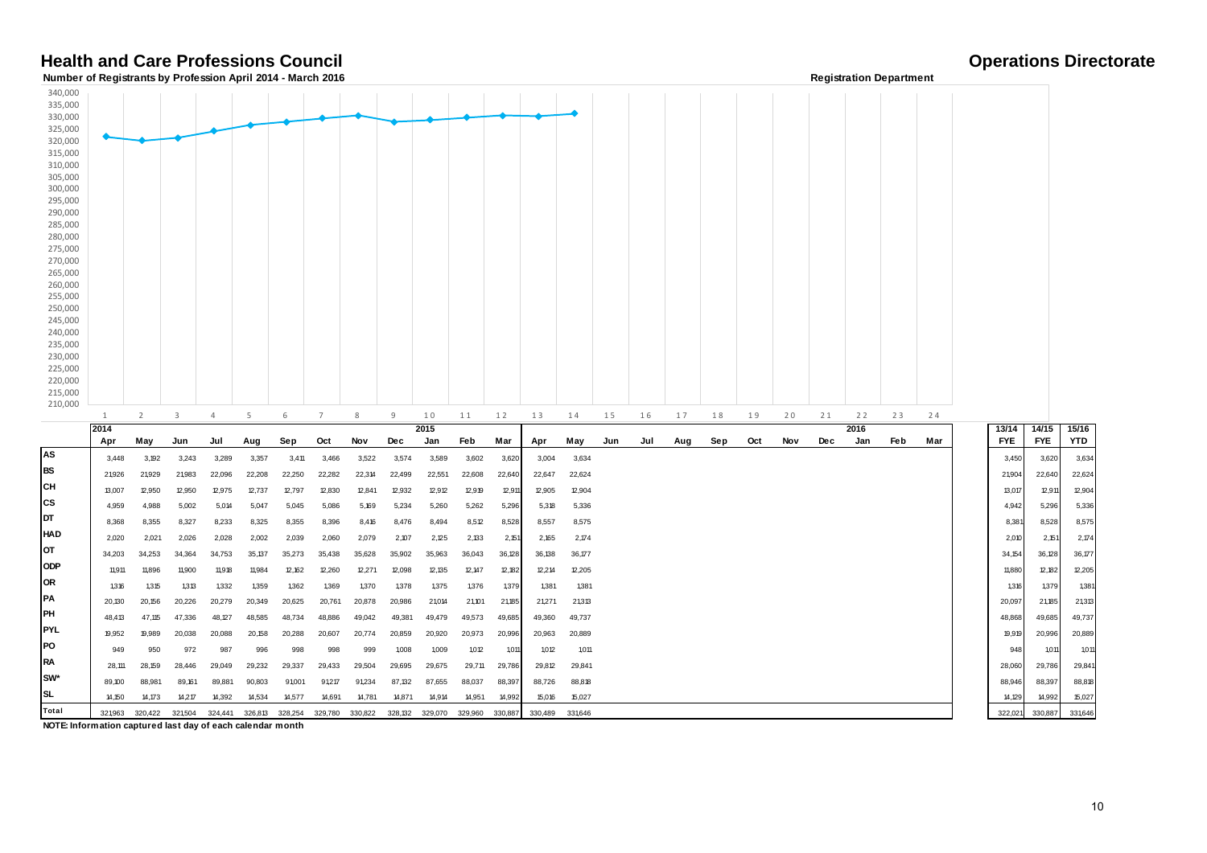# Health and Care Professions Council

## Operations Directorate

**Number of Registrants by Profession April 2014 - March 2016**

**Registration Department**

| | 2014 Apr | May | Jun | Jul | Aug | Sep | Oct | Nov | Dec | 2015 Jan | Feb | Mar | Apr | May | Jun | Jul | Aug | Sep | Oct | Nov | Dec | 2016 Jan | Feb | Mar | 13/14 FYE | 14/15 FYE | 15/16 YTD |
|---|---|---|---|---|---|---|---|---|---|---|---|---|---|---|---|---|---|---|---|---|---|---|---|---|---|---|---|
| AS | 3,448 | 3,192 | 3,243 | 3,289 | 3,357 | 3,411 | 3,466 | 3,522 | 3,574 | 3,589 | 3,602 | 3,620 | 3,004 | 3,634 | | | | | | | | | | | 3,450 | 3,620 | 3,634 |
| BS | 21,926 | 21,929 | 21,983 | 22,096 | 22,208 | 22,250 | 22,282 | 22,314 | 22,499 | 22,551 | 22,608 | 22,640 | 22,647 | 22,624 | | | | | | | | | | | 21,904 | 22,640 | 22,624 |
| CH | 13,007 | 12,950 | 12,950 | 12,975 | 12,737 | 12,797 | 12,830 | 12,841 | 12,932 | 12,912 | 12,919 | 12,911 | 12,905 | 12,904 | | | | | | | | | | | 13,017 | 12,911 | 12,904 |
| CS | 4,959 | 4,988 | 5,002 | 5,014 | 5,047 | 5,045 | 5,086 | 5,169 | 5,234 | 5,260 | 5,262 | 5,296 | 5,318 | 5,336 | | | | | | | | | | | 4,942 | 5,296 | 5,336 |
| DT | 8,368 | 8,355 | 8,327 | 8,233 | 8,325 | 8,355 | 8,396 | 8,416 | 8,476 | 8,494 | 8,512 | 8,528 | 8,557 | 8,575 | | | | | | | | | | | 8,381 | 8,528 | 8,575 |
| HAD | 2,020 | 2,021 | 2,026 | 2,028 | 2,002 | 2,039 | 2,060 | 2,079 | 2,107 | 2,125 | 2,133 | 2,151 | 2,165 | 2,174 | | | | | | | | | | | 2,010 | 2,151 | 2,174 |
| OT | 34,203 | 34,253 | 34,364 | 34,753 | 35,137 | 35,273 | 35,438 | 35,628 | 35,902 | 35,963 | 36,043 | 36,128 | 36,138 | 36,177 | | | | | | | | | | | 34,154 | 36,128 | 36,177 |
| ODP | 11,911 | 11,896 | 11,900 | 11,918 | 11,984 | 12,162 | 12,260 | 12,271 | 12,098 | 12,135 | 12,147 | 12,182 | 12,214 | 12,205 | | | | | | | | | | | 11,880 | 12,182 | 12,205 |
| OR | 1,316 | 1,315 | 1,313 | 1,332 | 1,359 | 1,362 | 1,369 | 1,370 | 1,378 | 1,375 | 1,376 | 1,379 | 1,381 | 1,381 | | | | | | | | | | | 1,316 | 1,379 | 1,381 |
| PA | 20,130 | 20,156 | 20,226 | 20,279 | 20,349 | 20,625 | 20,761 | 20,878 | 20,986 | 21,014 | 21,101 | 21,185 | 21,271 | 21,313 | | | | | | | | | | | 20,097 | 21,185 | 21,313 |
| PH | 48,413 | 47,115 | 47,336 | 48,127 | 48,585 | 48,734 | 48,886 | 49,042 | 49,381 | 49,479 | 49,573 | 49,685 | 49,360 | 49,737 | | | | | | | | | | | 48,868 | 49,685 | 49,737 |
| PYL | 19,952 | 19,989 | 20,038 | 20,088 | 20,158 | 20,288 | 20,607 | 20,774 | 20,859 | 20,920 | 20,973 | 20,996 | 20,963 | 20,889 | | | | | | | | | | | 19,919 | 20,996 | 20,889 |
| PO | 949 | 950 | 972 | 987 | 996 | 998 | 998 | 999 | 1,008 | 1,009 | 1,012 | 1,011 | 1,012 | 1,011 | | | | | | | | | | | 948 | 1,011 | 1,011 |
| RA | 28,111 | 28,159 | 28,446 | 29,049 | 29,232 | 29,337 | 29,433 | 29,504 | 29,695 | 29,675 | 29,711 | 29,786 | 29,812 | 29,841 | | | | | | | | | | | 28,060 | 29,786 | 29,841 |
| SW* | 89,100 | 88,981 | 89,161 | 89,881 | 90,803 | 91,001 | 91,217 | 91,234 | 87,132 | 87,655 | 88,037 | 88,397 | 88,726 | 88,818 | | | | | | | | | | | 88,946 | 88,397 | 88,818 |
| SL | 14,150 | 14,173 | 14,217 | 14,392 | 14,534 | 14,577 | 14,691 | 14,781 | 14,871 | 14,914 | 14,951 | 14,992 | 15,016 | 15,027 | | | | | | | | | | | 14,129 | 14,992 | 15,027 |
| Total | 321,963 | 320,422 | 321,504 | 324,441 | 326,813 | 328,254 | 329,780 | 330,822 | 328,132 | 329,070 | 329,960 | 330,887 | 330,489 | 331,646 | | | | | | | | | | | 322,021 | 330,887 | 331,646 |

**NOTE: Information captured last day of each calendar month**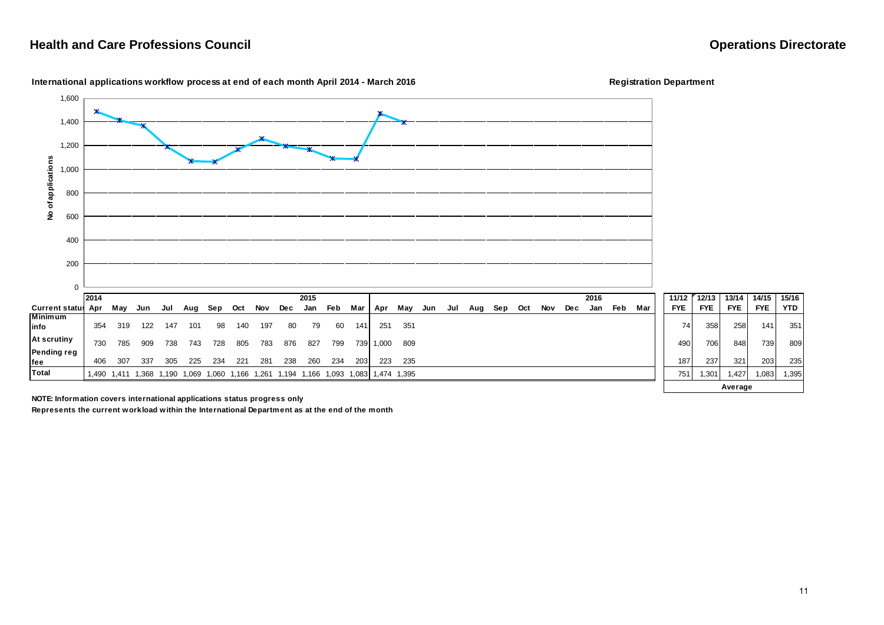## Health and Care Professions Council

## Operations Directorate

**International applications workflow process at end of each month April 2014 - March 2016**

**Registration Department**

| Current status | 2014 Apr | May | Jun | Jul | Aug | Sep | Oct | Nov | Dec | 2015 Jan | Feb | Mar | Apr | May | Jun | Jul | Aug | Sep | Oct | Nov | Dec | 2016 Jan | Feb | Mar |
|---|---|---|---|---|---|---|---|---|---|---|---|---|---|---|---|---|---|---|---|---|---|---|---|---|
| **Minimum info** | 354 | 319 | 122 | 147 | 101 | 98 | 140 | 197 | 80 | 79 | 60 | 141 | 251 | 351 | | | | | | | | | | |
| **At scrutiny** | 730 | 785 | 909 | 738 | 743 | 728 | 805 | 783 | 876 | 827 | 799 | 739 | 1,000 | 809 | | | | | | | | | | |
| **Pending reg fee** | 406 | 307 | 337 | 305 | 225 | 234 | 221 | 281 | 238 | 260 | 234 | 203 | 223 | 235 | | | | | | | | | | |
| **Total** | 1,490 | 1,411 | 1,368 | 1,190 | 1,069 | 1,060 | 1,166 | 1,261 | 1,194 | 1,166 | 1,093 | 1,083 | 1,474 | 1,395 | | | | | | | | | | |

| | 11/12 FYE | 12/13 FYE | 13/14 FYE | 14/15 FYE | 15/16 YTD |
|---|---|---|---|---|---|
| **Minimum info** | 74 | 358 | 258 | 141 | 351 |
| **At scrutiny** | 490 | 706 | 848 | 739 | 809 |
| **Pending reg fee** | 187 | 237 | 321 | 203 | 235 |
| **Total** | 751 | 1,301 | 1,427 | 1,083 | 1,395 |
| | | | **Average** | | |

**NOTE: Information covers international applications status progress only**

**Represents the current workload within the International Department as at the end of the month**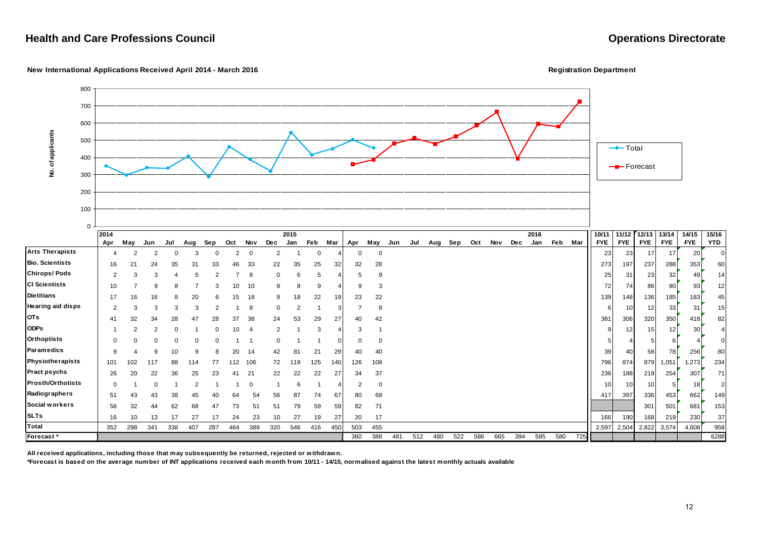## Health and Care Professions Council

## Operations Directorate

**New International Applications Received April 2014 - March 2016**

**Registration Department**

| | 2014 Apr | May | Jun | Jul | Aug | Sep | Oct | Nov | Dec | 2015 Jan | Feb | Mar | Apr | May | Jun | Jul | Aug | Sep | Oct | Nov | Dec | 2016 Jan | Feb | Mar | 10/11 FYE | 11/12 FYE | 12/13 FYE | 13/14 FYE | 14/15 FYE | 15/16 YTD |
|---|---|---|---|---|---|---|---|---|---|---|---|---|---|---|---|---|---|---|---|---|---|---|---|---|---|---|---|---|---|---|
| **Arts Therapists** | 4 | 2 | 2 | 0 | 3 | 0 | 2 | 0 | 2 | 1 | 0 | 4 | 0 | 0 | | | | | | | | | | | 23 | 23 | 17 | 17 | 20 | 0 |
| **Bio. Scientists** | 16 | 21 | 24 | 35 | 31 | 33 | 46 | 33 | 22 | 35 | 25 | 32 | 32 | 28 | | | | | | | | | | | 273 | 197 | 237 | 288 | 353 | 60 |
| **Chirops/Pods** | 2 | 3 | 3 | 4 | 5 | 2 | 7 | 8 | 0 | 6 | 5 | 4 | 5 | 9 | | | | | | | | | | | 25 | 31 | 23 | 32 | 49 | 14 |
| **Cl Scientists** | 10 | 7 | 9 | 8 | 7 | 3 | 10 | 10 | 8 | 8 | 9 | 4 | 9 | 3 | | | | | | | | | | | 72 | 74 | 86 | 90 | 93 | 12 |
| **Dietitians** | 17 | 16 | 16 | 8 | 20 | 6 | 15 | 18 | 8 | 18 | 22 | 19 | 23 | 22 | | | | | | | | | | | 139 | 148 | 136 | 185 | 183 | 45 |
| **Hearing aid disps** | 2 | 3 | 3 | 3 | 3 | 2 | 1 | 8 | 0 | 2 | 1 | 3 | 7 | 8 | | | | | | | | | | | 6 | 10 | 12 | 33 | 31 | 15 |
| **OTs** | 41 | 32 | 34 | 28 | 47 | 28 | 37 | 38 | 24 | 53 | 29 | 27 | 40 | 42 | | | | | | | | | | | 381 | 306 | 320 | 350 | 418 | 82 |
| **ODPs** | 1 | 2 | 2 | 0 | 1 | 0 | 10 | 4 | 2 | 1 | 3 | 4 | 3 | 1 | | | | | | | | | | | 9 | 12 | 15 | 12 | 30 | 4 |
| **Orthoptists** | 0 | 0 | 0 | 0 | 0 | 0 | 1 | 1 | 0 | 1 | 1 | 0 | 0 | 0 | | | | | | | | | | | 5 | 4 | 5 | 6 | 4 | 0 |
| **Paramedics** | 9 | 4 | 9 | 10 | 9 | 8 | 20 | 14 | 42 | 81 | 21 | 29 | 40 | 40 | | | | | | | | | | | 39 | 40 | 58 | 78 | 256 | 80 |
| **Physiotherapists** | 101 | 102 | 117 | 88 | 114 | 77 | 112 | 106 | 72 | 119 | 125 | 140 | 126 | 108 | | | | | | | | | | | 796 | 874 | 879 | 1,051 | 1,273 | 234 |
| **Pract psychs** | 26 | 20 | 22 | 36 | 25 | 23 | 41 | 21 | 22 | 22 | 22 | 27 | 34 | 37 | | | | | | | | | | | 236 | 188 | 219 | 254 | 307 | 71 |
| **Prosth/Orthotists** | 0 | 1 | 0 | 1 | 2 | 1 | 1 | 0 | 1 | 6 | 1 | 4 | 2 | 0 | | | | | | | | | | | 10 | 10 | 10 | 5 | 18 | 2 |
| **Radiographers** | 51 | 43 | 43 | 38 | 45 | 40 | 64 | 54 | 56 | 87 | 74 | 67 | 80 | 69 | | | | | | | | | | | 417 | 397 | 336 | 453 | 662 | 149 |
| **Social workers** | 56 | 32 | 44 | 62 | 68 | 47 | 73 | 51 | 51 | 79 | 59 | 59 | 82 | 71 | | | | | | | | | | | | | 301 | 501 | 681 | 153 |
| **SLTs** | 16 | 10 | 13 | 17 | 27 | 17 | 24 | 23 | 10 | 27 | 19 | 27 | 20 | 17 | | | | | | | | | | | 166 | 190 | 168 | 219 | 230 | 37 |
| **Total** | 352 | 298 | 341 | 338 | 407 | 287 | 464 | 389 | 320 | 546 | 416 | 450 | 503 | 455 | | | | | | | | | | | 2,597 | 2,504 | 2,822 | 3,574 | 4,608 | 958 |
| **Forecast*** | | | | | | | | | | | | | 360 | 388 | 481 | 512 | 480 | 522 | 586 | 665 | 394 | 595 | 580 | 725 | | | | | | 6288 |

**All received applications, including those that may subsequently be returned, rejected or withdrawn.**

**\*Forecast is based on the average number of INT applications received each month from 10/11 - 14/15, normalised against the latest monthly actuals available**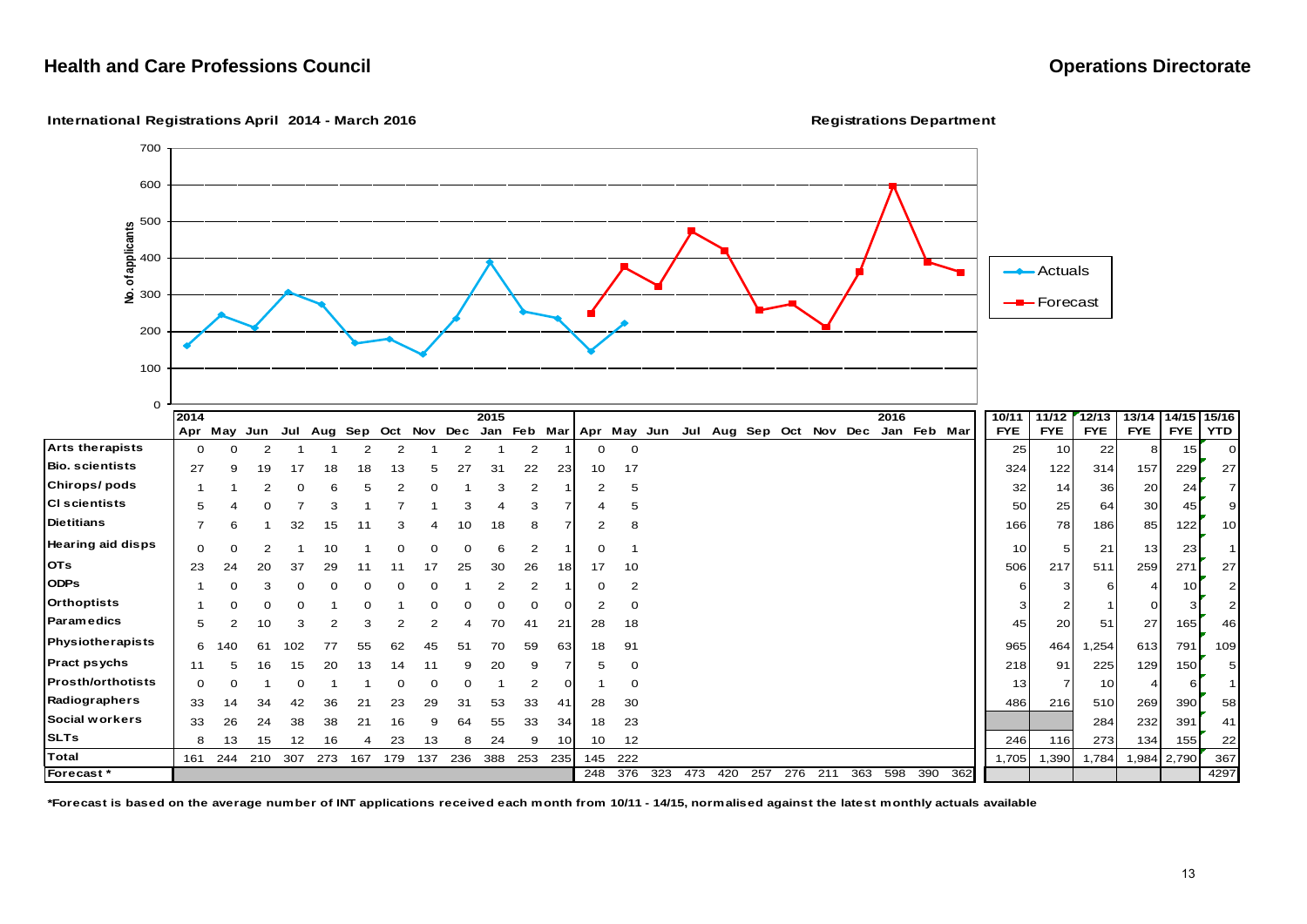## Health and Care Professions Council

## Operations Directorate

**International Registrations April 2014 - March 2016**

**Registrations Department**

| | 2014 Apr | May | Jun | Jul | Aug | Sep | Oct | Nov | Dec | 2015 Jan | Feb | Mar | Apr | May | Jun | Jul | Aug | Sep | Oct | Nov | Dec | 2016 Jan | Feb | Mar | 10/11 FYE | 11/12 FYE | 12/13 FYE | 13/14 FYE | 14/15 FYE | 15/16 YTD |
|---|---|---|---|---|---|---|---|---|---|---|---|---|---|---|---|---|---|---|---|---|---|---|---|---|---|---|---|---|---|---|
| Arts therapists | 0 | 0 | 2 | 1 | 1 | 2 | 2 | 1 | 2 | 1 | 2 | 1 | 0 | 0 | | | | | | | | | | | 25 | 10 | 22 | 8 | 15 | 0 |
| Bio. scientists | 27 | 9 | 19 | 17 | 18 | 18 | 13 | 5 | 27 | 31 | 22 | 23 | 10 | 17 | | | | | | | | | | | 324 | 122 | 314 | 157 | 229 | 27 |
| Chirops/ pods | 1 | 1 | 2 | 0 | 6 | 5 | 2 | 0 | 1 | 3 | 2 | 1 | 2 | 5 | | | | | | | | | | | 32 | 14 | 36 | 20 | 24 | 7 |
| Cl scientists | 5 | 4 | 0 | 7 | 3 | 1 | 7 | 1 | 3 | 4 | 3 | 7 | 4 | 5 | | | | | | | | | | | 50 | 25 | 64 | 30 | 45 | 9 |
| Dietitians | 7 | 6 | 1 | 32 | 15 | 11 | 3 | 4 | 10 | 18 | 8 | 7 | 2 | 8 | | | | | | | | | | | 166 | 78 | 186 | 85 | 122 | 10 |
| Hearing aid disps | 0 | 0 | 2 | 1 | 10 | 1 | 0 | 0 | 0 | 6 | 2 | 1 | 0 | 1 | | | | | | | | | | | 10 | 5 | 21 | 13 | 23 | 1 |
| OTs | 23 | 24 | 20 | 37 | 29 | 11 | 11 | 17 | 25 | 30 | 26 | 18 | 17 | 10 | | | | | | | | | | | 506 | 217 | 511 | 259 | 271 | 27 |
| ODPs | 1 | 0 | 3 | 0 | 0 | 0 | 0 | 0 | 1 | 2 | 2 | 1 | 0 | 2 | | | | | | | | | | | 6 | 3 | 6 | 4 | 10 | 2 |
| Orthoptists | 1 | 0 | 0 | 0 | 1 | 0 | 1 | 0 | 0 | 0 | 0 | 0 | 2 | 0 | | | | | | | | | | | 3 | 2 | 1 | 0 | 3 | 2 |
| Paramedics | 5 | 2 | 10 | 3 | 2 | 3 | 2 | 2 | 4 | 70 | 41 | 21 | 28 | 18 | | | | | | | | | | | 45 | 20 | 51 | 27 | 165 | 46 |
| Physiotherapists | 6 | 140 | 61 | 102 | 77 | 55 | 62 | 45 | 51 | 70 | 59 | 63 | 18 | 91 | | | | | | | | | | | 965 | 464 | 1,254 | 613 | 791 | 109 |
| Pract psychs | 11 | 5 | 16 | 15 | 20 | 13 | 14 | 11 | 9 | 20 | 9 | 7 | 5 | 0 | | | | | | | | | | | 218 | 91 | 225 | 129 | 150 | 5 |
| Prosth/orthotists | 0 | 0 | 1 | 0 | 1 | 1 | 0 | 0 | 0 | 1 | 2 | 0 | 1 | 0 | | | | | | | | | | | 13 | 7 | 10 | 4 | 6 | 1 |
| Radiographers | 33 | 14 | 34 | 42 | 36 | 21 | 23 | 29 | 31 | 53 | 33 | 41 | 28 | 30 | | | | | | | | | | | 486 | 216 | 510 | 269 | 390 | 58 |
| Social workers | 33 | 26 | 24 | 38 | 38 | 21 | 16 | 9 | 64 | 55 | 33 | 34 | 18 | 23 | | | | | | | | | | | | | 284 | 232 | 391 | 41 |
| SLTs | 8 | 13 | 15 | 12 | 16 | 4 | 23 | 13 | 8 | 24 | 9 | 10 | 10 | 12 | | | | | | | | | | | 246 | 116 | 273 | 134 | 155 | 22 |
| **Total** | 161 | 244 | 210 | 307 | 273 | 167 | 179 | 137 | 236 | 388 | 253 | 235 | 145 | 222 | | | | | | | | | | | 1,705 | 1,390 | 1,784 | 1,984 | 2,790 | 367 |
| **Forecast \*** | | | | | | | | | | | | | 248 | 376 | 323 | 473 | 420 | 257 | 276 | 211 | 363 | 598 | 390 | 362 | | | | | | 4297 |

**\*Forecast is based on the average number of INT applications received each month from 10/11 - 14/15, normalised against the latest monthly actuals available**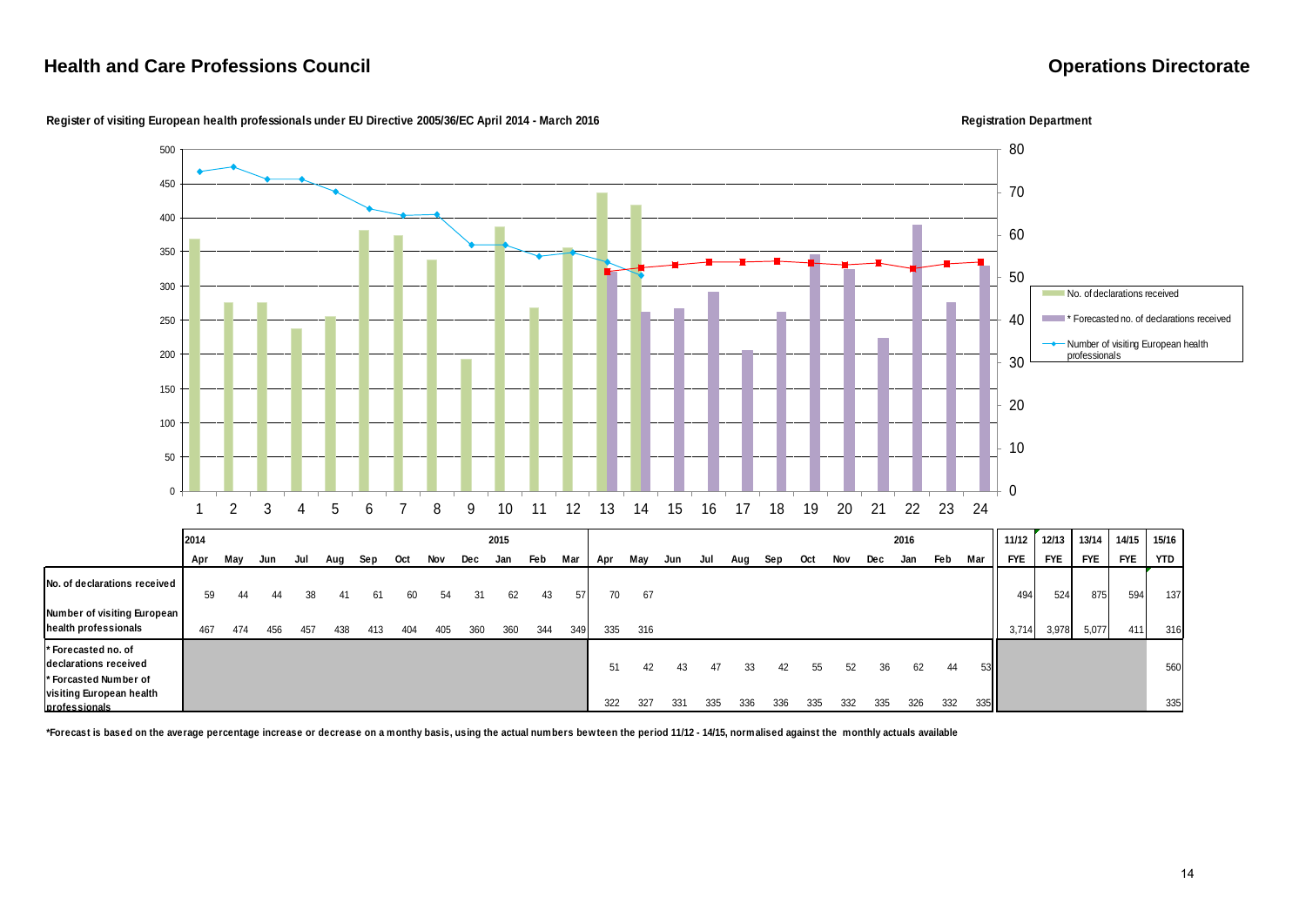**Health and Care Professions Council** **Operations Directorate**

**Register of visiting European health professionals under EU Directive 2005/36/EC April 2014 - March 2016**

**Registration Department**

| | 2014 | | | | | | | | | 2015 | | | | | | | | | | | | | 2016 | | | | 11/12 | 12/13 | 13/14 | 14/15 | 15/16 |
|---|---|---|---|---|---|---|---|---|---|---|---|---|---|---|---|---|---|---|---|---|---|---|---|---|---|---|---|---|---|---|---|
| | Apr | May | Jun | Jul | Aug | Sep | Oct | Nov | Dec | Jan | Feb | Mar | Apr | May | Jun | Jul | Aug | Sep | Oct | Nov | Dec | Jan | Feb | Mar | FYE | FYE | FYE | FYE | YTD |
| No. of declarations received | 59 | 44 | 44 | 38 | 41 | 61 | 60 | 54 | 31 | 62 | 43 | 57 | 70 | 67 | | | | | | | | | | | 494 | 524 | 875 | 594 | 137 |
| Number of visiting European health professionals | 467 | 474 | 456 | 457 | 438 | 413 | 404 | 405 | 360 | 360 | 344 | 349 | 335 | 316 | | | | | | | | | | | 3,714 | 3,978 | 5,077 | 411 | 316 |
| * Forecasted no. of declarations received | | | | | | | | | | | | | 51 | 42 | 43 | 47 | 33 | 42 | 55 | 52 | 36 | 62 | 44 | 53 | | | | | 560 |
| * Forcasted Number of visiting European health professionals | | | | | | | | | | | | | 322 | 327 | 331 | 335 | 336 | 336 | 335 | 332 | 335 | 326 | 332 | 335 | | | | | 335 |

**\*Forecast is based on the average percentage increase or decrease on a monthy basis, using the actual numbers bewteen the period 11/12 - 14/15, normalised against the monthly actuals available**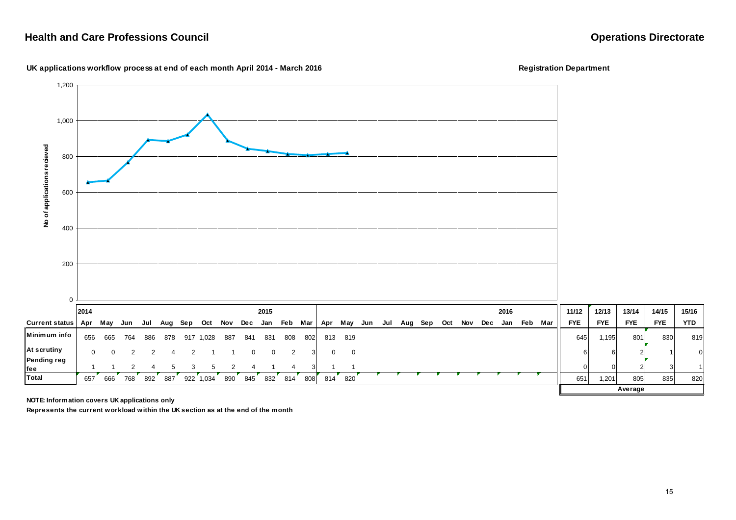## Health and Care Professions Council

## Operations Directorate

**UK applications workflow process at end of each month April 2014 - March 2016**

**Registration Department**

| | 2014 | | | | | | | | | 2015 | | | | | | | | | | | | 2016 | | | 11/12 | 12/13 | 13/14 | 14/15 | 15/16 |
|---|---|---|---|---|---|---|---|---|---|---|---|---|---|---|---|---|---|---|---|---|---|---|---|---|---|---|---|---|---|
| **Current status** | Apr | May | Jun | Jul | Aug | Sep | Oct | Nov | Dec | Jan | Feb | Mar | Apr | May | Jun | Jul | Aug | Sep | Oct | Nov | Dec | Jan | Feb | Mar | FYE | FYE | FYE | FYE | YTD |
| **Minimum info** | 656 | 665 | 764 | 886 | 878 | 917 | 1,028 | 887 | 841 | 831 | 808 | 802 | 813 | 819 | | | | | | | | | | | 645 | 1,195 | 801 | 830 | 819 |
| **At scrutiny** | 0 | 0 | 2 | 2 | 4 | 2 | 1 | 1 | 0 | 0 | 2 | 3 | 0 | 0 | | | | | | | | | | | 6 | 6 | 2 | 1 | 0 |
| **Pending reg fee** | 1 | 1 | 2 | 4 | 5 | 3 | 5 | 2 | 4 | 1 | 4 | 3 | 1 | 1 | | | | | | | | | | | 0 | 0 | 2 | 3 | 1 |
| **Total** | 657 | 666 | 768 | 892 | 887 | 922 | 1,034 | 890 | 845 | 832 | 814 | 808 | 814 | 820 | | | | | | | | | | | 651 | 1,201 | 805 | 835 | 820 |
| | | | | | | | | | | | | | | | | | | | | | | | | | Average | | | | |

**NOTE: Information covers UK applications only**

**Represents the current workload within the UK section as at the end of the month**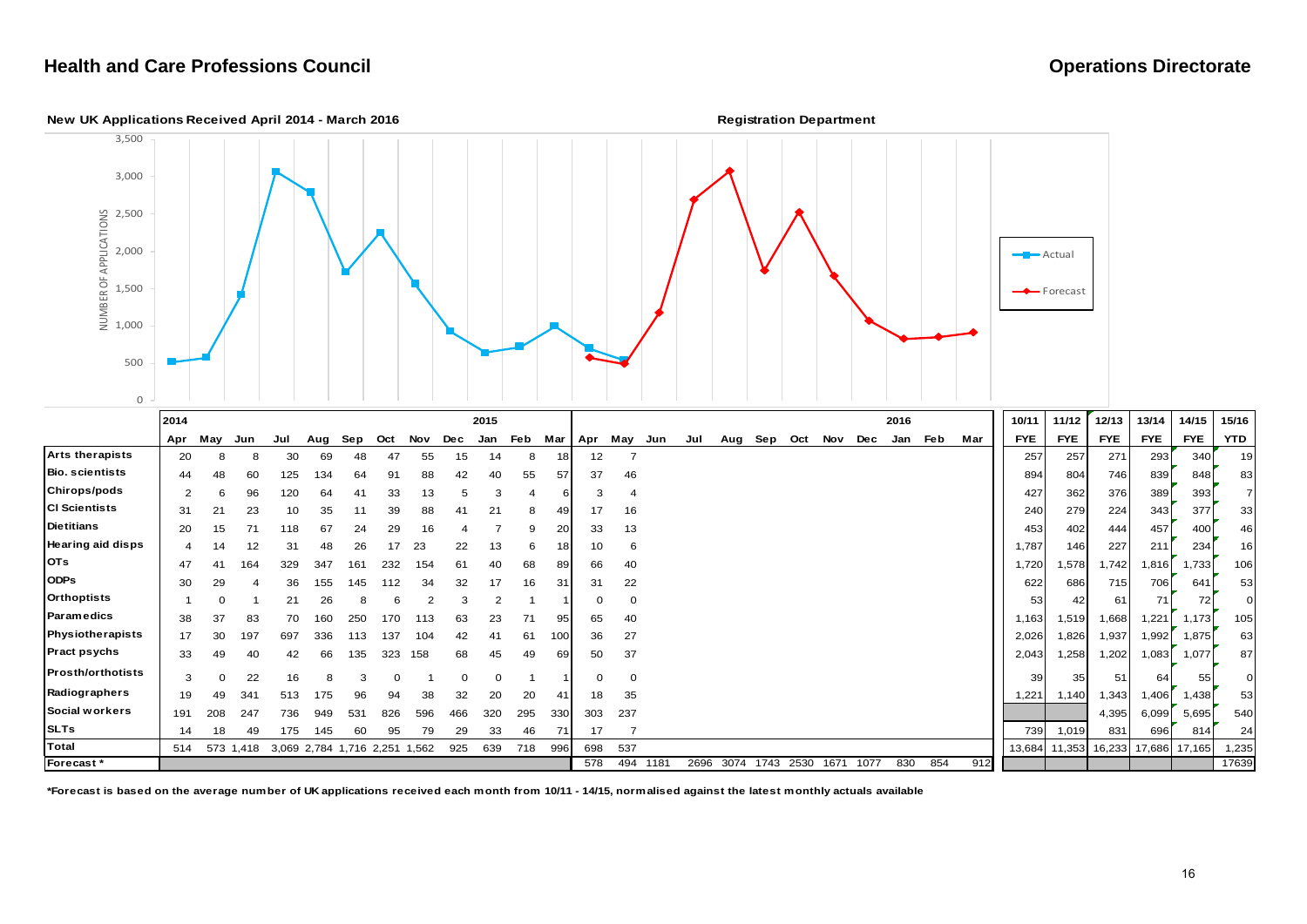## Health and Care Professions Council

## Operations Directorate

**New UK Applications Received April 2014 - March 2016**

**Registration Department**

| | 2014 | | | | | | | | | 2015 | | | | | | | | | | | | 2016 | | | 10/11 | 11/12 | 12/13 | 13/14 | 14/15 | 15/16 |
|---|---|---|---|---|---|---|---|---|---|---|---|---|---|---|---|---|---|---|---|---|---|---|---|---|---|---|---|---|---|---|
| | Apr | May | Jun | Jul | Aug | Sep | Oct | Nov | Dec | Jan | Feb | Mar | Apr | May | Jun | Jul | Aug | Sep | Oct | Nov | Dec | Jan | Feb | Mar | FYE | FYE | FYE | FYE | FYE | YTD |
| **Arts therapists** | 20 | 8 | 8 | 30 | 69 | 48 | 47 | 55 | 15 | 14 | 8 | 18 | 12 | 7 | | | | | | | | | | | 257 | 257 | 271 | 293 | 340 | 19 |
| **Bio. scientists** | 44 | 48 | 60 | 125 | 134 | 64 | 91 | 88 | 42 | 40 | 55 | 57 | 37 | 46 | | | | | | | | | | | 894 | 804 | 746 | 839 | 848 | 83 |
| **Chirops/pods** | 2 | 6 | 96 | 120 | 64 | 41 | 33 | 13 | 5 | 3 | 4 | 6 | 3 | 4 | | | | | | | | | | | 427 | 362 | 376 | 389 | 393 | 7 |
| **Cl Scientists** | 31 | 21 | 23 | 10 | 35 | 11 | 39 | 88 | 41 | 21 | 8 | 49 | 17 | 16 | | | | | | | | | | | 240 | 279 | 224 | 343 | 377 | 33 |
| **Dietitians** | 20 | 15 | 71 | 118 | 67 | 24 | 29 | 16 | 4 | 7 | 9 | 20 | 33 | 13 | | | | | | | | | | | 453 | 402 | 444 | 457 | 400 | 46 |
| **Hearing aid disps** | 4 | 14 | 12 | 31 | 48 | 26 | 17 | 23 | 22 | 13 | 6 | 18 | 10 | 6 | | | | | | | | | | | 1,787 | 146 | 227 | 211 | 234 | 16 |
| **OTs** | 47 | 41 | 164 | 329 | 347 | 161 | 232 | 154 | 61 | 40 | 68 | 89 | 66 | 40 | | | | | | | | | | | 1,720 | 1,578 | 1,742 | 1,816 | 1,733 | 106 |
| **ODPs** | 30 | 29 | 4 | 36 | 155 | 145 | 112 | 34 | 32 | 17 | 16 | 31 | 31 | 22 | | | | | | | | | | | 622 | 686 | 715 | 706 | 641 | 53 |
| **Orthoptists** | 1 | 0 | 1 | 21 | 26 | 8 | 6 | 2 | 3 | 2 | 1 | 1 | 0 | 0 | | | | | | | | | | | 53 | 42 | 61 | 71 | 72 | 0 |
| **Paramedics** | 38 | 37 | 83 | 70 | 160 | 250 | 170 | 113 | 63 | 23 | 71 | 95 | 65 | 40 | | | | | | | | | | | 1,163 | 1,519 | 1,668 | 1,221 | 1,173 | 105 |
| **Physiotherapists** | 17 | 30 | 197 | 697 | 336 | 113 | 137 | 104 | 42 | 41 | 61 | 100 | 36 | 27 | | | | | | | | | | | 2,026 | 1,826 | 1,937 | 1,992 | 1,875 | 63 |
| **Pract psychs** | 33 | 49 | 40 | 42 | 66 | 135 | 323 | 158 | 68 | 45 | 49 | 69 | 50 | 37 | | | | | | | | | | | 2,043 | 1,258 | 1,202 | 1,083 | 1,077 | 87 |
| **Prosth/orthotists** | 3 | 0 | 22 | 16 | 8 | 3 | 0 | 1 | 0 | 0 | 1 | 1 | 0 | 0 | | | | | | | | | | | 39 | 35 | 51 | 64 | 55 | 0 |
| **Radiographers** | 19 | 49 | 341 | 513 | 175 | 96 | 94 | 38 | 32 | 20 | 20 | 41 | 18 | 35 | | | | | | | | | | | 1,221 | 1,140 | 1,343 | 1,406 | 1,438 | 53 |
| **Social workers** | 191 | 208 | 247 | 736 | 949 | 531 | 826 | 596 | 466 | 320 | 295 | 330 | 303 | 237 | | | | | | | | | | | | | 4,395 | 6,099 | 5,695 | 540 |
| **SLTs** | 14 | 18 | 49 | 175 | 145 | 60 | 95 | 79 | 29 | 33 | 46 | 71 | 17 | 7 | | | | | | | | | | | 739 | 1,019 | 831 | 696 | 814 | 24 |
| **Total** | 514 | 573 | 1,418 | 3,069 | 2,784 | 1,716 | 2,251 | 1,562 | 925 | 639 | 718 | 996 | 698 | 537 | | | | | | | | | | | 13,684 | 11,353 | 16,233 | 17,686 | 17,165 | 1,235 |
| **Forecast*** | | | | | | | | | | | | | 578 | 494 | 1181 | 2696 | 3074 | 1743 | 2530 | 1671 | 1077 | 830 | 854 | 912 | | | | | | 17639 |

**\*Forecast is based on the average number of UK applications received each month from 10/11 - 14/15, normalised against the latest monthly actuals available**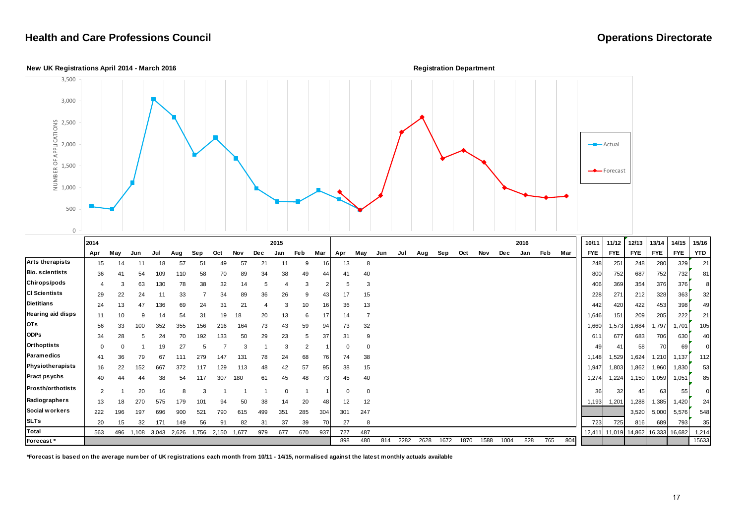## Health and Care Professions Council

## Operations Directorate

**New UK Registrations April 2014 - March 2016**

**Registration Department**

| | 2014 Apr | May | Jun | Jul | Aug | Sep | Oct | Nov | Dec | 2015 Jan | Feb | Mar | Apr | May | Jun | Jul | Aug | Sep | Oct | Nov | Dec | 2016 Jan | Feb | Mar | 10/11 FYE | 11/12 FYE | 12/13 FYE | 13/14 FYE | 14/15 FYE | 15/16 YTD |
|---|---|---|---|---|---|---|---|---|---|---|---|---|---|---|---|---|---|---|---|---|---|---|---|---|---|---|---|---|---|---|
| **Arts therapists** | 15 | 14 | 11 | 18 | 57 | 51 | 49 | 57 | 21 | 11 | 9 | 16 | 13 | 8 | | | | | | | | | | | 248 | 251 | 248 | 280 | 329 | 21 |
| **Bio. scientists** | 36 | 41 | 54 | 109 | 110 | 58 | 70 | 89 | 34 | 38 | 49 | 44 | 41 | 40 | | | | | | | | | | | 800 | 752 | 687 | 752 | 732 | 81 |
| **Chirops/pods** | 4 | 3 | 63 | 130 | 78 | 38 | 32 | 14 | 5 | 4 | 3 | 2 | 5 | 3 | | | | | | | | | | | 406 | 369 | 354 | 376 | 376 | 8 |
| **Cl Scientists** | 29 | 22 | 24 | 11 | 33 | 7 | 34 | 89 | 36 | 26 | 9 | 43 | 17 | 15 | | | | | | | | | | | 228 | 271 | 212 | 328 | 363 | 32 |
| **Dietitians** | 24 | 13 | 47 | 136 | 69 | 24 | 31 | 21 | 4 | 3 | 10 | 16 | 36 | 13 | | | | | | | | | | | 442 | 420 | 422 | 453 | 398 | 49 |
| **Hearing aid disps** | 11 | 10 | 9 | 14 | 54 | 31 | 19 | 18 | 20 | 13 | 6 | 17 | 14 | 7 | | | | | | | | | | | 1,646 | 151 | 209 | 205 | 222 | 21 |
| **OTs** | 56 | 33 | 100 | 352 | 355 | 156 | 216 | 164 | 73 | 43 | 59 | 94 | 73 | 32 | | | | | | | | | | | 1,660 | 1,573 | 1,684 | 1,797 | 1,701 | 105 |
| **ODPs** | 34 | 28 | 5 | 24 | 70 | 192 | 133 | 50 | 29 | 23 | 5 | 37 | 31 | 9 | | | | | | | | | | | 611 | 677 | 683 | 706 | 630 | 40 |
| **Orthoptists** | 0 | 0 | 1 | 19 | 27 | 5 | 7 | 3 | 1 | 3 | 2 | 1 | 0 | 0 | | | | | | | | | | | 49 | 41 | 58 | 70 | 69 | 0 |
| **Paramedics** | 41 | 36 | 79 | 67 | 111 | 279 | 147 | 131 | 78 | 24 | 68 | 76 | 74 | 38 | | | | | | | | | | | 1,148 | 1,529 | 1,624 | 1,210 | 1,137 | 112 |
| **Physiotherapists** | 16 | 22 | 152 | 667 | 372 | 117 | 129 | 113 | 48 | 42 | 57 | 95 | 38 | 15 | | | | | | | | | | | 1,947 | 1,803 | 1,862 | 1,960 | 1,830 | 53 |
| **Pract psychs** | 40 | 44 | 44 | 38 | 54 | 117 | 307 | 180 | 61 | 45 | 48 | 73 | 45 | 40 | | | | | | | | | | | 1,274 | 1,224 | 1,150 | 1,059 | 1,051 | 85 |
| **Prosth/orthotists** | 2 | 1 | 20 | 16 | 8 | 3 | 1 | 1 | 1 | 0 | 1 | 1 | 0 | 0 | | | | | | | | | | | 36 | 32 | 45 | 63 | 55 | 0 |
| **Radiographers** | 13 | 18 | 270 | 575 | 179 | 101 | 94 | 50 | 38 | 14 | 20 | 48 | 12 | 12 | | | | | | | | | | | 1,193 | 1,201 | 1,288 | 1,385 | 1,420 | 24 |
| **Social workers** | 222 | 196 | 197 | 696 | 900 | 521 | 790 | 615 | 499 | 351 | 285 | 304 | 301 | 247 | | | | | | | | | | | | | 3,520 | 5,000 | 5,576 | 548 |
| **SLTs** | 20 | 15 | 32 | 171 | 149 | 56 | 91 | 82 | 31 | 37 | 39 | 70 | 27 | 8 | | | | | | | | | | | 723 | 725 | 816 | 689 | 793 | 35 |
| **Total** | 563 | 496 | 1,108 | 3,043 | 2,626 | 1,756 | 2,150 | 1,677 | 979 | 677 | 670 | 937 | 727 | 487 | | | | | | | | | | | 12,411 | 11,019 | 14,862 | 16,333 | 16,682 | 1,214 |
| **Forecast \*** | | | | | | | | | | | | | 898 | 480 | 814 | 2282 | 2628 | 1672 | 1870 | 1588 | 1004 | 828 | 765 | 804 | | | | | | 15633 |

**\*Forecast is based on the average number of UK registrations each month from 10/11 - 14/15, normalised against the latest monthly actuals available**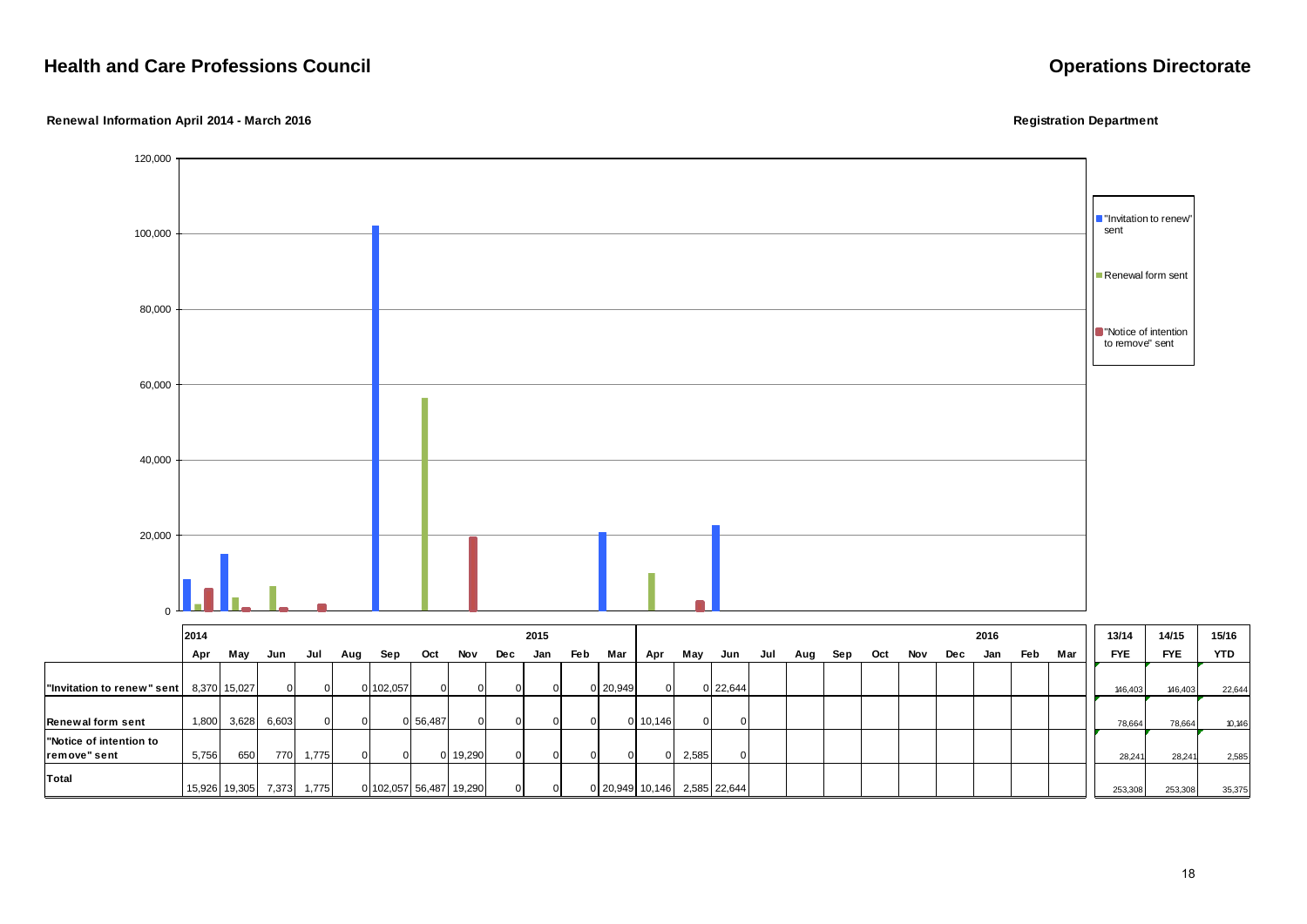## Health and Care Professions Council

## Operations Directorate

**Renewal Information April 2014 - March 2016**

**Registration Department**

| | 2014 | | | | | | | | | 2015 | | | | | | | | | | | | 2016 | | | 13/14 | 14/15 | 15/16 |
|---|---|---|---|---|---|---|---|---|---|---|---|---|---|---|---|---|---|---|---|---|---|---|---|---|---|---|---|
| | Apr | May | Jun | Jul | Aug | Sep | Oct | Nov | Dec | Jan | Feb | Mar | Apr | May | Jun | Jul | Aug | Sep | Oct | Nov | Dec | Jan | Feb | Mar | FYE | FYE | YTD |
| "Invitation to renew" sent | 8,370 | 15,027 | 0 | 0 | 0 | 102,057 | 0 | 0 | 0 | 0 | 0 | 20,949 | 0 | 0 | 22,644 | | | | | | | | | | 146,403 | 146,403 | 22,644 |
| Renewal form sent | 1,800 | 3,628 | 6,603 | 0 | 0 | 0 | 56,487 | 0 | 0 | 0 | 0 | 0 | 10,146 | 0 | 0 | | | | | | | | | | 78,664 | 78,664 | 10,146 |
| "Notice of intention to remove" sent | 5,756 | 650 | 770 | 1,775 | 0 | 0 | 0 | 19,290 | 0 | 0 | 0 | 0 | 0 | 2,585 | 0 | | | | | | | | | | 28,241 | 28,241 | 2,585 |
| Total | 15,926 | 19,305 | 7,373 | 1,775 | 0 | 102,057 | 56,487 | 19,290 | 0 | 0 | 0 | 20,949 | 10,146 | 2,585 | 22,644 | | | | | | | | | | 253,308 | 253,308 | 35,375 |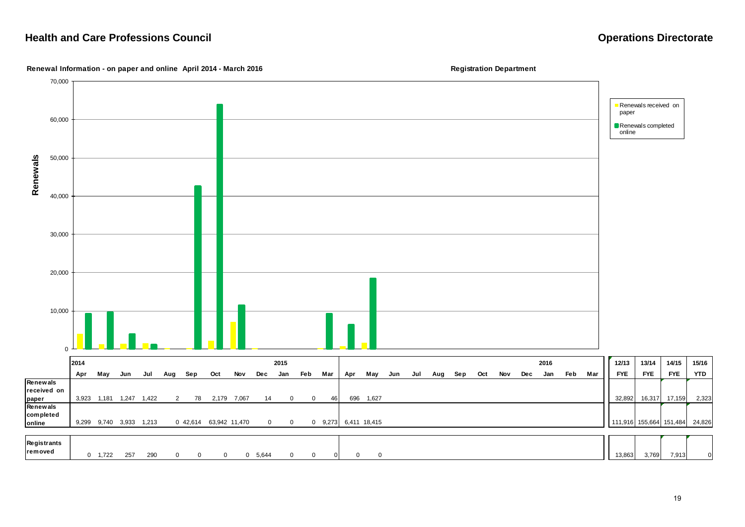## Health and Care Professions Council

## Operations Directorate

**Renewal Information - on paper and online April 2014 - March 2016**

**Registration Department**

| | 2014 Apr | May | Jun | Jul | Aug | Sep | Oct | Nov | Dec | 2015 Jan | Feb | Mar | Apr | May | Jun | Jul | Aug | Sep | Oct | Nov | Dec | 2016 Jan | Feb | Mar | 12/13 FYE | 13/14 FYE | 14/15 FYE | 15/16 YTD |
|---|---|---|---|---|---|---|---|---|---|---|---|---|---|---|---|---|---|---|---|---|---|---|---|---|---|---|---|---|
| Renewals received on paper | 3,923 | 1,181 | 1,247 | 1,422 | 2 | 78 | 2,179 | 7,067 | 14 | 0 | 0 | 46 | 696 | 1,627 | | | | | | | | | | | 32,892 | 16,317 | 17,159 | 2,323 |
| Renewals completed online | 9,299 | 9,740 | 3,933 | 1,213 | 0 | 42,614 | 63,942 | 11,470 | 0 | 0 | 0 | 9,273 | 6,411 | 18,415 | | | | | | | | | | | 111,916 | 155,664 | 151,484 | 24,826 |
| Registrants removed | 0 | 1,722 | 257 | 290 | 0 | 0 | 0 | 0 | 5,644 | 0 | 0 | 0 | 0 | 0 | | | | | | | | | | | 13,863 | 3,769 | 7,913 | 0 |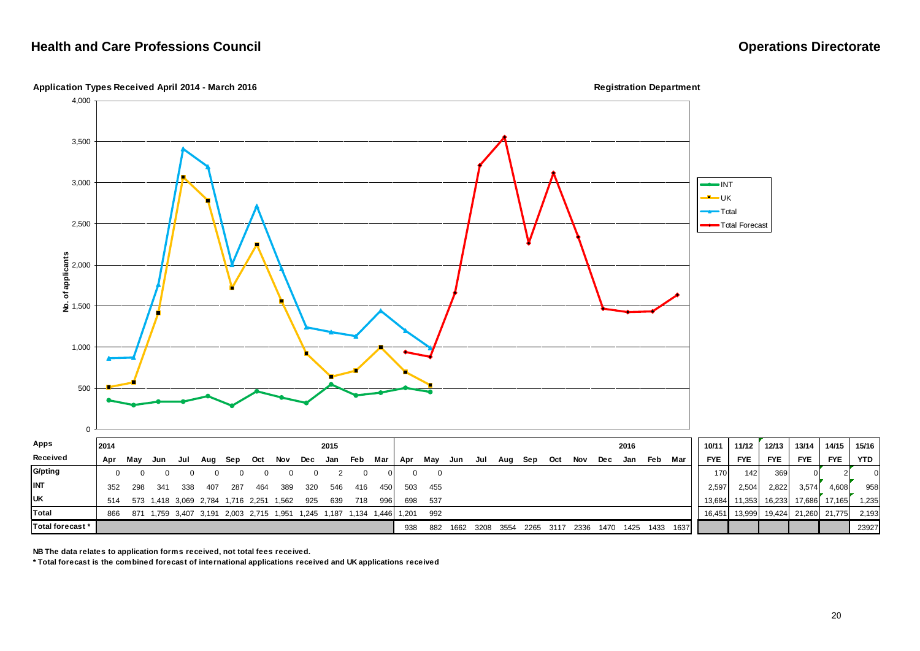# Health and Care Professions Council

## Operations Directorate

**Application Types Received April 2014 - March 2016**

**Registration Department**

| Apps Received | 2014 Apr | May | Jun | Jul | Aug | Sep | Oct | Nov | Dec | 2015 Jan | Feb | Mar | Apr | May | Jun | Jul | Aug | Sep | Oct | Nov | Dec | 2016 Jan | Feb | Mar | 10/11 FYE | 11/12 FYE | 12/13 FYE | 13/14 FYE | 14/15 FYE | 15/16 YTD |
|---|---|---|---|---|---|---|---|---|---|---|---|---|---|---|---|---|---|---|---|---|---|---|---|---|---|---|---|---|---|---|
| G/pting | 0 | 0 | 0 | 0 | 0 | 0 | 0 | 0 | 0 | 2 | 0 | 0 | 0 | 0 | | | | | | | | | | | 170 | 142 | 369 | 0 | 2 | 0 |
| INT | 352 | 298 | 341 | 338 | 407 | 287 | 464 | 389 | 320 | 546 | 416 | 450 | 503 | 455 | | | | | | | | | | | 2,597 | 2,504 | 2,822 | 3,574 | 4,608 | 958 |
| UK | 514 | 573 | 1,418 | 3,069 | 2,784 | 1,716 | 2,251 | 1,562 | 925 | 639 | 718 | 996 | 698 | 537 | | | | | | | | | | | 13,684 | 11,353 | 16,233 | 17,686 | 17,165 | 1,235 |
| Total | 866 | 871 | 1,759 | 3,407 | 3,191 | 2,003 | 2,715 | 1,951 | 1,245 | 1,187 | 1,134 | 1,446 | 1,201 | 992 | | | | | | | | | | | 16,451 | 13,999 | 19,424 | 21,260 | 21,775 | 2,193 |
| Total forecast * | | | | | | | | | | | | | 938 | 882 | 1662 | 3208 | 3554 | 2265 | 3117 | 2336 | 1470 | 1425 | 1433 | 1637 | | | | | | 23927 |

**NB The data relates to application forms received, not total fees received.**

*** Total forecast is the combined forecast of international applications received and UK applications received**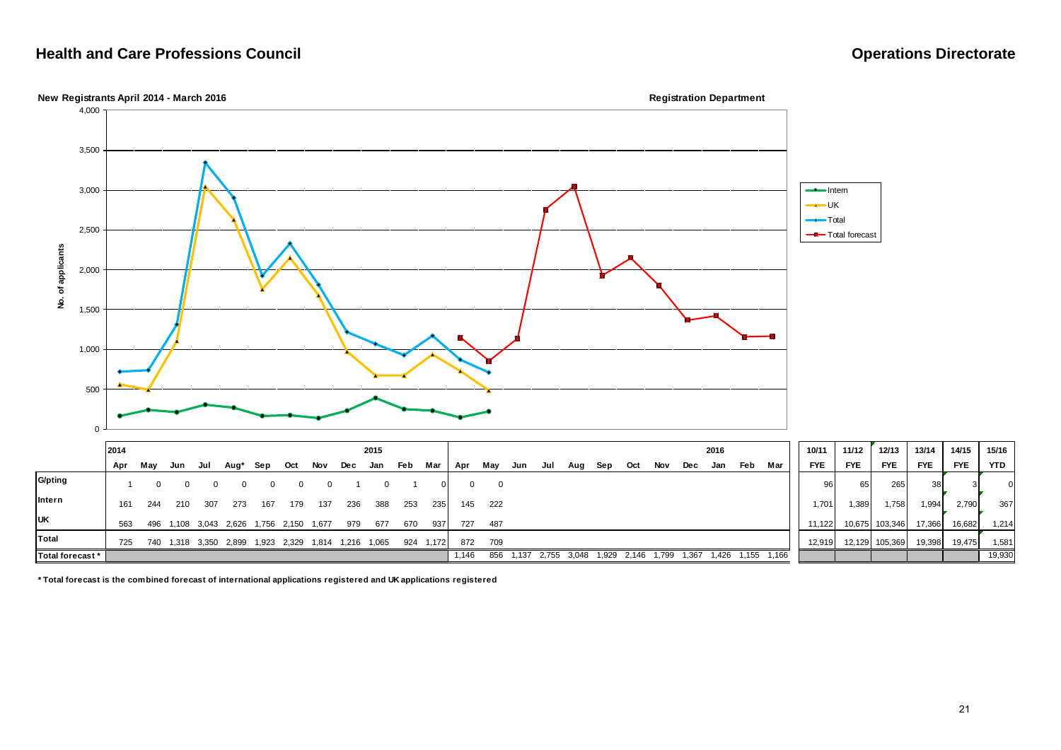## Health and Care Professions Council

## Operations Directorate

**New Registrants April 2014 - March 2016**

**Registration Department**

| | 2014 Apr | May | Jun | Jul | Aug* | Sep | Oct | Nov | Dec | 2015 Jan | Feb | Mar | Apr | May | Jun | Jul | Aug | Sep | Oct | Nov | Dec | 2016 Jan | Feb | Mar | 10/11 FYE | 11/12 FYE | 12/13 FYE | 13/14 FYE | 14/15 FYE | 15/16 YTD |
|---|---|---|---|---|---|---|---|---|---|---|---|---|---|---|---|---|---|---|---|---|---|---|---|---|---|---|---|---|---|---|
| **G/pting** | 1 | 0 | 0 | 0 | 0 | 0 | 0 | 0 | 1 | 0 | 1 | 0 | 0 | 0 | | | | | | | | | | | 96 | 65 | 265 | 38 | 3 | 0 |
| **Intern** | 161 | 244 | 210 | 307 | 273 | 167 | 179 | 137 | 236 | 388 | 253 | 235 | 145 | 222 | | | | | | | | | | | 1,701 | 1,389 | 1,758 | 1,994 | 2,790 | 367 |
| **UK** | 563 | 496 | 1,108 | 3,043 | 2,626 | 1,756 | 2,150 | 1,677 | 979 | 677 | 670 | 937 | 727 | 487 | | | | | | | | | | | 11,122 | 10,675 | 103,346 | 17,366 | 16,682 | 1,214 |
| **Total** | 725 | 740 | 1,318 | 3,350 | 2,899 | 1,923 | 2,329 | 1,814 | 1,216 | 1,065 | 924 | 1,172 | 872 | 709 | | | | | | | | | | | 12,919 | 12,129 | 105,369 | 19,398 | 19,475 | 1,581 |
| **Total forecast*** | | | | | | | | | | | | | 1,146 | 856 | 1,137 | 2,755 | 3,048 | 1,929 | 2,146 | 1,799 | 1,367 | 1,426 | 1,155 | 1,166 | | | | | | 19,930 |

**\* Total forecast is the combined forecast of international applications registered and UK applications registered**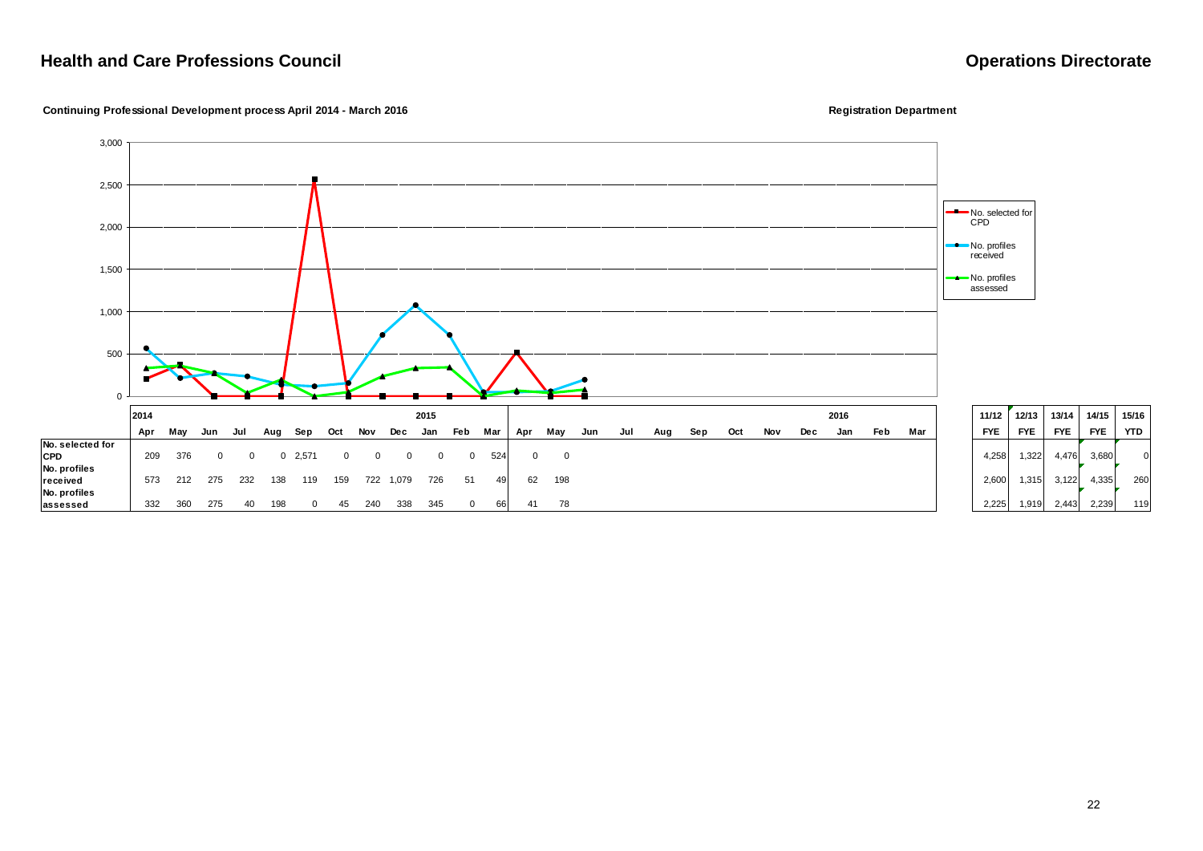## Health and Care Professions Council

## Operations Directorate

**Continuing Professional Development process April 2014 - March 2016**

**Registration Department**

| | 2014 Apr | May | Jun | Jul | Aug | Sep | Oct | Nov | Dec | 2015 Jan | Feb | Mar | Apr | May | Jun | Jul | Aug | Sep | Oct | Nov | Dec | 2016 Jan | Feb | Mar |
|---|---|---|---|---|---|---|---|---|---|---|---|---|---|---|---|---|---|---|---|---|---|---|---|---|
| **No. selected for CPD** | 209 | 376 | 0 | 0 | 0 | 2,571 | 0 | 0 | 0 | 0 | 0 | 524 | 0 | 0 | | | | | | | | | | |
| **No. profiles received** | 573 | 212 | 275 | 232 | 138 | 119 | 159 | 722 | 1,079 | 726 | 51 | 49 | 62 | 198 | | | | | | | | | | |
| **No. profiles assessed** | 332 | 360 | 275 | 40 | 198 | 0 | 45 | 240 | 338 | 345 | 0 | 66 | 41 | 78 | | | | | | | | | | |

| | 11/12 FYE | 12/13 FYE | 13/14 FYE | 14/15 FYE | 15/16 YTD |
|---|---|---|---|---|---|
| **No. selected for CPD** | 4,258 | 1,322 | 4,476 | 3,680 | 0 |
| **No. profiles received** | 2,600 | 1,315 | 3,122 | 4,335 | 260 |
| **No. profiles assessed** | 2,225 | 1,919 | 2,443 | 2,239 | 119 |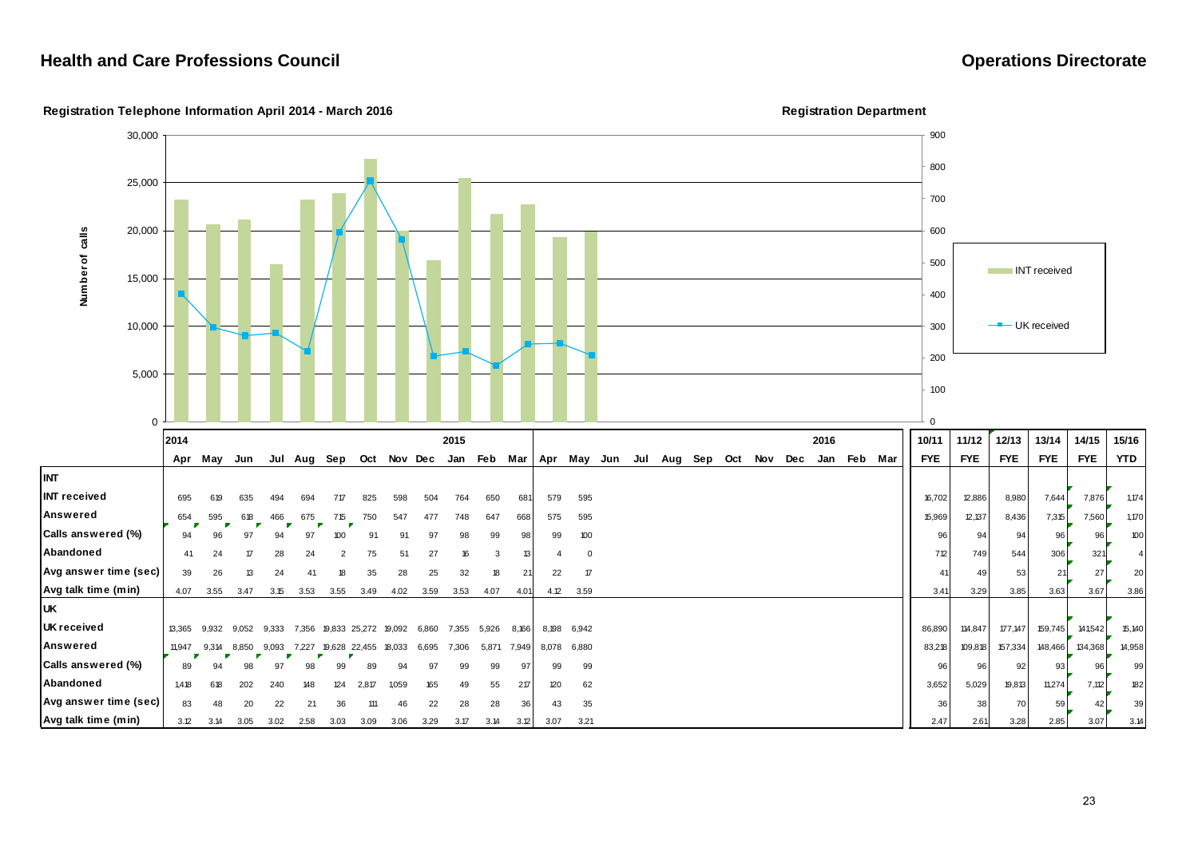## Health and Care Professions Council

## Operations Directorate

### Registration Telephone Information April 2014 - March 2016

### Registration Department

| | 2014 Apr | May | Jun | Jul | Aug | Sep | Oct | Nov | Dec | 2015 Jan | Feb | Mar | Apr | May | Jun | Jul | Aug | Sep | Oct | Nov | Dec | 2016 Jan | Feb | Mar | 10/11 FYE | 11/12 FYE | 12/13 FYE | 13/14 FYE | 14/15 FYE | 15/16 YTD |
|---|---|---|---|---|---|---|---|---|---|---|---|---|---|---|---|---|---|---|---|---|---|---|---|---|---|---|---|---|---|---|
| **INT** | | | | | | | | | | | | | | | | | | | | | | | | | | | | | | |
| **INT received** | 695 | 619 | 635 | 494 | 694 | 717 | 825 | 598 | 504 | 764 | 650 | 681 | 579 | 595 | | | | | | | | | | | 16,702 | 12,886 | 8,980 | 7,644 | 7,876 | 1,174 |
| **Answered** | 654 | 595 | 618 | 466 | 675 | 715 | 750 | 547 | 477 | 748 | 647 | 668 | 575 | 595 | | | | | | | | | | | 15,969 | 12,137 | 8,436 | 7,315 | 7,560 | 1,170 |
| **Calls answered (%)** | 94 | 96 | 97 | 94 | 97 | 100 | 91 | 91 | 97 | 98 | 99 | 98 | 99 | 100 | | | | | | | | | | | 96 | 94 | 94 | 96 | 96 | 100 |
| **Abandoned** | 41 | 24 | 17 | 28 | 24 | 2 | 75 | 51 | 27 | 16 | 3 | 13 | 4 | 0 | | | | | | | | | | | 712 | 749 | 544 | 306 | 321 | 4 |
| **Avg answer time (sec)** | 39 | 26 | 13 | 24 | 41 | 18 | 35 | 28 | 25 | 32 | 18 | 21 | 22 | 17 | | | | | | | | | | | 41 | 49 | 53 | 21 | 27 | 20 |
| **Avg talk time (min)** | 4.07 | 3.55 | 3.47 | 3.15 | 3.53 | 3.55 | 3.49 | 4.02 | 3.59 | 3.53 | 4.07 | 4.01 | 4.12 | 3.59 | | | | | | | | | | | 3.41 | 3.29 | 3.85 | 3.63 | 3.67 | 3.86 |
| **UK** | | | | | | | | | | | | | | | | | | | | | | | | | | | | | | |
| **UK received** | 13,365 | 9,932 | 9,052 | 9,333 | 7,356 | 19,833 | 25,272 | 19,092 | 6,860 | 7,355 | 5,926 | 8,166 | 8,198 | 6,942 | | | | | | | | | | | 86,890 | 114,847 | 177,147 | 159,745 | 141,542 | 15,140 |
| **Answered** | 11,947 | 9,314 | 8,850 | 9,093 | 7,227 | 19,628 | 22,455 | 18,033 | 6,695 | 7,306 | 5,871 | 7,949 | 8,078 | 6,880 | | | | | | | | | | | 83,218 | 109,818 | 157,334 | 148,466 | 134,368 | 14,958 |
| **Calls answered (%)** | 89 | 94 | 98 | 97 | 98 | 99 | 89 | 94 | 97 | 99 | 99 | 97 | 99 | 99 | | | | | | | | | | | 96 | 96 | 92 | 93 | 96 | 99 |
| **Abandoned** | 1,418 | 618 | 202 | 240 | 148 | 124 | 2,817 | 1,059 | 165 | 49 | 55 | 217 | 120 | 62 | | | | | | | | | | | 3,652 | 5,029 | 19,813 | 11,274 | 7,112 | 182 |
| **Avg answer time (sec)** | 83 | 48 | 20 | 22 | 21 | 36 | 111 | 46 | 22 | 28 | 28 | 36 | 43 | 35 | | | | | | | | | | | 36 | 38 | 70 | 59 | 42 | 39 |
| **Avg talk time (min)** | 3.12 | 3.14 | 3.05 | 3.02 | 2.58 | 3.03 | 3.09 | 3.06 | 3.29 | 3.17 | 3.14 | 3.12 | 3.07 | 3.21 | | | | | | | | | | | 2.47 | 2.61 | 3.28 | 2.85 | 3.07 | 3.14 |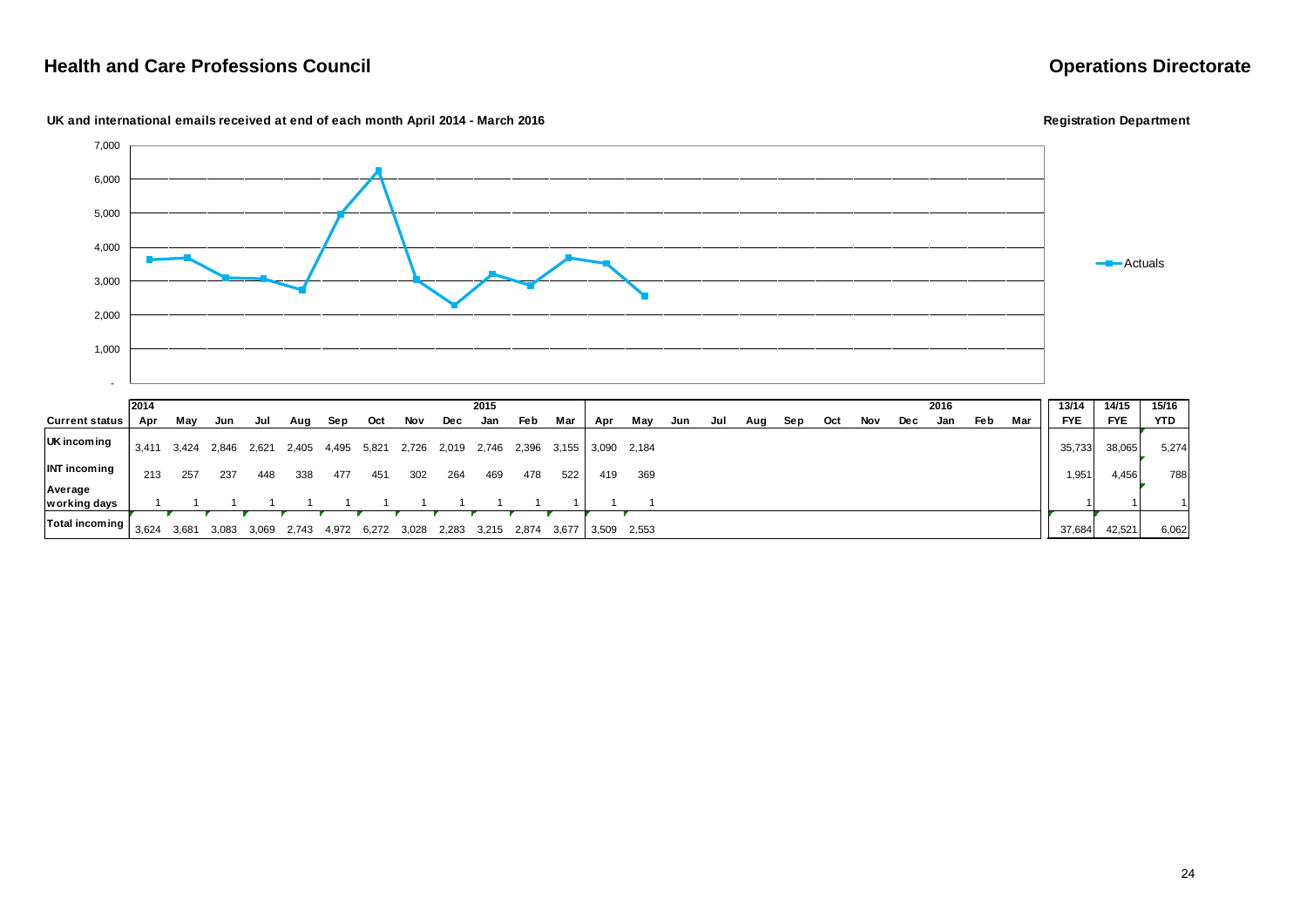## Health and Care Professions Council

## Operations Directorate

**UK and international emails received at end of each month April 2014 - March 2016**

**Registration Department**

| Current status | 2014 Apr | May | Jun | Jul | Aug | Sep | Oct | Nov | Dec | 2015 Jan | Feb | Mar | Apr | May | Jun | Jul | Aug | Sep | Oct | Nov | Dec | 2016 Jan | Feb | Mar | 13/14 FYE | 14/15 FYE | 15/16 YTD |
|---|---|---|---|---|---|---|---|---|---|---|---|---|---|---|---|---|---|---|---|---|---|---|---|---|---|---|---|
| UK incoming | 3,411 | 3,424 | 2,846 | 2,621 | 2,405 | 4,495 | 5,821 | 2,726 | 2,019 | 2,746 | 2,396 | 3,155 | 3,090 | 2,184 | | | | | | | | | | | 35,733 | 38,065 | 5,274 |
| INT incoming | 213 | 257 | 237 | 448 | 338 | 477 | 451 | 302 | 264 | 469 | 478 | 522 | 419 | 369 | | | | | | | | | | | 1,951 | 4,456 | 788 |
| Average working days | 1 | 1 | 1 | 1 | 1 | 1 | 1 | 1 | 1 | 1 | 1 | 1 | 1 | 1 | | | | | | | | | | | 1 | 1 | 1 |
| Total incoming | 3,624 | 3,681 | 3,083 | 3,069 | 2,743 | 4,972 | 6,272 | 3,028 | 2,283 | 3,215 | 2,874 | 3,677 | 3,509 | 2,553 | | | | | | | | | | | 37,684 | 42,521 | 6,062 |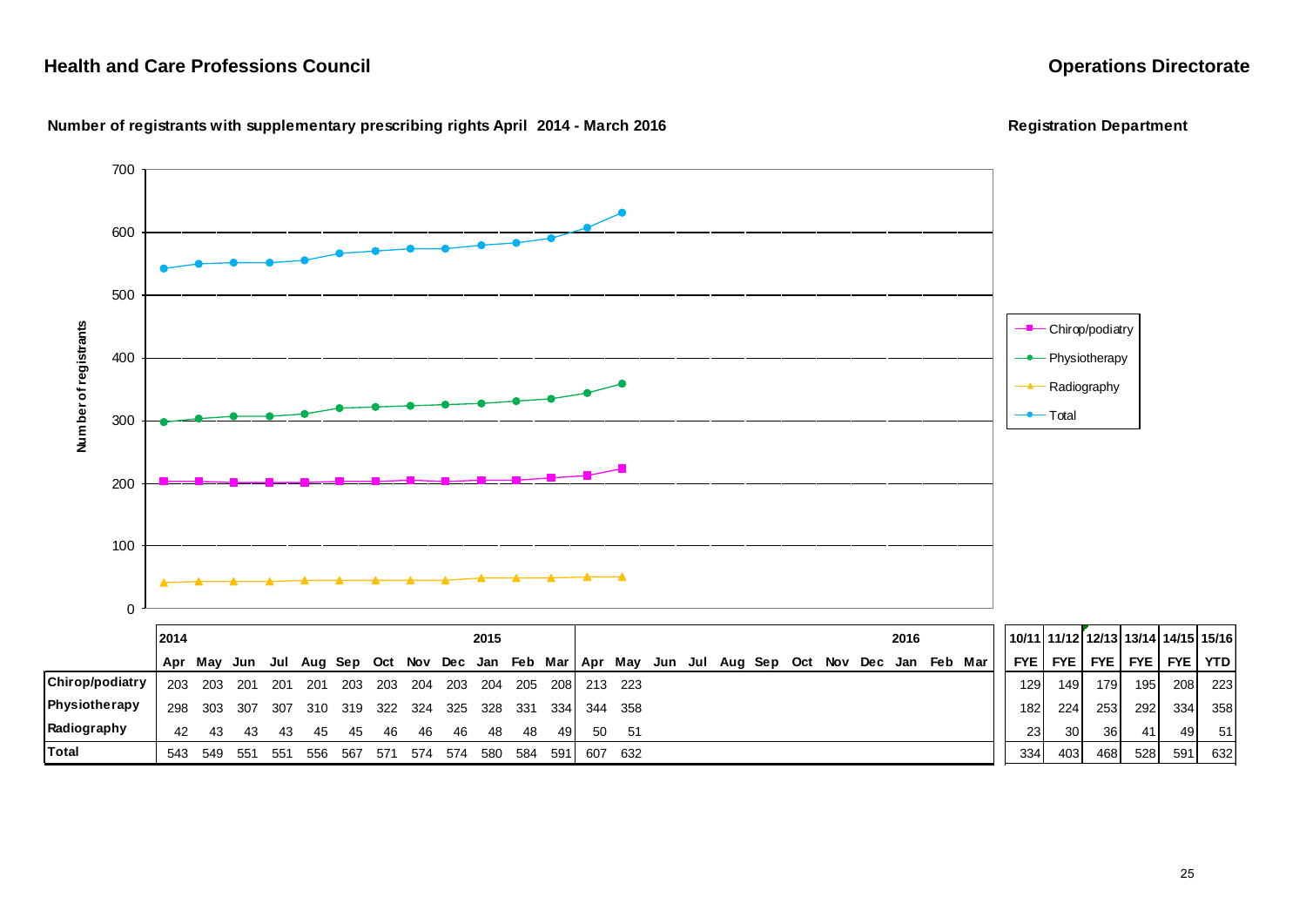**Health and Care Professions Council**

**Operations Directorate**

**Number of registrants with supplementary prescribing rights April 2014 - March 2016**

**Registration Department**

| | 2014 Apr | May | Jun | Jul | Aug | Sep | Oct | Nov | Dec | 2015 Jan | Feb | Mar | Apr | May | Jun | Jul | Aug | Sep | Oct | Nov | Dec | 2016 Jan | Feb | Mar |
|---|---|---|---|---|---|---|---|---|---|---|---|---|---|---|---|---|---|---|---|---|---|---|---|---|
| **Chirop/podiatry** | 203 | 203 | 201 | 201 | 201 | 203 | 203 | 204 | 203 | 204 | 205 | 208 | 213 | 223 | | | | | | | | | | |
| **Physiotherapy** | 298 | 303 | 307 | 307 | 310 | 319 | 322 | 324 | 325 | 328 | 331 | 334 | 344 | 358 | | | | | | | | | | |
| **Radiography** | 42 | 43 | 43 | 43 | 45 | 45 | 46 | 46 | 46 | 48 | 48 | 49 | 50 | 51 | | | | | | | | | | |
| **Total** | 543 | 549 | 551 | 551 | 556 | 567 | 571 | 574 | 574 | 580 | 584 | 591 | 607 | 632 | | | | | | | | | | |

| | 10/11 FYE | 11/12 FYE | 12/13 FYE | 13/14 FYE | 14/15 FYE | 15/16 YTD |
|---|---|---|---|---|---|---|
| **Chirop/podiatry** | 129 | 149 | 179 | 195 | 208 | 223 |
| **Physiotherapy** | 182 | 224 | 253 | 292 | 334 | 358 |
| **Radiography** | 23 | 30 | 36 | 41 | 49 | 51 |
| **Total** | 334 | 403 | 468 | 528 | 591 | 632 |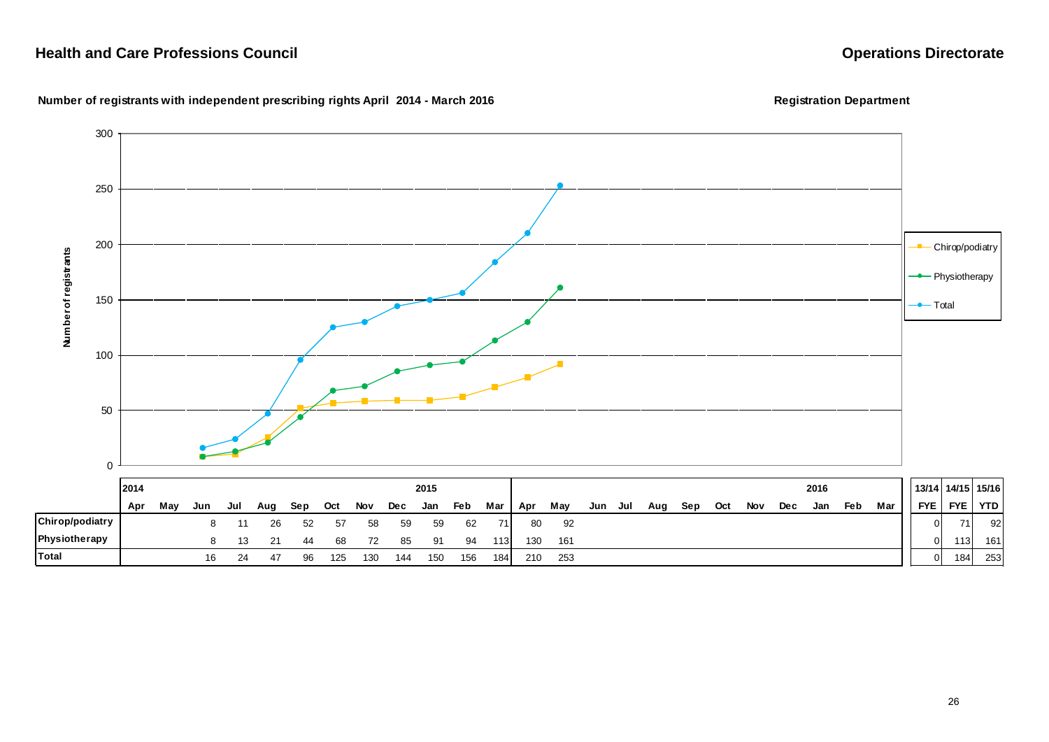## Health and Care Professions Council

## Operations Directorate

**Number of registrants with independent prescribing rights April 2014 - March 2016**

**Registration Department**

| | 2014 | | | | | | | | 2015 | | | | | | | | | | | | | | 2016 | | | | 13/14 | 14/15 | 15/16 |
|---|---|---|---|---|---|---|---|---|---|---|---|---|---|---|---|---|---|---|---|---|---|---|---|---|---|---|---|---|---|
| | Apr | May | Jun | Jul | Aug | Sep | Oct | Nov | Dec | Jan | Feb | Mar | Apr | May | Jun | Jul | Aug | Sep | Oct | Nov | Dec | Jan | Feb | Mar | FYE | FYE | YTD |
| **Chirop/podiatry** | | | 8 | 11 | 26 | 52 | 57 | 58 | 59 | 59 | 62 | 71 | 80 | 92 | | | | | | | | | | | 0 | 71 | 92 |
| **Physiotherapy** | | | 8 | 13 | 21 | 44 | 68 | 72 | 85 | 91 | 94 | 113 | 130 | 161 | | | | | | | | | | | 0 | 113 | 161 |
| **Total** | | | 16 | 24 | 47 | 96 | 125 | 130 | 144 | 150 | 156 | 184 | 210 | 253 | | | | | | | | | | | 0 | 184 | 253 |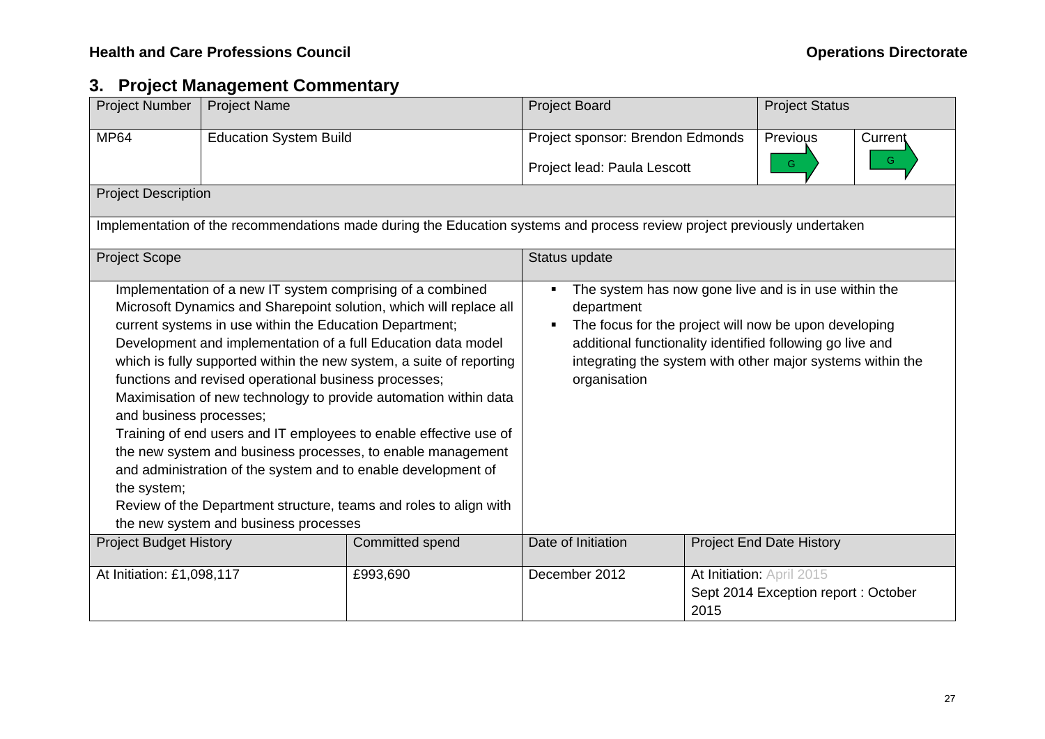## 3. Project Management Commentary

| Project Number | Project Name | | Project Board | | Project Status | |
|---|---|---|---|---|---|---|
| MP64 | Education System Build | | Project sponsor: Brendon Edmonds<br>Project lead: Paula Lescott | | Previous<br>G | Current<br>G |
| Project Description | | | | | | |
| Implementation of the recommendations made during the Education systems and process review project previously undertaken | | | | | | |
| Project Scope | | | Status update | | | |
| Implementation of a new IT system comprising of a combined Microsoft Dynamics and Sharepoint solution, which will replace all current systems in use within the Education Department;<br>Development and implementation of a full Education data model which is fully supported within the new system, a suite of reporting functions and revised operational business processes;<br>Maximisation of new technology to provide automation within data and business processes;<br>Training of end users and IT employees to enable effective use of the new system and business processes, to enable management and administration of the system and to enable development of the system;<br>Review of the Department structure, teams and roles to align with the new system and business processes | | | ▪ The system has now gone live and is in use within the department<br>▪ The focus for the project will now be upon developing additional functionality identified following go live and integrating the system with other major systems within the organisation | | | |
| Project Budget History | | Committed spend | Date of Initiation | Project End Date History | | |
| At Initiation: £1,098,117 | | £993,690 | December 2012 | At Initiation: April 2015<br>Sept 2014 Exception report : October 2015 | | |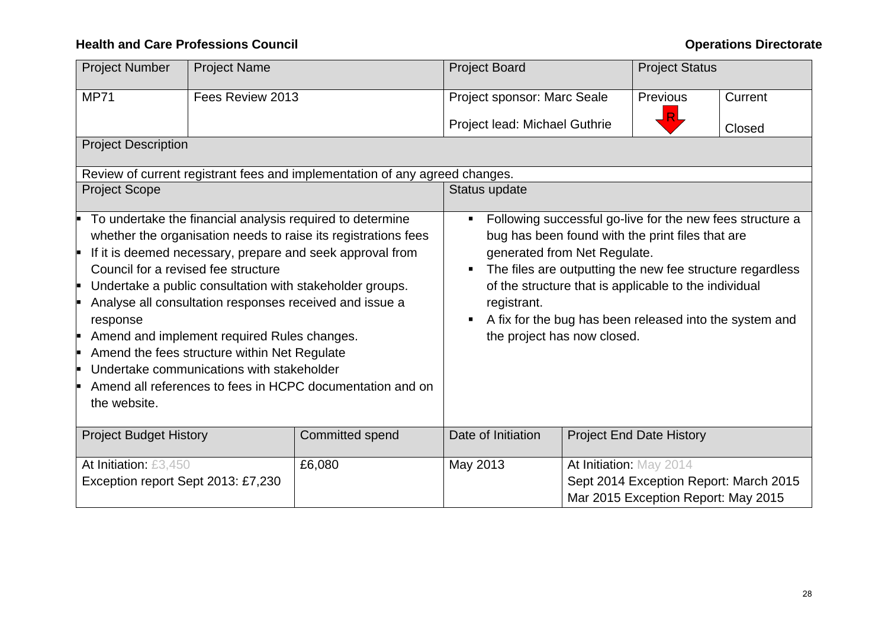**Health and Care Professions Council** **Operations Directorate**

| Project Number | Project Name | Project Board | Project Status | |
|---|---|---|---|---|
| MP71 | Fees Review 2013 | Project sponsor: Marc Seale<br>Project lead: Michael Guthrie | Previous<br>R | Current<br>Closed |

| Project Description |
|---|
| Review of current registrant fees and implementation of any agreed changes. |

| Project Scope | Status update |
|---|---|
| - To undertake the financial analysis required to determine whether the organisation needs to raise its registrations fees<br>- If it is deemed necessary, prepare and seek approval from Council for a revised fee structure<br>- Undertake a public consultation with stakeholder groups.<br>- Analyse all consultation responses received and issue a response<br>- Amend and implement required Rules changes.<br>- Amend the fees structure within Net Regulate<br>- Undertake communications with stakeholder<br>- Amend all references to fees in HCPC documentation and on the website. | - Following successful go-live for the new fees structure a bug has been found with the print files that are generated from Net Regulate.<br>- The files are outputting the new fee structure regardless of the structure that is applicable to the individual registrant.<br>- A fix for the bug has been released into the system and the project has now closed. |

| Project Budget History | Committed spend | Date of Initiation | Project End Date History |
|---|---|---|---|
| At Initiation: £3,450<br>Exception report Sept 2013: £7,230 | £6,080 | May 2013 | At Initiation: May 2014<br>Sept 2014 Exception Report: March 2015<br>Mar 2015 Exception Report: May 2015 |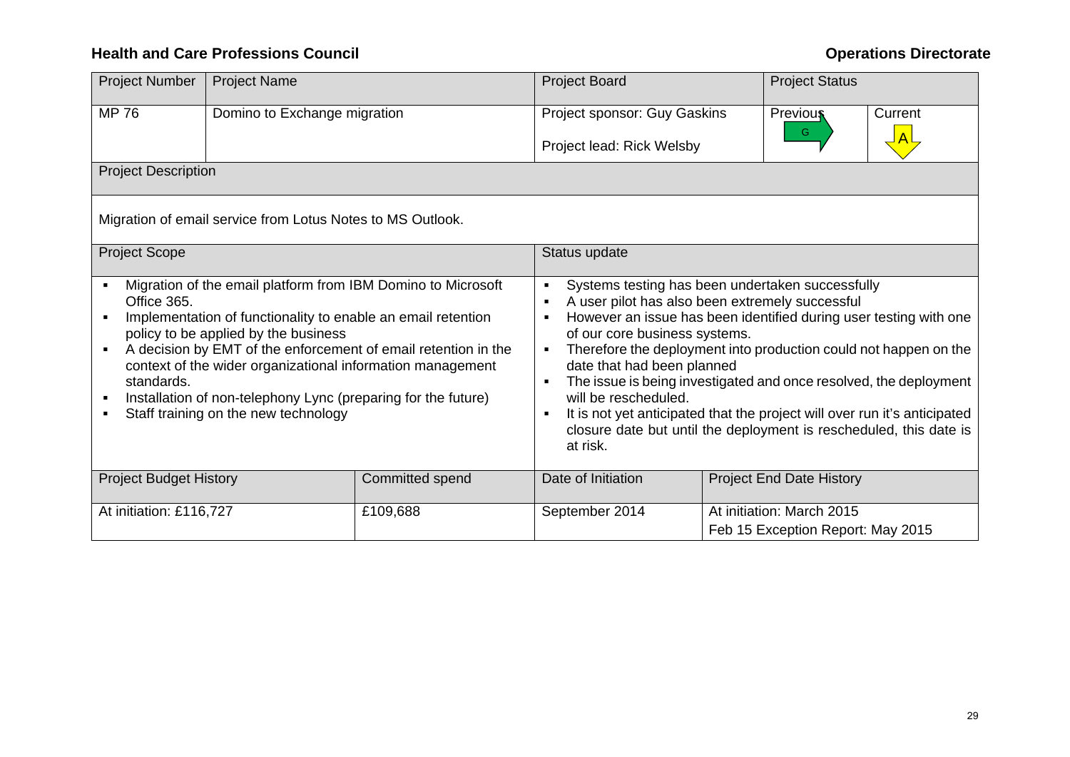**Health and Care Professions Council** **Operations Directorate**

| Project Number | Project Name | | Project Board | | Project Status | |
|---|---|---|---|---|---|---|
| MP 76 | Domino to Exchange migration | | Project sponsor: Guy Gaskins<br>Project lead: Rick Welsby | | Previous<br>G | Current<br>A |
| Project Description | | | | | | |
| Migration of email service from Lotus Notes to MS Outlook. | | | | | | |
| Project Scope | | | Status update | | | |
| ▪ Migration of the email platform from IBM Domino to Microsoft Office 365.<br>▪ Implementation of functionality to enable an email retention policy to be applied by the business<br>▪ A decision by EMT of the enforcement of email retention in the context of the wider organizational information management standards.<br>▪ Installation of non-telephony Lync (preparing for the future)<br>▪ Staff training on the new technology | | | ▪ Systems testing has been undertaken successfully<br>▪ A user pilot has also been extremely successful<br>▪ However an issue has been identified during user testing with one of our core business systems.<br>▪ Therefore the deployment into production could not happen on the date that had been planned<br>▪ The issue is being investigated and once resolved, the deployment will be rescheduled.<br>▪ It is not yet anticipated that the project will over run it's anticipated closure date but until the deployment is rescheduled, this date is at risk. | | | |
| Project Budget History | | Committed spend | Date of Initiation | Project End Date History | | |
| At initiation: £116,727 | | £109,688 | September 2014 | At initiation: March 2015<br>Feb 15 Exception Report: May 2015 | | |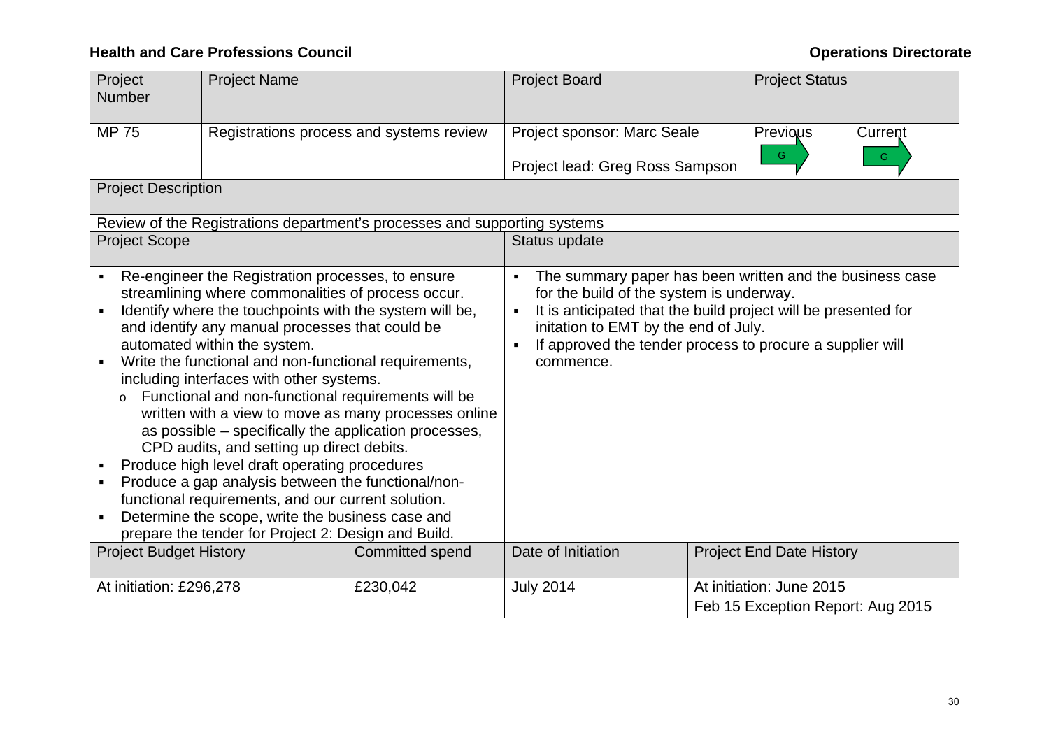**Health and Care Professions Council** **Operations Directorate**

| Project Number | Project Name | Project Board | Project Status | |
|---|---|---|---|---|
| MP 75 | Registrations process and systems review | Project sponsor: Marc Seale<br><br>Project lead: Greg Ross Sampson | Previous<br>G | Current<br>G |

| Project Description |
|---|
| Review of the Registrations department's processes and supporting systems |

| Project Scope | Status update |
|---|---|
| ▪ Re-engineer the Registration processes, to ensure streamlining where commonalities of process occur.<br>▪ Identify where the touchpoints with the system will be, and identify any manual processes that could be automated within the system.<br>▪ Write the functional and non-functional requirements, including interfaces with other systems.<br>o Functional and non-functional requirements will be written with a view to move as many processes online as possible – specifically the application processes, CPD audits, and setting up direct debits.<br>▪ Produce high level draft operating procedures<br>▪ Produce a gap analysis between the functional/non-functional requirements, and our current solution.<br>▪ Determine the scope, write the business case and prepare the tender for Project 2: Design and Build. | ▪ The summary paper has been written and the business case for the build of the system is underway.<br>▪ It is anticipated that the build project will be presented for initation to EMT by the end of July.<br>▪ If approved the tender process to procure a supplier will commence. |

| Project Budget History | Committed spend | Date of Initiation | Project End Date History |
|---|---|---|---|
| At initiation: £296,278 | £230,042 | July 2014 | At initiation: June 2015<br>Feb 15 Exception Report: Aug 2015 |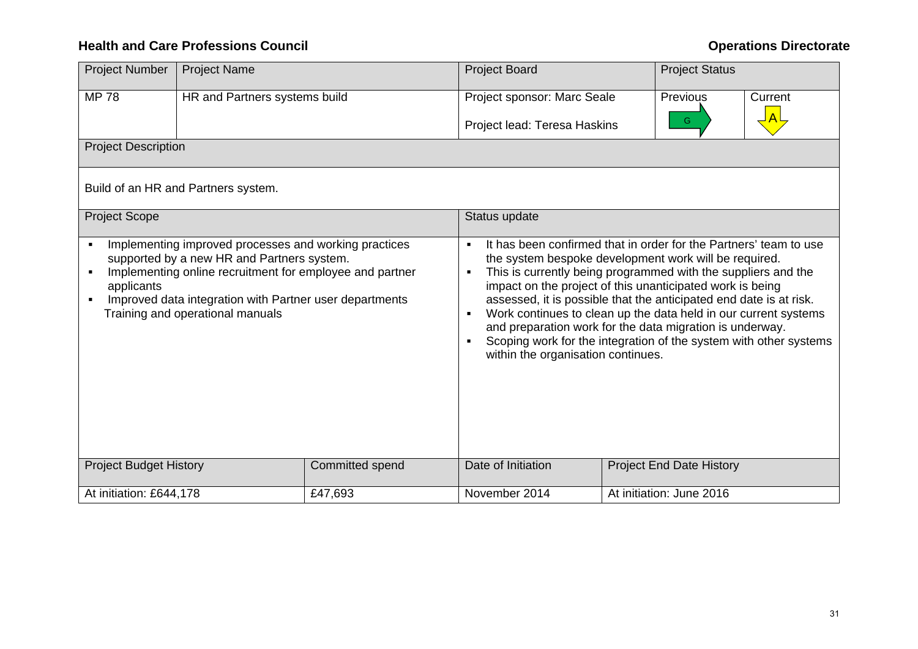**Health and Care Professions Council** **Operations Directorate**

| Project Number | Project Name | | Project Board | | Project Status | |
|---|---|---|---|---|---|---|
| MP 78 | HR and Partners systems build | | Project sponsor: Marc Seale<br><br>Project lead: Teresa Haskins | | Previous<br>G | Current<br>A |
| Project Description | | | | | | |
| Build of an HR and Partners system. | | | | | | |
| Project Scope | | | Status update | | | |
| ▪ Implementing improved processes and working practices supported by a new HR and Partners system.<br>▪ Implementing online recruitment for employee and partner applicants<br>▪ Improved data integration with Partner user departments Training and operational manuals | | | ▪ It has been confirmed that in order for the Partners' team to use the system bespoke development work will be required.<br>▪ This is currently being programmed with the suppliers and the impact on the project of this unanticipated work is being assessed, it is possible that the anticipated end date is at risk.<br>▪ Work continues to clean up the data held in our current systems and preparation work for the data migration is underway.<br>▪ Scoping work for the integration of the system with other systems within the organisation continues. | | | |
| Project Budget History | | Committed spend | Date of Initiation | Project End Date History | | |
| At initiation: £644,178 | | £47,693 | November 2014 | At initiation: June 2016 | | |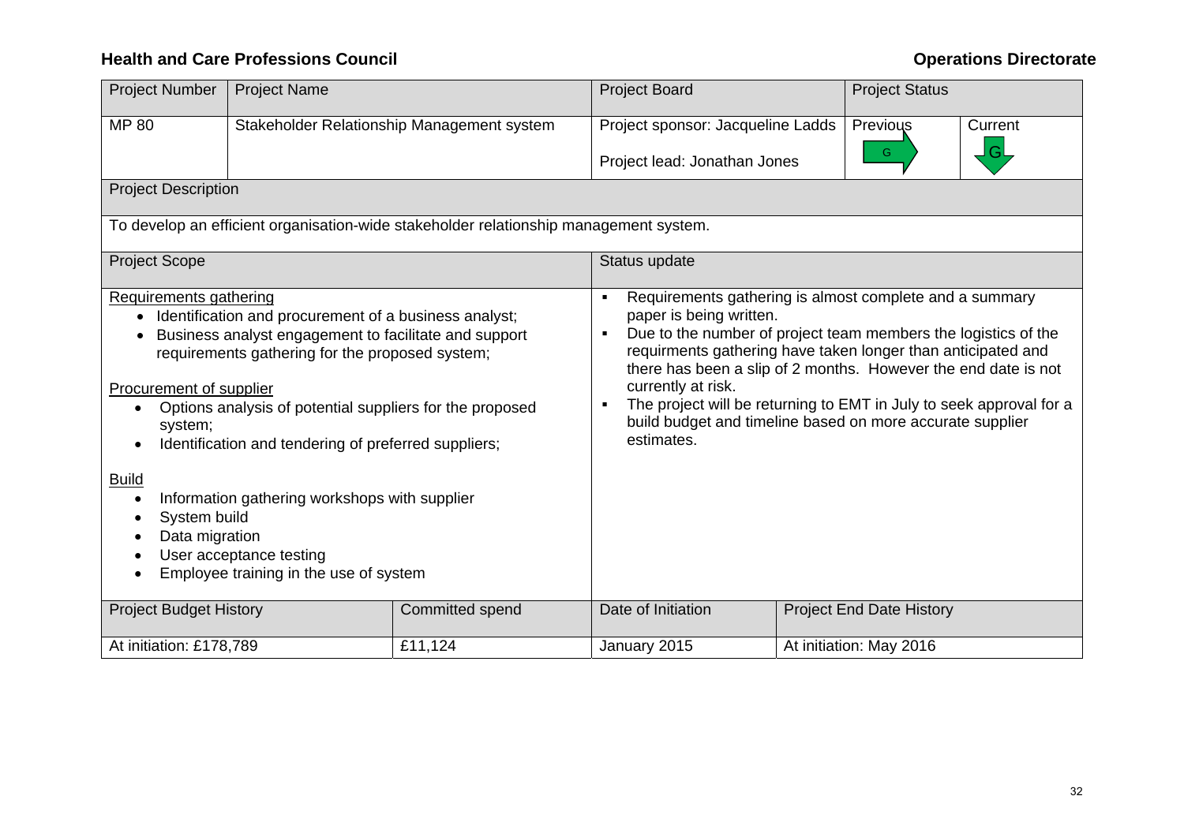**Health and Care Professions Council** **Operations Directorate**

| Project Number | Project Name | Project Board | Project Status | |
|---|---|---|---|---|
| MP 80 | Stakeholder Relationship Management system | Project sponsor: Jacqueline Ladds<br><br>Project lead: Jonathan Jones | Previous<br>G (right arrow) | Current<br>G (down arrow) |

| Project Description |
|---|
| To develop an efficient organisation-wide stakeholder relationship management system. |

| Project Scope | Status update |
|---|---|
| <u>Requirements gathering</u><br>• Identification and procurement of a business analyst;<br>• Business analyst engagement to facilitate and support requirements gathering for the proposed system;<br><br><u>Procurement of supplier</u><br>• Options analysis of potential suppliers for the proposed system;<br>• Identification and tendering of preferred suppliers;<br><br><u>Build</u><br>• Information gathering workshops with supplier<br>• System build<br>• Data migration<br>• User acceptance testing<br>• Employee training in the use of system | ▪ Requirements gathering is almost complete and a summary paper is being written.<br>▪ Due to the number of project team members the logistics of the requirments gathering have taken longer than anticipated and there has been a slip of 2 months. However the end date is not currently at risk.<br>▪ The project will be returning to EMT in July to seek approval for a build budget and timeline based on more accurate supplier estimates. |

| Project Budget History | Committed spend | Date of Initiation | Project End Date History |
|---|---|---|---|
| At initiation: £178,789 | £11,124 | January 2015 | At initiation: May 2016 |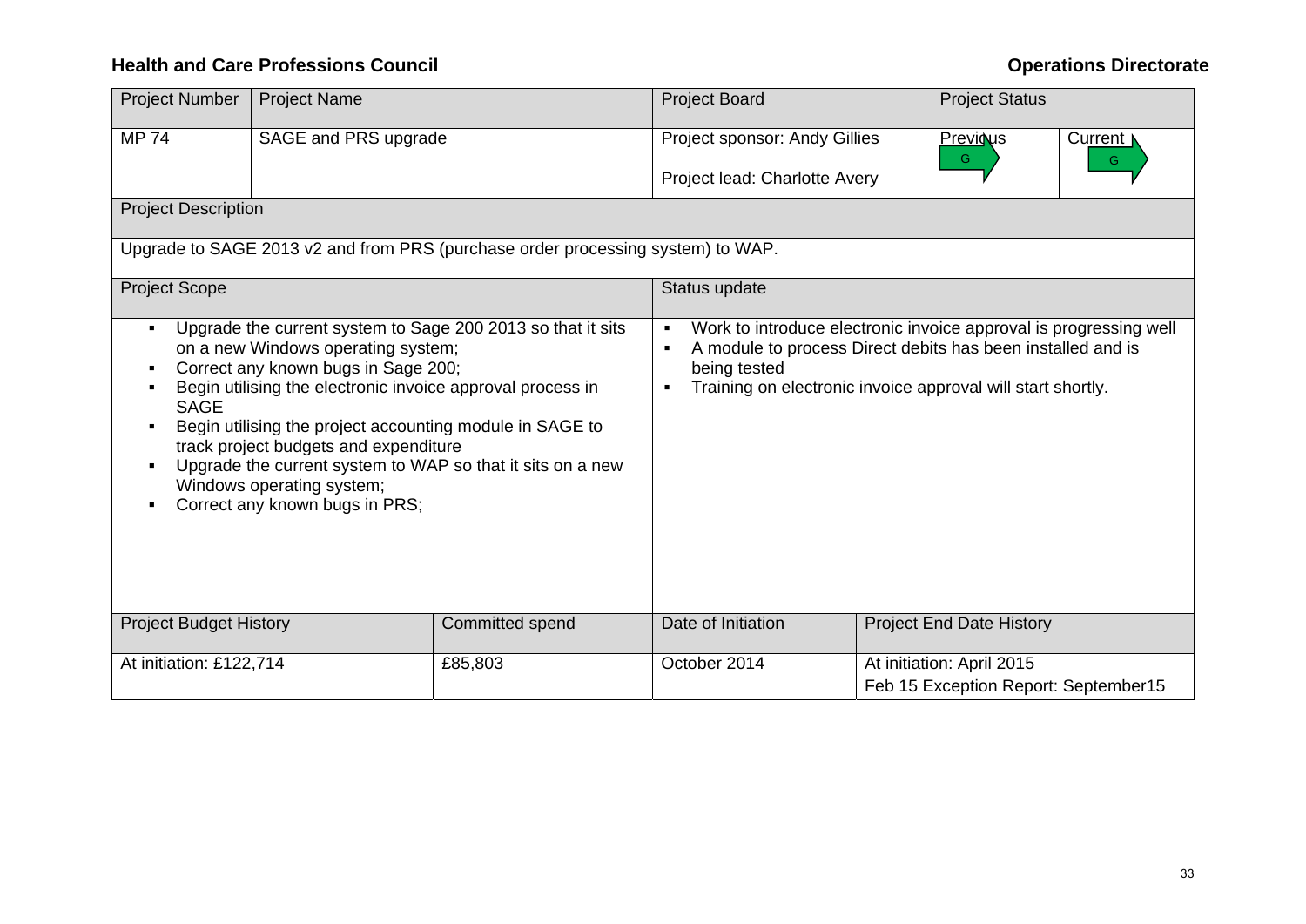**Health and Care Professions Council** **Operations Directorate**

| Project Number | Project Name | Project Board | Project Status | |
|---|---|---|---|---|
| MP 74 | SAGE and PRS upgrade | Project sponsor: Andy Gillies<br><br>Project lead: Charlotte Avery | Previous<br>G | Current<br>G |

| Project Description |
|---|
| Upgrade to SAGE 2013 v2 and from PRS (purchase order processing system) to WAP. |

| Project Scope | Status update |
|---|---|
| • Upgrade the current system to Sage 200 2013 so that it sits on a new Windows operating system;<br>• Correct any known bugs in Sage 200;<br>• Begin utilising the electronic invoice approval process in SAGE<br>• Begin utilising the project accounting module in SAGE to track project budgets and expenditure<br>• Upgrade the current system to WAP so that it sits on a new Windows operating system;<br>• Correct any known bugs in PRS; | • Work to introduce electronic invoice approval is progressing well<br>• A module to process Direct debits has been installed and is being tested<br>• Training on electronic invoice approval will start shortly. |

| Project Budget History | Committed spend | Date of Initiation | Project End Date History |
|---|---|---|---|
| At initiation: £122,714 | £85,803 | October 2014 | At initiation: April 2015<br>Feb 15 Exception Report: September15 |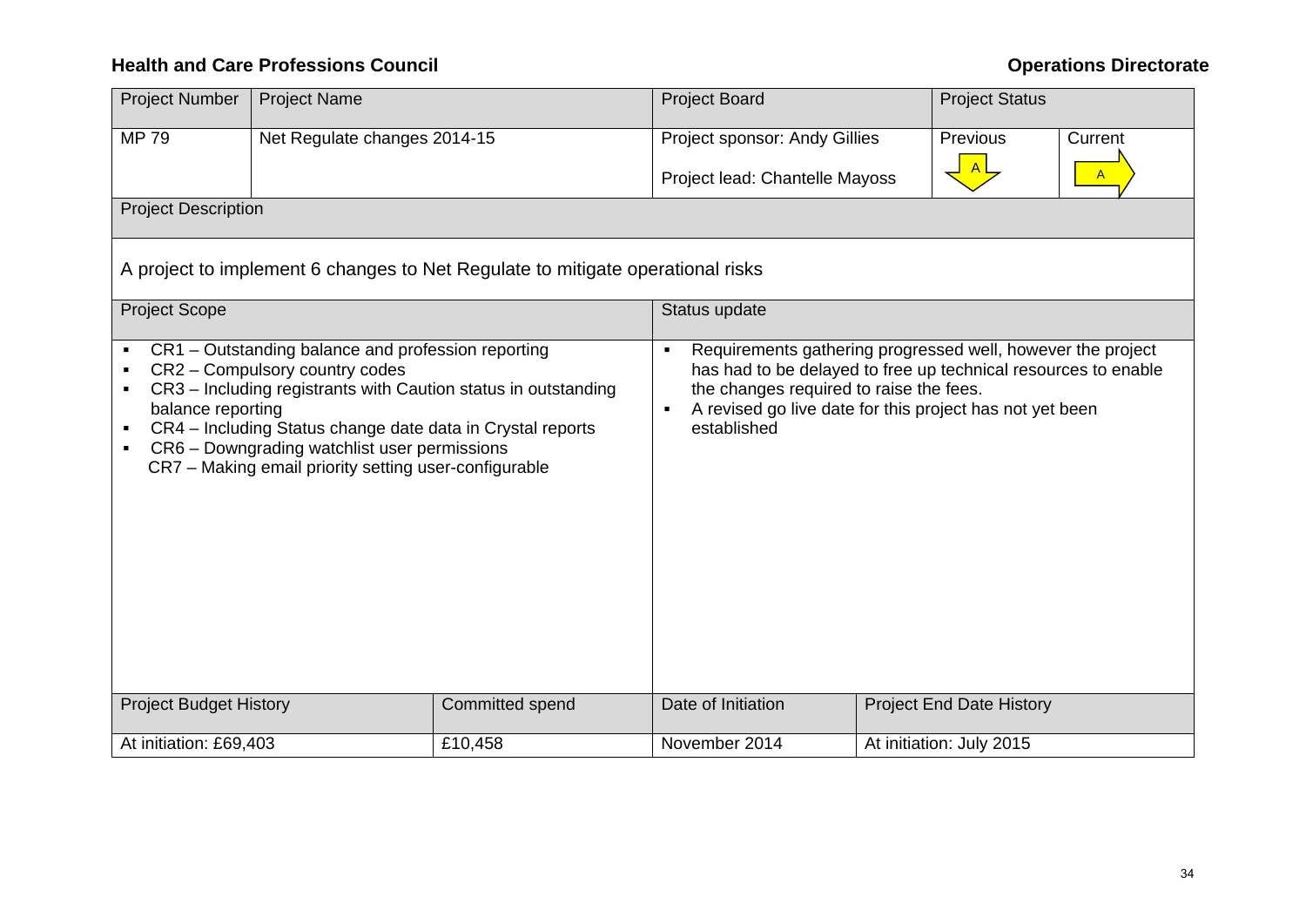**Health and Care Professions Council** **Operations Directorate**

| Project Number | Project Name | Project Board | Project Status | |
|---|---|---|---|---|
| MP 79 | Net Regulate changes 2014-15 | Project sponsor: Andy Gillies<br>Project lead: Chantelle Mayoss | Previous<br>A | Current<br>A |

**Project Description**

A project to implement 6 changes to Net Regulate to mitigate operational risks

| Project Scope | Status update |
|---|---|
| • CR1 – Outstanding balance and profession reporting<br>• CR2 – Compulsory country codes<br>• CR3 – Including registrants with Caution status in outstanding balance reporting<br>• CR4 – Including Status change date data in Crystal reports<br>• CR6 – Downgrading watchlist user permissions<br>CR7 – Making email priority setting user-configurable | • Requirements gathering progressed well, however the project has had to be delayed to free up technical resources to enable the changes required to raise the fees.<br>• A revised go live date for this project has not yet been established |

| Project Budget History | Committed spend | Date of Initiation | Project End Date History |
|---|---|---|---|
| At initiation: £69,403 | £10,458 | November 2014 | At initiation: July 2015 |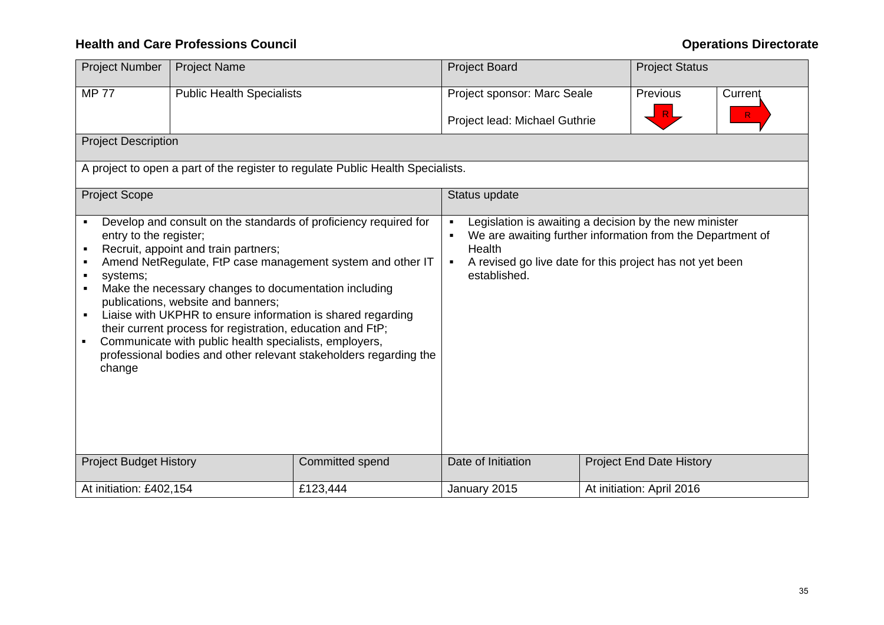**Health and Care Professions Council** **Operations Directorate**

| Project Number | Project Name | Project Board | Project Status | |
|---|---|---|---|---|
| MP 77 | Public Health Specialists | Project sponsor: Marc Seale<br><br>Project lead: Michael Guthrie | Previous<br>R | Current<br>R |

| Project Description |
|---|
| A project to open a part of the register to regulate Public Health Specialists. |

| Project Scope | Status update |
|---|---|
| ▪ Develop and consult on the standards of proficiency required for entry to the register;<br>▪ Recruit, appoint and train partners;<br>▪ Amend NetRegulate, FtP case management system and other IT<br>▪ systems;<br>▪ Make the necessary changes to documentation including publications, website and banners;<br>▪ Liaise with UKPHR to ensure information is shared regarding their current process for registration, education and FtP;<br>▪ Communicate with public health specialists, employers, professional bodies and other relevant stakeholders regarding the change | ▪ Legislation is awaiting a decision by the new minister<br>▪ We are awaiting further information from the Department of Health<br>▪ A revised go live date for this project has not yet been established. |

| Project Budget History | Committed spend | Date of Initiation | Project End Date History |
|---|---|---|---|
| At initiation: £402,154 | £123,444 | January 2015 | At initiation: April 2016 |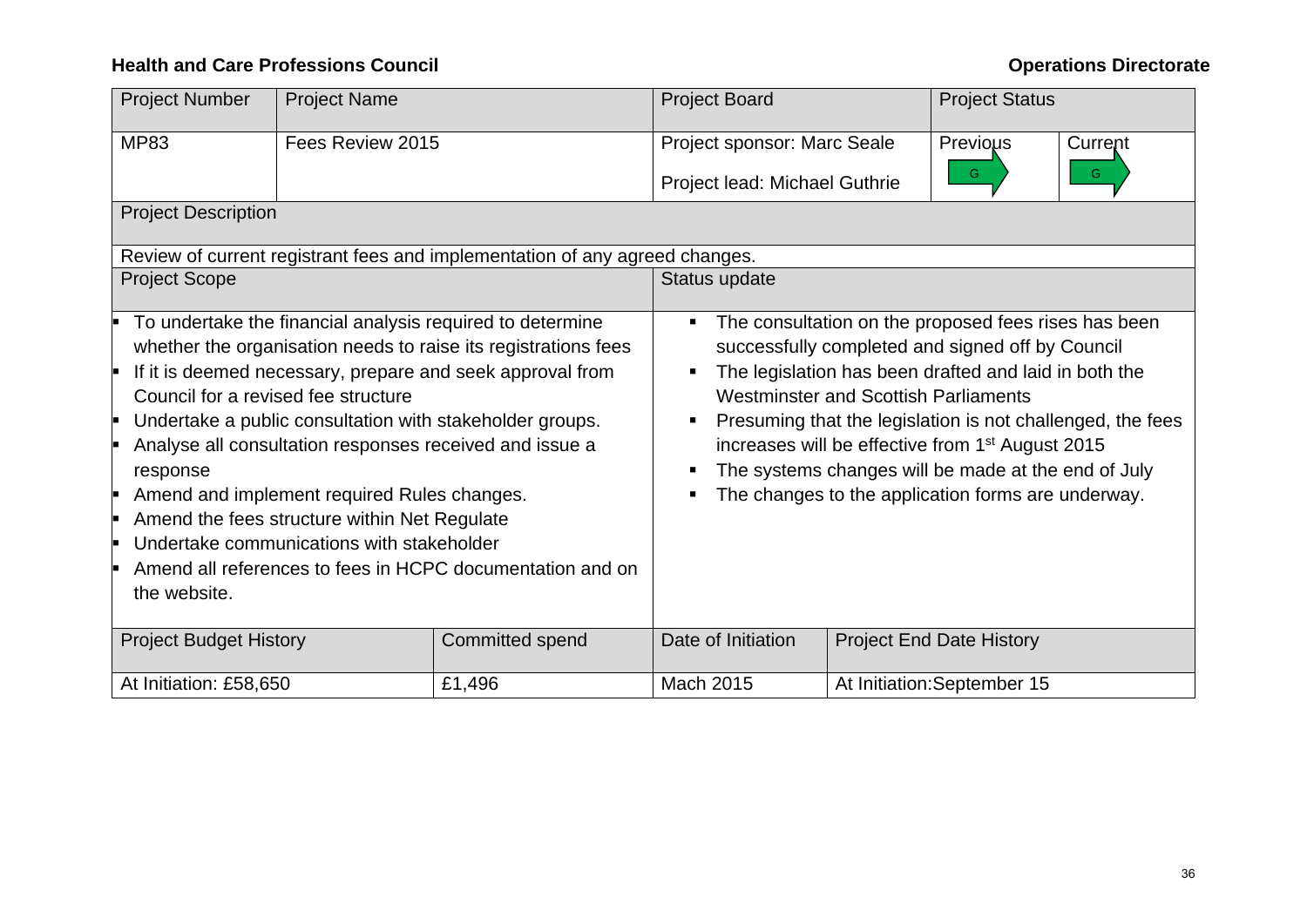**Health and Care Professions Council** | **Operations Directorate**

| Project Number | Project Name | | Project Board | | Project Status | |
|---|---|---|---|---|---|---|
| MP83 | Fees Review 2015 | | Project sponsor: Marc Seale<br>Project lead: Michael Guthrie | | Previous<br>G | Current<br>G |
| **Project Description** | | | | | | |
| Review of current registrant fees and implementation of any agreed changes. | | | | | | |
| **Project Scope** | | | **Status update** | | | |
| ▪ To undertake the financial analysis required to determine whether the organisation needs to raise its registrations fees<br>▪ If it is deemed necessary, prepare and seek approval from Council for a revised fee structure<br>▪ Undertake a public consultation with stakeholder groups.<br>▪ Analyse all consultation responses received and issue a response<br>▪ Amend and implement required Rules changes.<br>▪ Amend the fees structure within Net Regulate<br>▪ Undertake communications with stakeholder<br>▪ Amend all references to fees in HCPC documentation and on the website. | | | ▪ The consultation on the proposed fees rises has been successfully completed and signed off by Council<br>▪ The legislation has been drafted and laid in both the Westminster and Scottish Parliaments<br>▪ Presuming that the legislation is not challenged, the fees increases will be effective from 1st August 2015<br>▪ The systems changes will be made at the end of July<br>▪ The changes to the application forms are underway. | | | |
| **Project Budget History** | | Committed spend | Date of Initiation | Project End Date History | | |
| At Initiation: £58,650 | | £1,496 | Mach 2015 | At Initiation:September 15 | | |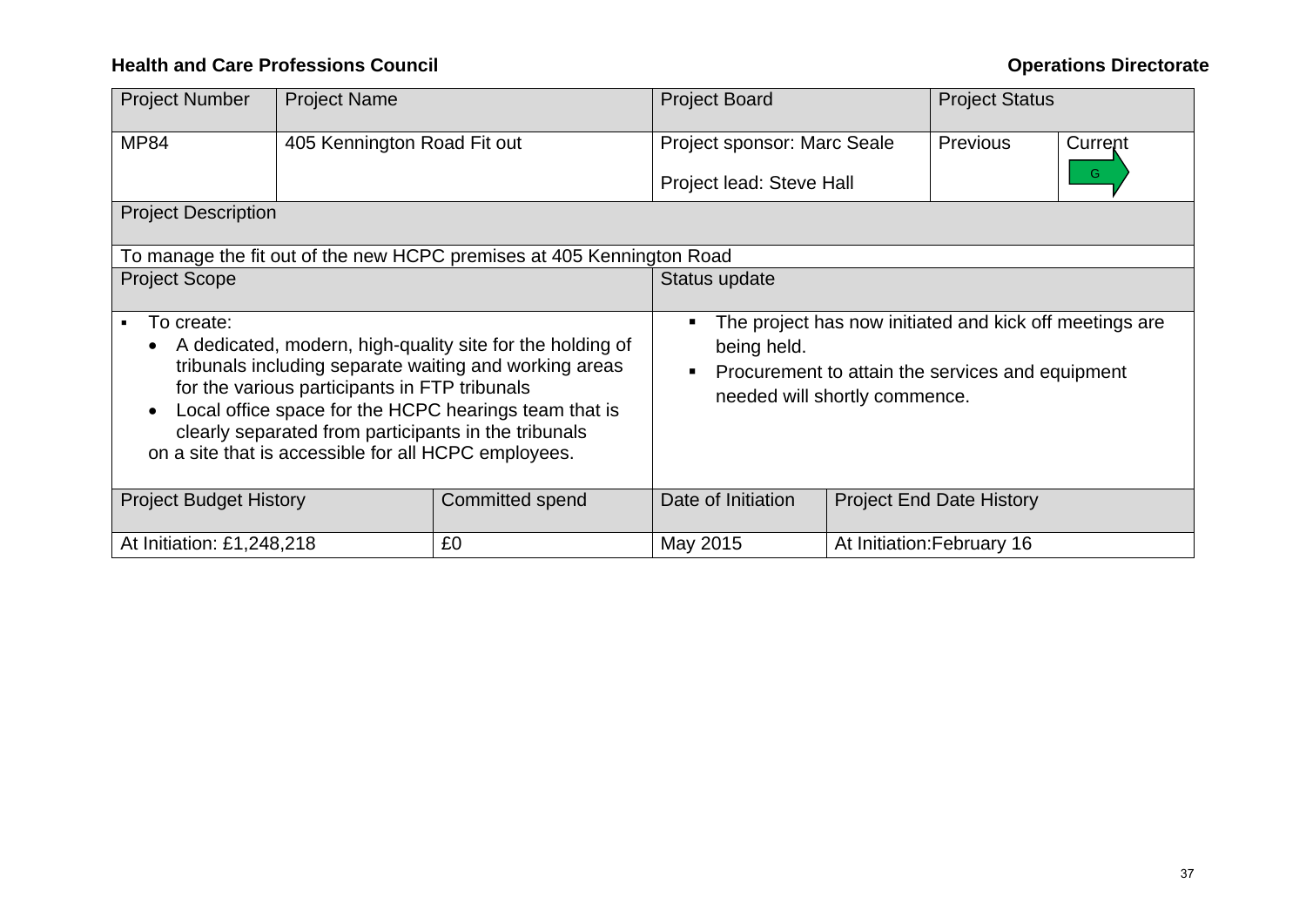**Health and Care Professions Council** **Operations Directorate**

| Project Number | Project Name | | Project Board | | Project Status | |
|---|---|---|---|---|---|---|
| MP84 | 405 Kennington Road Fit out | | Project sponsor: Marc Seale<br><br>Project lead: Steve Hall | | Previous | Current<br>G |
| **Project Description** | | | | | | |
| To manage the fit out of the new HCPC premises at 405 Kennington Road | | | | | | |
| **Project Scope** | | | **Status update** | | | |
| ▪ To create:<br>• A dedicated, modern, high-quality site for the holding of tribunals including separate waiting and working areas for the various participants in FTP tribunals<br>• Local office space for the HCPC hearings team that is clearly separated from participants in the tribunals<br>on a site that is accessible for all HCPC employees. | | | ▪ The project has now initiated and kick off meetings are being held.<br>▪ Procurement to attain the services and equipment needed will shortly commence. | | | |
| Project Budget History | | Committed spend | Date of Initiation | Project End Date History | | |
| At Initiation: £1,248,218 | | £0 | May 2015 | At Initiation:February 16 | | |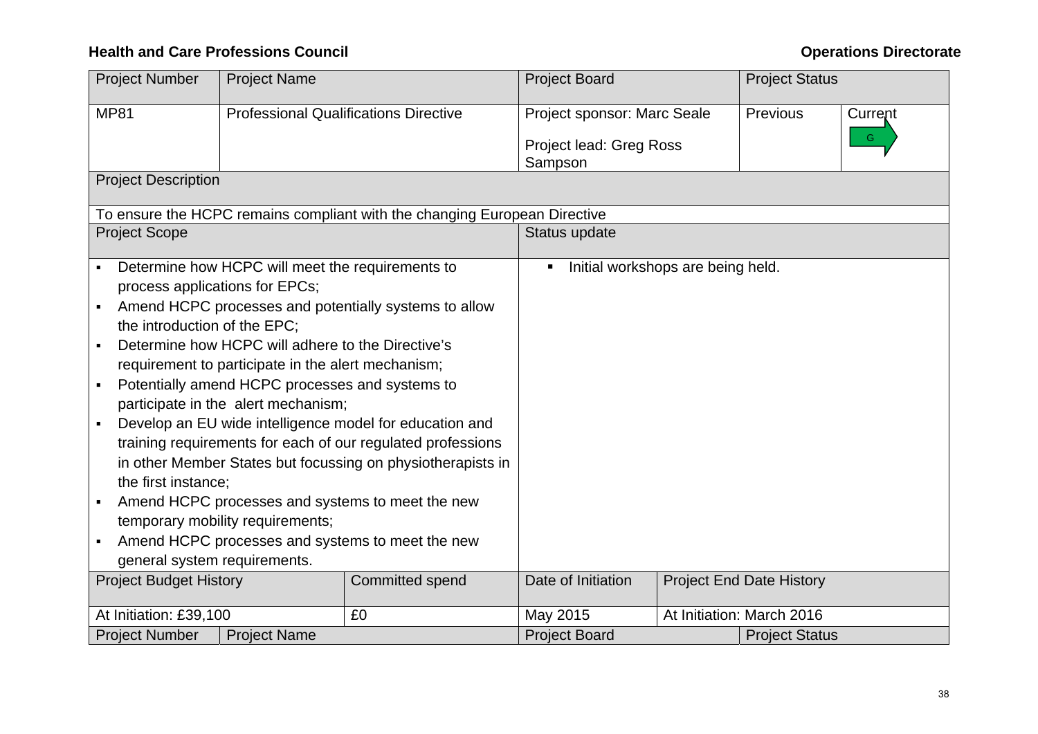**Health and Care Professions Council** **Operations Directorate**

| Project Number | Project Name | | Project Board | | Project Status | |
|---|---|---|---|---|---|---|
| MP81 | Professional Qualifications Directive | | Project sponsor: Marc Seale<br><br>Project lead: Greg Ross Sampson | | Previous | Current<br>G |
| Project Description | | | | | | |
| To ensure the HCPC remains compliant with the changing European Directive | | | | | | |
| Project Scope | | | Status update | | | |
| ▪ Determine how HCPC will meet the requirements to process applications for EPCs;<br>▪ Amend HCPC processes and potentially systems to allow the introduction of the EPC;<br>▪ Determine how HCPC will adhere to the Directive's requirement to participate in the alert mechanism;<br>▪ Potentially amend HCPC processes and systems to participate in the alert mechanism;<br>▪ Develop an EU wide intelligence model for education and training requirements for each of our regulated professions in other Member States but focussing on physiotherapists in the first instance;<br>▪ Amend HCPC processes and systems to meet the new temporary mobility requirements;<br>▪ Amend HCPC processes and systems to meet the new general system requirements. | | | ▪ Initial workshops are being held. | | | |
| Project Budget History | | Committed spend | Date of Initiation | Project End Date History | | |
| At Initiation: £39,100 | | £0 | May 2015 | At Initiation: March 2016 | | |
| Project Number | Project Name | | Project Board | | Project Status | |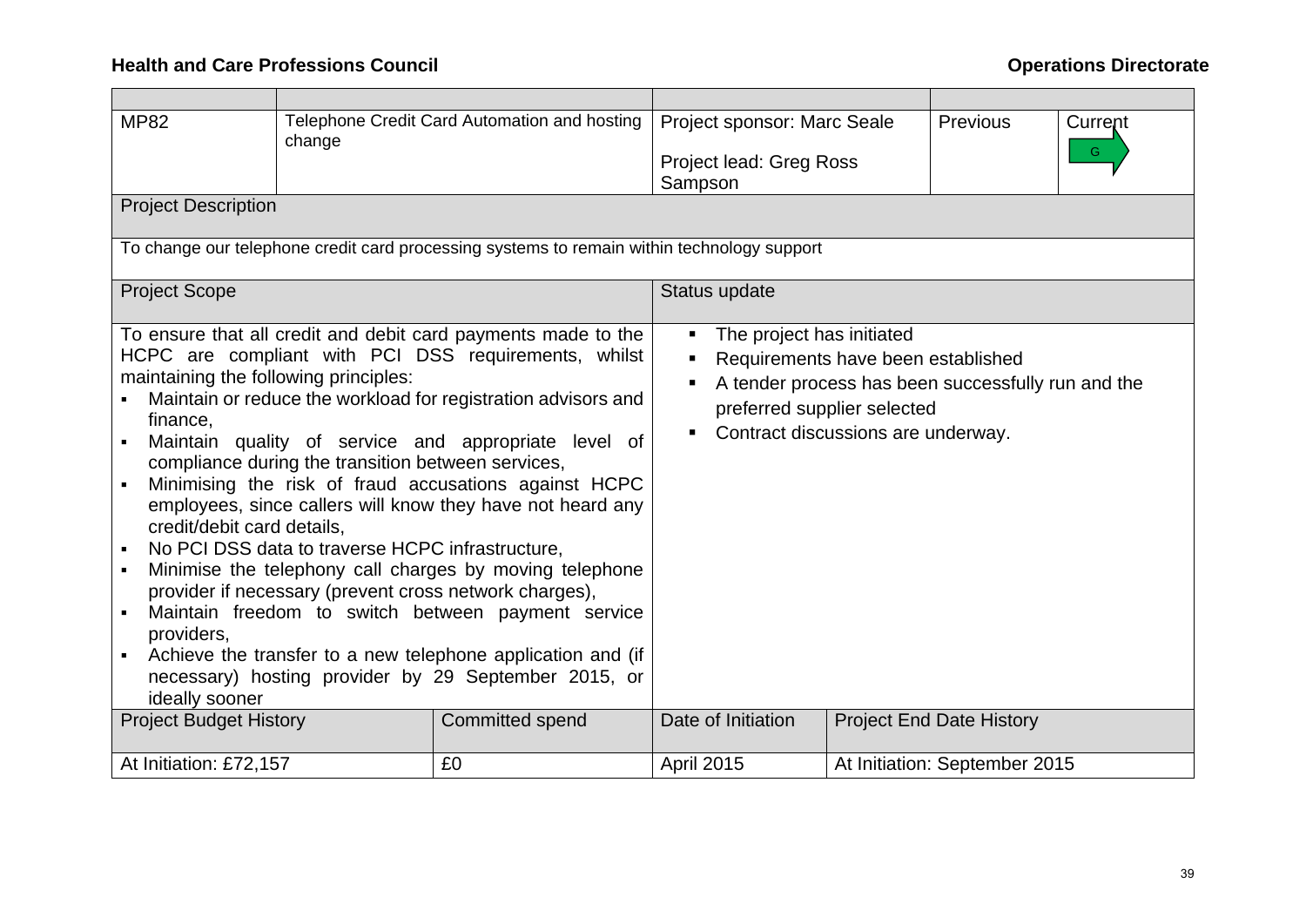| | | | | |
|---|---|---|---|---|
| MP82 | Telephone Credit Card Automation and hosting change | Project sponsor: Marc Seale<br><br>Project lead: Greg Ross Sampson | Previous | Current<br>G |

| Project Description |
|---|
| To change our telephone credit card processing systems to remain within technology support |

| Project Scope | Status update |
|---|---|
| To ensure that all credit and debit card payments made to the HCPC are compliant with PCI DSS requirements, whilst maintaining the following principles:<br>▪ Maintain or reduce the workload for registration advisors and finance,<br>▪ Maintain quality of service and appropriate level of compliance during the transition between services,<br>▪ Minimising the risk of fraud accusations against HCPC employees, since callers will know they have not heard any credit/debit card details,<br>▪ No PCI DSS data to traverse HCPC infrastructure,<br>▪ Minimise the telephony call charges by moving telephone provider if necessary (prevent cross network charges),<br>▪ Maintain freedom to switch between payment service providers,<br>▪ Achieve the transfer to a new telephone application and (if necessary) hosting provider by 29 September 2015, or ideally sooner | ▪ The project has initiated<br>▪ Requirements have been established<br>▪ A tender process has been successfully run and the preferred supplier selected<br>▪ Contract discussions are underway. |

| Project Budget History | Committed spend | Date of Initiation | Project End Date History |
|---|---|---|---|
| At Initiation: £72,157 | £0 | April 2015 | At Initiation: September 2015 |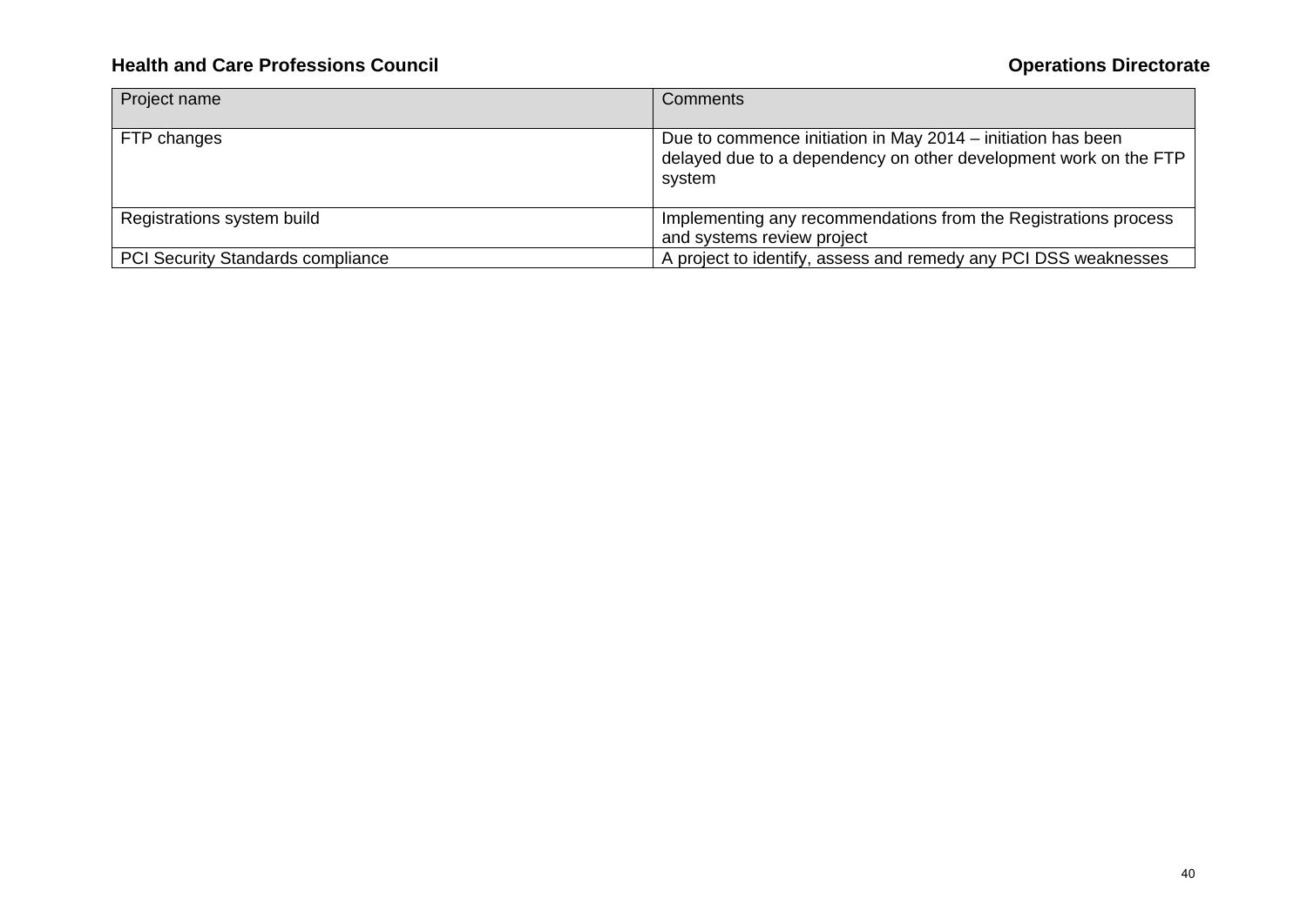| Project name | Comments |
|---|---|
| FTP changes | Due to commence initiation in May 2014 – initiation has been delayed due to a dependency on other development work on the FTP system |
| Registrations system build | Implementing any recommendations from the Registrations process and systems review project |
| PCI Security Standards compliance | A project to identify, assess and remedy any PCI DSS weaknesses |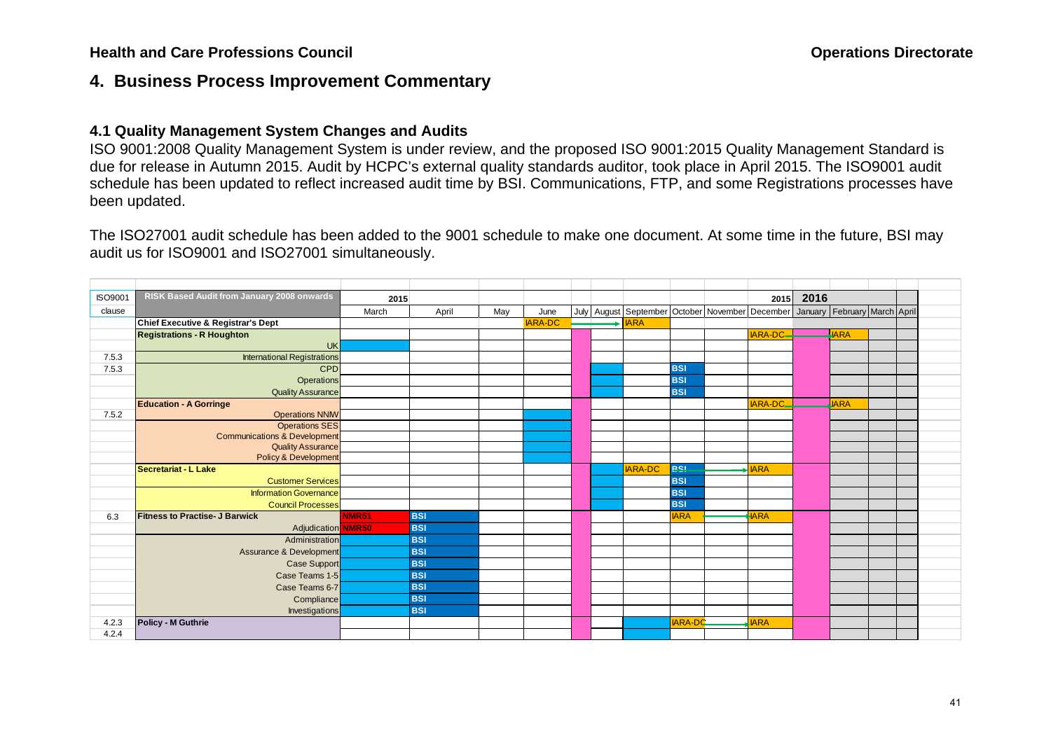## 4. Business Process Improvement Commentary

### 4.1 Quality Management System Changes and Audits

ISO 9001:2008 Quality Management System is under review, and the proposed ISO 9001:2015 Quality Management Standard is due for release in Autumn 2015. Audit by HCPC's external quality standards auditor, took place in April 2015. The ISO9001 audit schedule has been updated to reflect increased audit time by BSI. Communications, FTP, and some Registrations processes have been updated.

The ISO27001 audit schedule has been added to the 9001 schedule to make one document. At some time in the future, BSI may audit us for ISO9001 and ISO27001 simultaneously.

| ISO9001 | RISK Based Audit from January 2008 onwards | 2015 | | | | | | | | | | 2015 | 2016 | | | |
|---|---|---|---|---|---|---|---|---|---|---|---|---|---|---|---|---|
| clause | | March | April | May | June | July | August | September | October | November | December | January | February | March | April |
| | Chief Executive & Registrar's Dept | | | | IARA-DC | | → | IARA | | | | | | | |
| | Registrations - R Houghton | | | | | | | | | | IARA-DC | → | IARA | | |
| | UK | | | | | | | | | | | | | | |
| 7.5.3 | International Registrations | | | | | | | | | | | | | | |
| 7.5.3 | CPD | | | | | | | | BSI | | | | | | |
| | Operations | | | | | | | | BSI | | | | | | |
| | Quality Assurance | | | | | | | | BSI | | | | | | |
| | Education - A Gorringe | | | | | | | | | | IARA-DC | → | IARA | | |
| 7.5.2 | Operations NNW | | | | | | | | | | | | | | |
| | Operations SES | | | | | | | | | | | | | | |
| | Communications & Development | | | | | | | | | | | | | | |
| | Quality Assurance | | | | | | | | | | | | | | |
| | Policy & Development | | | | | | | | | | | | | | |
| | Secretariat - L Lake | | | | | | | IARA-DC | BSI | → | IARA | | | | |
| | Customer Services | | | | | | | | BSI | | | | | | |
| | Information Governance | | | | | | | | BSI | | | | | | |
| | Council Processes | | | | | | | | BSI | | | | | | |
| 6.3 | Fitness to Practise- J Barwick | NMR51 | BSI | | | | | | IARA | → | IARA | | | | |
| | Adjudication | NMR50 | BSI | | | | | | | | | | | | |
| | Administration | | BSI | | | | | | | | | | | | |
| | Assurance & Development | | BSI | | | | | | | | | | | | |
| | Case Support | | BSI | | | | | | | | | | | | |
| | Case Teams 1-5 | | BSI | | | | | | | | | | | | |
| | Case Teams 6-7 | | BSI | | | | | | | | | | | | |
| | Compliance | | BSI | | | | | | | | | | | | |
| | Investigations | | BSI | | | | | | | | | | | | |
| 4.2.3 | Policy - M Guthrie | | | | | | | | IARA-DC | → | IARA | | | | |
| 4.2.4 | | | | | | | | | | | | | | | |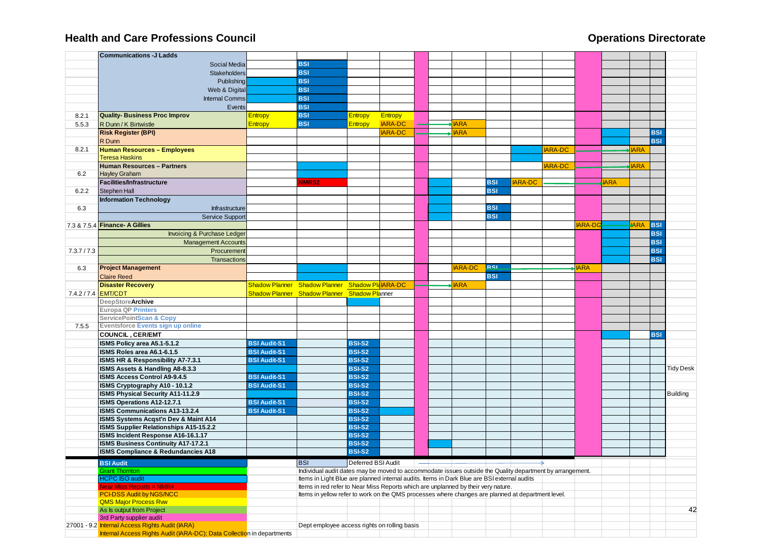## Health and Care Professions Council

## Operations Directorate

| | | | | | | | | | | | | | | | | |
|---|---|---|---|---|---|---|---|---|---|---|---|---|---|---|---|---|
| | **Communications -J Ladds** | | | | | | | | | | | | | | | |
| | Social Media | | BSI | | | | | | | | | | | | | |
| | Stakeholders | | BSI | | | | | | | | | | | | | |
| | Publishing | | BSI | | | | | | | | | | | | | |
| | Web & Digital | | BSI | | | | | | | | | | | | | |
| | Internal Comms | | BSI | | | | | | | | | | | | | |
| | Events | | BSI | | | | | | | | | | | | | |
| 8.2.1 | **Quality- Business Proc Improv** | Entropy | BSI | Entropy | Entropy | | | | | | | | | | | |
| 5.5.3 | R Dunn / K Birtwistle | Entropy | BSI | Entropy | IARA-DC | | | IARA | | | | | | | | |
| | **Risk Register (BPI)** | | | | IARA-DC | | | IARA | | | | | | | BSI | |
| | R Dunn | | | | | | | | | | | | | | BSI | |
| 8.2.1 | **Human Resources – Employees** | | | | | | | | | | IARA-DC | | | IARA | | |
| | Teresa Haskins | | | | | | | | | | | | | | | |
| | **Human Resources – Partners** | | | | | | | | | | IARA-DC | | | IARA | | |
| 6.2 | Hayley Graham | | | | | | | | | | | | | | | |
| | **Facilities/Infrastructure** | | NMR52 | | | | | | BSI | IARA-DC | | | IARA | | | |
| 6.2.2 | Stephen Hall | | | | | | | | BSI | | | | | | | |
| | **Information Technology** | | | | | | | | | | | | | | | |
| 6.3 | Infrastructure | | | | | | | | BSI | | | | | | | |
| | Service Support | | | | | | | | BSI | | | | | | | |
| 7.3 & 7.5.4 | **Finance- A Gillies** | | | | | | | | | | | IARA-DC | | IARA | BSI | |
| | Invoicing & Purchase Ledger | | | | | | | | | | | | | | BSI | |
| | Management Accounts | | | | | | | | | | | | | | BSI | |
| 7.3.7 / 7.3 | Procurement | | | | | | | | | | | | | | BSI | |
| | Transactions | | | | | | | | | | | | | | BSI | |
| 6.3 | **Project Management** | | | | | | | IARA-DC | BSI | | | IARA | | | | |
| | Claire Reed | | | | | | | | BSI | | | | | | | |
| | **Disaster Recovery** | Shadow Planner | Shadow Planner | Shadow Planner | IARA-DC | | | IARA | | | | | | | | |
| 7.4.2 / 7.4 | EMT/CDT | Shadow Planner | Shadow Planner | Shadow Planner | | | | | | | | | | | | |
| | **DeepStore Archive** | | | | | | | | | | | | | | | |
| | **Europa QP Printers** | | | | | | | | | | | | | | | |
| | **ServicePoint Scan & Copy** | | | | | | | | | | | | | | | |
| 7.5.5 | **Eventsforce Events sign up online** | | | | | | | | | | | | | | | |
| | **COUNCIL , CER/EMT** | | | | | | | | | | | | | | BSI | |
| | **ISMS Policy area A5.1-5.1.2** | BSI Audit-S1 | | BSI-S2 | | | | | | | | | | | | |
| | **ISMS Roles area A6.1-6.1.5** | BSI Audit-S1 | | BSI-S2 | | | | | | | | | | | | |
| | **ISMS HR & Responsibility A7-7.3.1** | BSI Audit-S1 | | BSI-S2 | | | | | | | | | | | | |
| | **ISMS Assets & Handling A8-8.3.3** | | | BSI-S2 | | | | | | | | | | | | Tidy Desk |
| | **ISMS Access Control A9-9.4.5** | BSI Audit-S1 | | BSI-S2 | | | | | | | | | | | | |
| | **ISMS Cryptography A10 - 10.1.2** | BSI Audit-S1 | | BSI-S2 | | | | | | | | | | | | |
| | **ISMS Physical Security A11-11.2.9** | | | BSI-S2 | | | | | | | | | | | | Building |
| | **ISMS Operations A12-12.7.1** | BSI Audit-S1 | | BSI-S2 | | | | | | | | | | | | |
| | **ISMS Communications A13-13.2.4** | BSI Audit-S1 | | BSI-S2 | | | | | | | | | | | | |
| | **ISMS Systems Acqst'n Dev & Maint A14** | | | BSI-S2 | | | | | | | | | | | | |
| | **ISMS Supplier Relationships A15-15.2.2** | | | BSI-S2 | | | | | | | | | | | | |
| | **ISMS Incident Response A16-16.1.17** | | | BSI-S2 | | | | | | | | | | | | |
| | **ISMS Business Continuity A17-17.2.1** | | | BSI-S2 | | | | | | | | | | | | |
| | **ISMS Compliance & Redundancies A18** | | | BSI-S2 | | | | | | | | | | | | |

**Key:**

- BSI Audit
- Grant Thornton
- HCPC ISO audit
- Near Miss Reports = NMR#
- PCI-DSS Audit by NGS/NCC
- QMS Major Process Rvw
- As Is output from Project
- 3rd Party supplier audit
- 27001 - 9.2 Internal Access Rights Audit (IARA) — Dept employee access rights on rolling basis
- Internal Access Rights Audit (IARA-DC); Data Collection in departments

BSI — Deferred BSI Audit

Individual audit dates may be moved to accommodate issues outside the Quality department by arrangement.

Items in Light Blue are planned internal audits. Items in Dark Blue are BSI external audits

Items in red refer to Near Miss Reports which are unplanned by their very nature.

Items in yellow refer to work on the QMS processes where changes are planned at department level.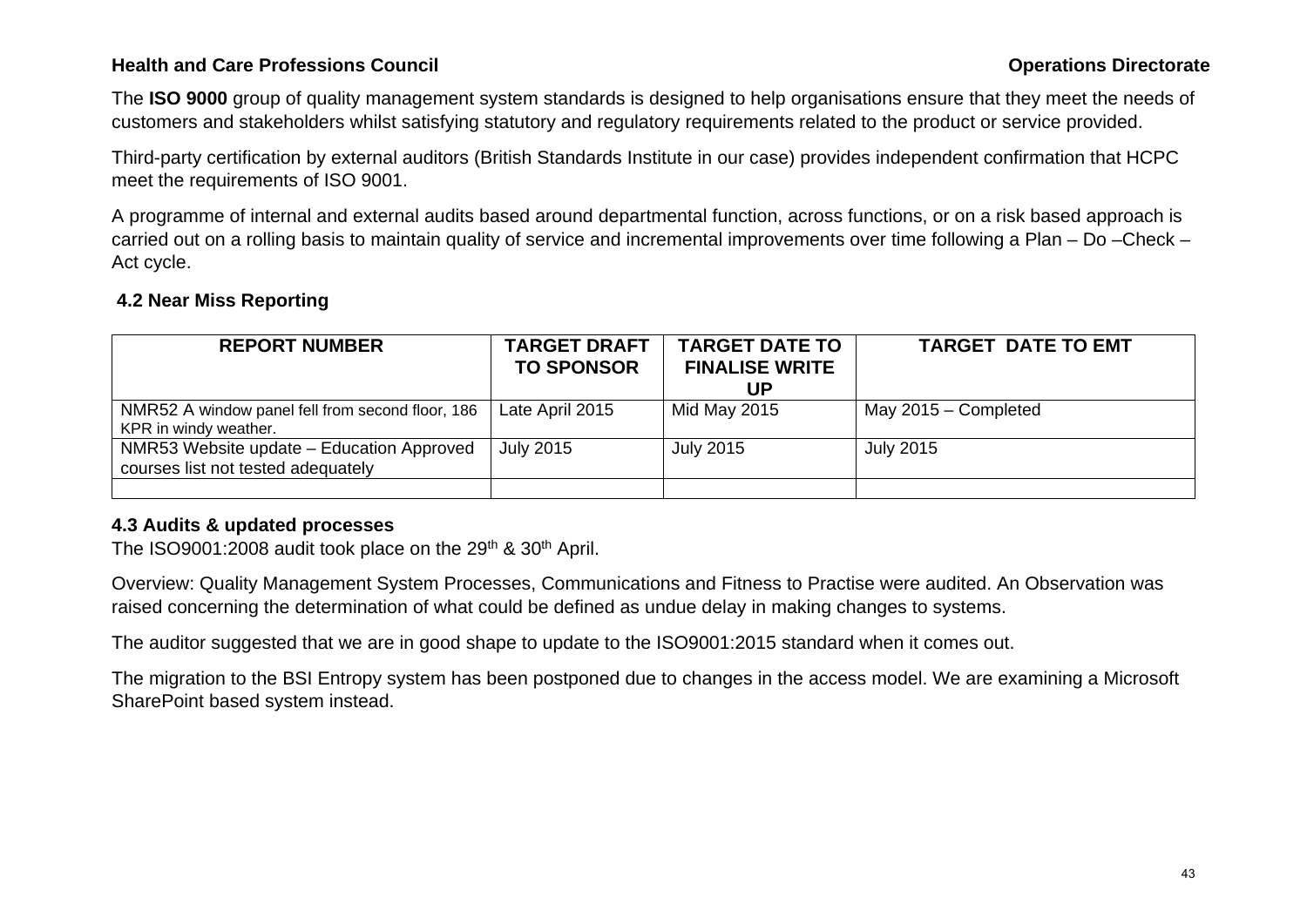The **ISO 9000** group of quality management system standards is designed to help organisations ensure that they meet the needs of customers and stakeholders whilst satisfying statutory and regulatory requirements related to the product or service provided.

Third-party certification by external auditors (British Standards Institute in our case) provides independent confirmation that HCPC meet the requirements of ISO 9001.

A programme of internal and external audits based around departmental function, across functions, or on a risk based approach is carried out on a rolling basis to maintain quality of service and incremental improvements over time following a Plan – Do –Check – Act cycle.

### 4.2 Near Miss Reporting

| REPORT NUMBER | TARGET DRAFT TO SPONSOR | TARGET DATE TO FINALISE WRITE UP | TARGET DATE TO EMT |
|---|---|---|---|
| NMR52 A window panel fell from second floor, 186 KPR in windy weather. | Late April 2015 | Mid May 2015 | May 2015 – Completed |
| NMR53 Website update – Education Approved courses list not tested adequately | July 2015 | July 2015 | July 2015 |
| | | | |

### 4.3 Audits & updated processes

The ISO9001:2008 audit took place on the 29th & 30th April.

Overview: Quality Management System Processes, Communications and Fitness to Practise were audited. An Observation was raised concerning the determination of what could be defined as undue delay in making changes to systems.

The auditor suggested that we are in good shape to update to the ISO9001:2015 standard when it comes out.

The migration to the BSI Entropy system has been postponed due to changes in the access model. We are examining a Microsoft SharePoint based system instead.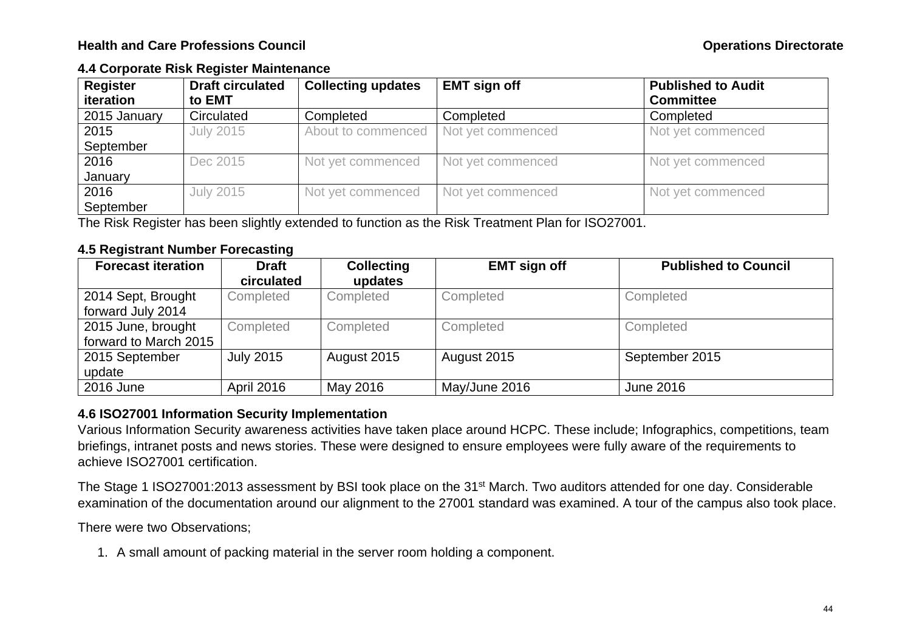### 4.4 Corporate Risk Register Maintenance

| Register iteration | Draft circulated to EMT | Collecting updates | EMT sign off | Published to Audit Committee |
|---|---|---|---|---|
| 2015 January | Circulated | Completed | Completed | Completed |
| 2015 September | July 2015 | About to commenced | Not yet commenced | Not yet commenced |
| 2016 January | Dec 2015 | Not yet commenced | Not yet commenced | Not yet commenced |
| 2016 September | July 2015 | Not yet commenced | Not yet commenced | Not yet commenced |

The Risk Register has been slightly extended to function as the Risk Treatment Plan for ISO27001.

### 4.5 Registrant Number Forecasting

| Forecast iteration | Draft circulated | Collecting updates | EMT sign off | Published to Council |
|---|---|---|---|---|
| 2014 Sept, Brought forward July 2014 | Completed | Completed | Completed | Completed |
| 2015 June, brought forward to March 2015 | Completed | Completed | Completed | Completed |
| 2015 September update | July 2015 | August 2015 | August 2015 | September 2015 |
| 2016 June | April 2016 | May 2016 | May/June 2016 | June 2016 |

### 4.6 ISO27001 Information Security Implementation

Various Information Security awareness activities have taken place around HCPC. These include; Infographics, competitions, team briefings, intranet posts and news stories. These were designed to ensure employees were fully aware of the requirements to achieve ISO27001 certification.

The Stage 1 ISO27001:2013 assessment by BSI took place on the 31st March. Two auditors attended for one day. Considerable examination of the documentation around our alignment to the 27001 standard was examined. A tour of the campus also took place.

There were two Observations;

1. A small amount of packing material in the server room holding a component.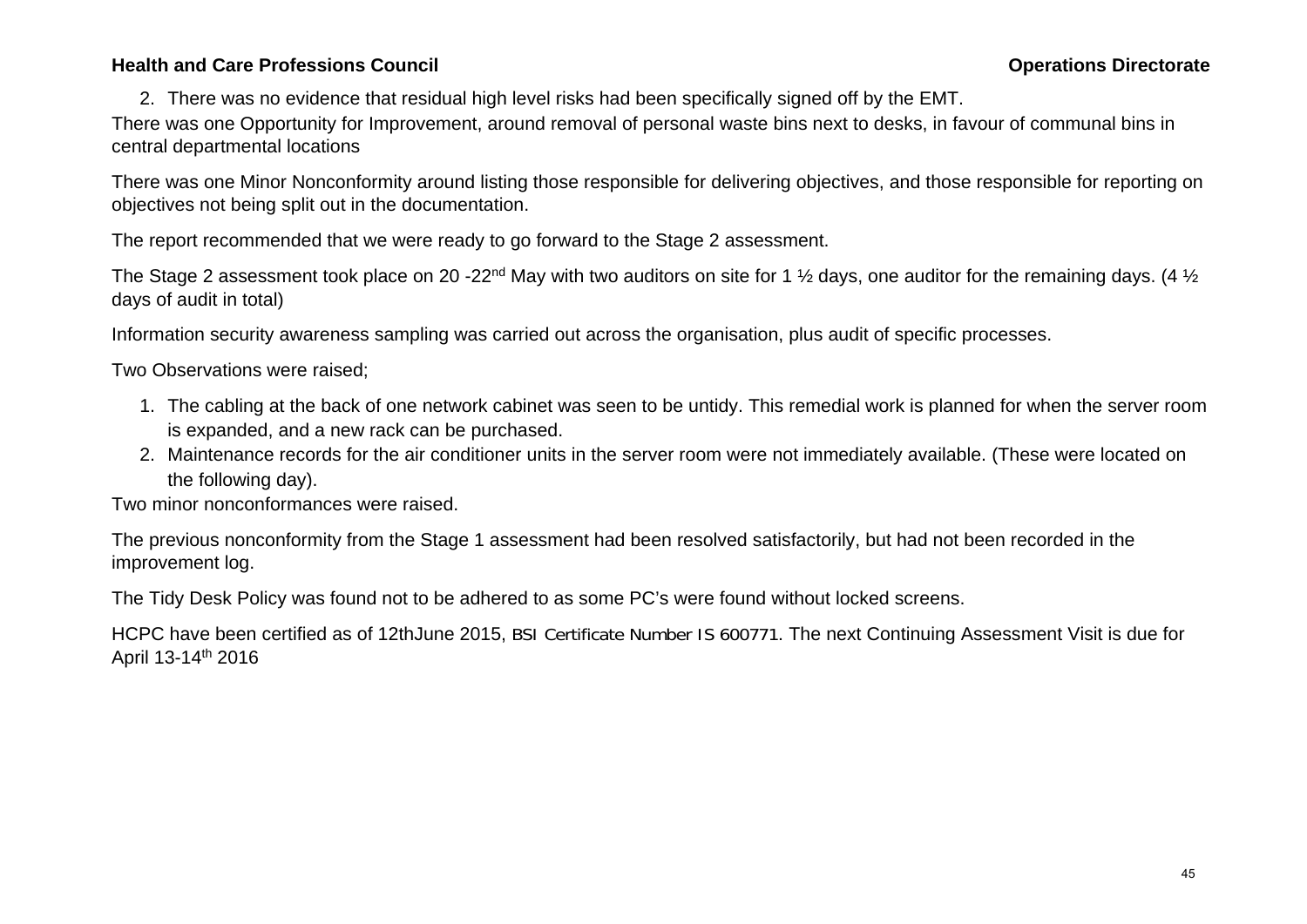2. There was no evidence that residual high level risks had been specifically signed off by the EMT.

There was one Opportunity for Improvement, around removal of personal waste bins next to desks, in favour of communal bins in central departmental locations

There was one Minor Nonconformity around listing those responsible for delivering objectives, and those responsible for reporting on objectives not being split out in the documentation.

The report recommended that we were ready to go forward to the Stage 2 assessment.

The Stage 2 assessment took place on 20 -22nd May with two auditors on site for 1 ½ days, one auditor for the remaining days. (4 ½ days of audit in total)

Information security awareness sampling was carried out across the organisation, plus audit of specific processes.

Two Observations were raised;

1. The cabling at the back of one network cabinet was seen to be untidy. This remedial work is planned for when the server room is expanded, and a new rack can be purchased.
2. Maintenance records for the air conditioner units in the server room were not immediately available. (These were located on the following day).

Two minor nonconformances were raised.

The previous nonconformity from the Stage 1 assessment had been resolved satisfactorily, but had not been recorded in the improvement log.

The Tidy Desk Policy was found not to be adhered to as some PC's were found without locked screens.

HCPC have been certified as of 12thJune 2015, BSI Certificate Number IS 600771. The next Continuing Assessment Visit is due for April 13-14th 2016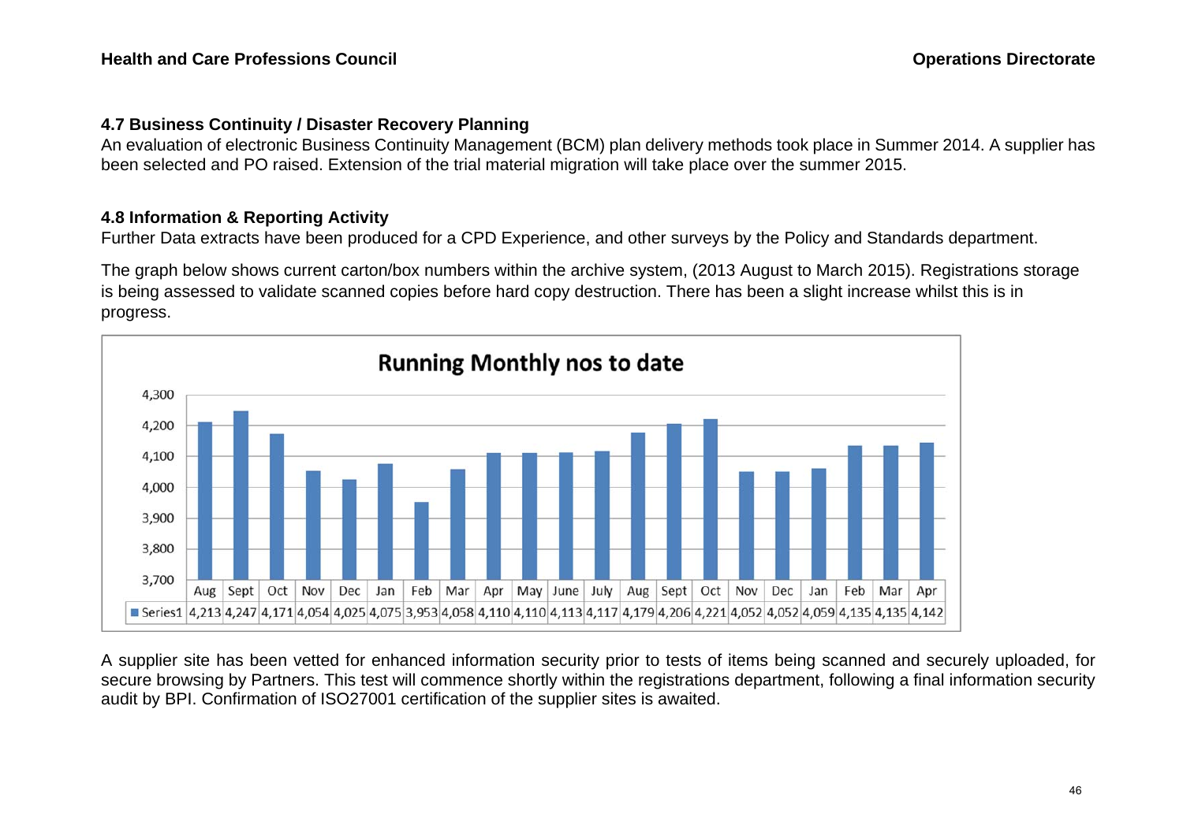### 4.7 Business Continuity / Disaster Recovery Planning

An evaluation of electronic Business Continuity Management (BCM) plan delivery methods took place in Summer 2014. A supplier has been selected and PO raised. Extension of the trial material migration will take place over the summer 2015.

### 4.8 Information & Reporting Activity

Further Data extracts have been produced for a CPD Experience, and other surveys by the Policy and Standards department.

The graph below shows current carton/box numbers within the archive system, (2013 August to March 2015). Registrations storage is being assessed to validate scanned copies before hard copy destruction. There has been a slight increase whilst this is in progress.

**Running Monthly nos to date**

| | Aug | Sept | Oct | Nov | Dec | Jan | Feb | Mar | Apr | May | June | July | Aug | Sept | Oct | Nov | Dec | Jan | Feb | Mar | Apr |
|---|---|---|---|---|---|---|---|---|---|---|---|---|---|---|---|---|---|---|---|---|---|
| Series1 | 4,213 | 4,247 | 4,171 | 4,054 | 4,025 | 4,075 | 3,953 | 4,058 | 4,110 | 4,110 | 4,113 | 4,117 | 4,179 | 4,206 | 4,221 | 4,052 | 4,052 | 4,059 | 4,135 | 4,135 | 4,142 |

A supplier site has been vetted for enhanced information security prior to tests of items being scanned and securely uploaded, for secure browsing by Partners. This test will commence shortly within the registrations department, following a final information security audit by BPI. Confirmation of ISO27001 certification of the supplier sites is awaited.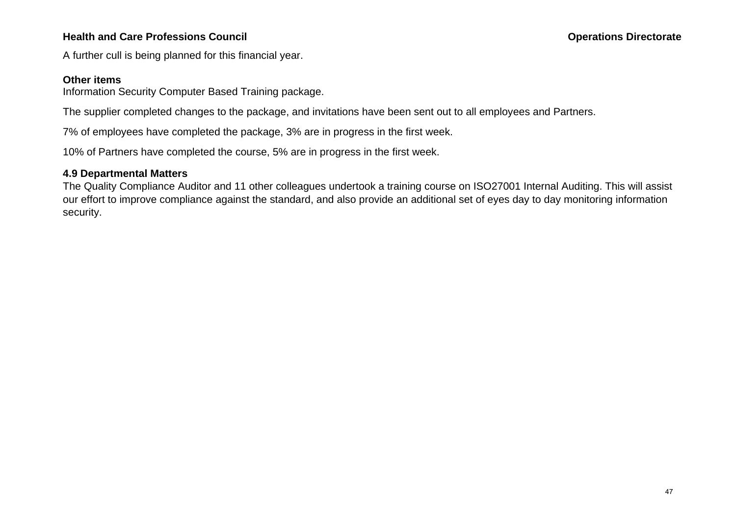A further cull is being planned for this financial year.

**Other items**
Information Security Computer Based Training package.

The supplier completed changes to the package, and invitations have been sent out to all employees and Partners.

7% of employees have completed the package, 3% are in progress in the first week.

10% of Partners have completed the course, 5% are in progress in the first week.

**4.9 Departmental Matters**
The Quality Compliance Auditor and 11 other colleagues undertook a training course on ISO27001 Internal Auditing. This will assist our effort to improve compliance against the standard, and also provide an additional set of eyes day to day monitoring information security.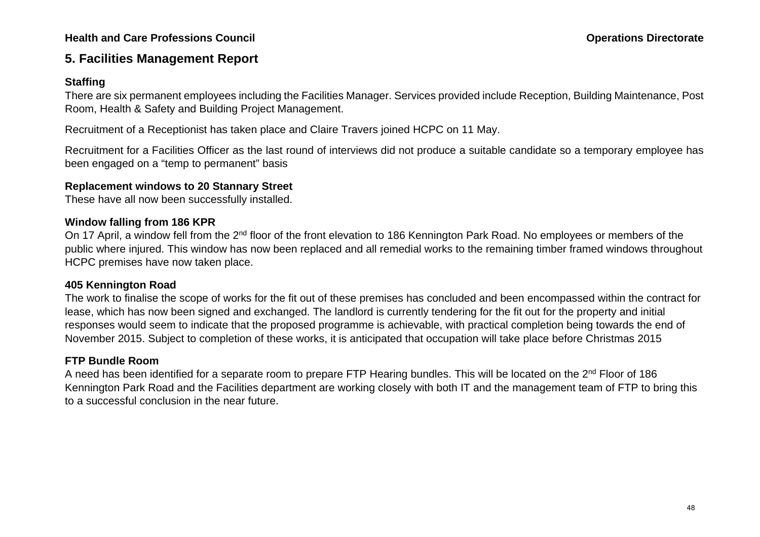## 5. Facilities Management Report

**Staffing**

There are six permanent employees including the Facilities Manager. Services provided include Reception, Building Maintenance, Post Room, Health & Safety and Building Project Management.

Recruitment of a Receptionist has taken place and Claire Travers joined HCPC on 11 May.

Recruitment for a Facilities Officer as the last round of interviews did not produce a suitable candidate so a temporary employee has been engaged on a "temp to permanent" basis

**Replacement windows to 20 Stannary Street**

These have all now been successfully installed.

**Window falling from 186 KPR**

On 17 April, a window fell from the 2nd floor of the front elevation to 186 Kennington Park Road. No employees or members of the public where injured. This window has now been replaced and all remedial works to the remaining timber framed windows throughout HCPC premises have now taken place.

**405 Kennington Road**

The work to finalise the scope of works for the fit out of these premises has concluded and been encompassed within the contract for lease, which has now been signed and exchanged. The landlord is currently tendering for the fit out for the property and initial responses would seem to indicate that the proposed programme is achievable, with practical completion being towards the end of November 2015. Subject to completion of these works, it is anticipated that occupation will take place before Christmas 2015

**FTP Bundle Room**

A need has been identified for a separate room to prepare FTP Hearing bundles. This will be located on the 2nd Floor of 186 Kennington Park Road and the Facilities department are working closely with both IT and the management team of FTP to bring this to a successful conclusion in the near future.